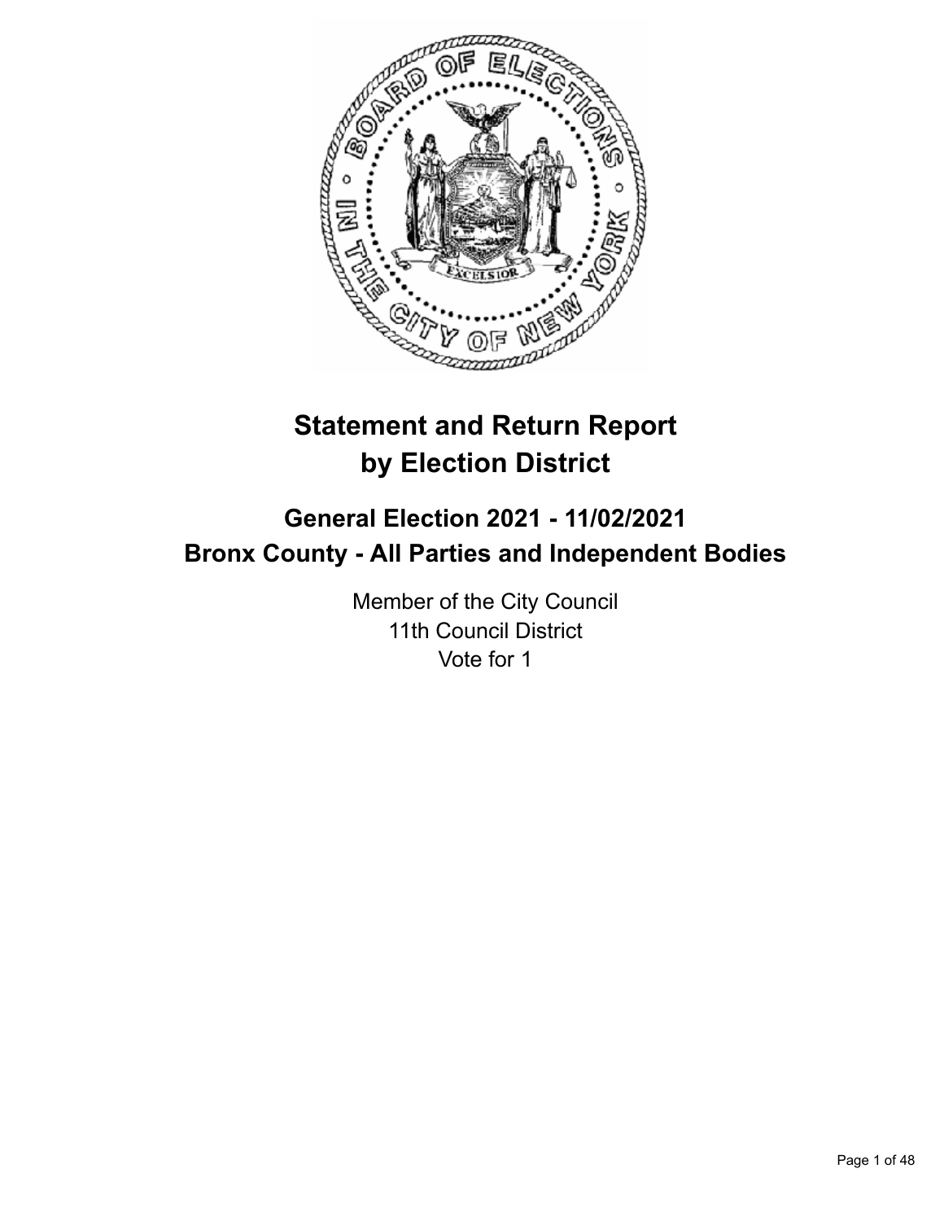# Statement and Return Report by Election District

## General Election 2021 - 11/02/2021
## Bronx County - All Parties and Independent Bodies

Member of the City Council
11th Council District
Vote for 1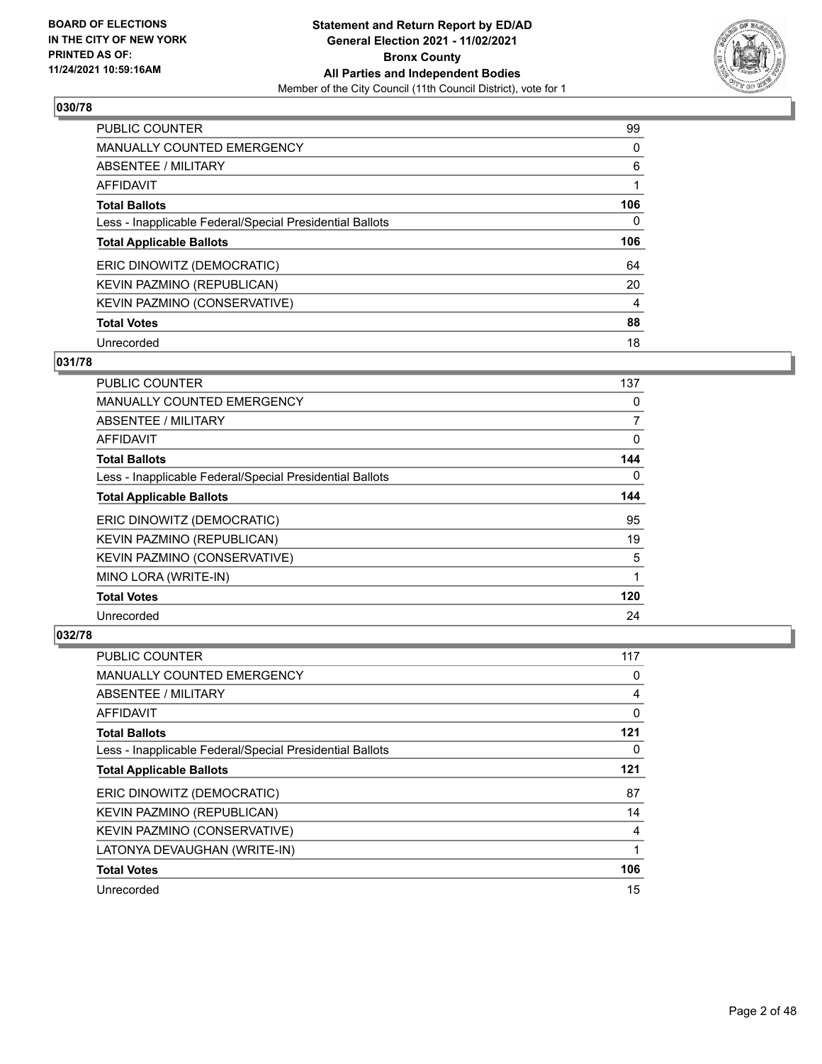## 030/78

| | |
|---|---|
| PUBLIC COUNTER | 99 |
| MANUALLY COUNTED EMERGENCY | 0 |
| ABSENTEE / MILITARY | 6 |
| AFFIDAVIT | 1 |
| **Total Ballots** | **106** |
| Less - Inapplicable Federal/Special Presidential Ballots | 0 |
| **Total Applicable Ballots** | **106** |
| ERIC DINOWITZ (DEMOCRATIC) | 64 |
| KEVIN PAZMINO (REPUBLICAN) | 20 |
| KEVIN PAZMINO (CONSERVATIVE) | 4 |
| **Total Votes** | **88** |
| Unrecorded | 18 |

## 031/78

| | |
|---|---|
| PUBLIC COUNTER | 137 |
| MANUALLY COUNTED EMERGENCY | 0 |
| ABSENTEE / MILITARY | 7 |
| AFFIDAVIT | 0 |
| **Total Ballots** | **144** |
| Less - Inapplicable Federal/Special Presidential Ballots | 0 |
| **Total Applicable Ballots** | **144** |
| ERIC DINOWITZ (DEMOCRATIC) | 95 |
| KEVIN PAZMINO (REPUBLICAN) | 19 |
| KEVIN PAZMINO (CONSERVATIVE) | 5 |
| MINO LORA (WRITE-IN) | 1 |
| **Total Votes** | **120** |
| Unrecorded | 24 |

## 032/78

| | |
|---|---|
| PUBLIC COUNTER | 117 |
| MANUALLY COUNTED EMERGENCY | 0 |
| ABSENTEE / MILITARY | 4 |
| AFFIDAVIT | 0 |
| **Total Ballots** | **121** |
| Less - Inapplicable Federal/Special Presidential Ballots | 0 |
| **Total Applicable Ballots** | **121** |
| ERIC DINOWITZ (DEMOCRATIC) | 87 |
| KEVIN PAZMINO (REPUBLICAN) | 14 |
| KEVIN PAZMINO (CONSERVATIVE) | 4 |
| LATONYA DEVAUGHAN (WRITE-IN) | 1 |
| **Total Votes** | **106** |
| Unrecorded | 15 |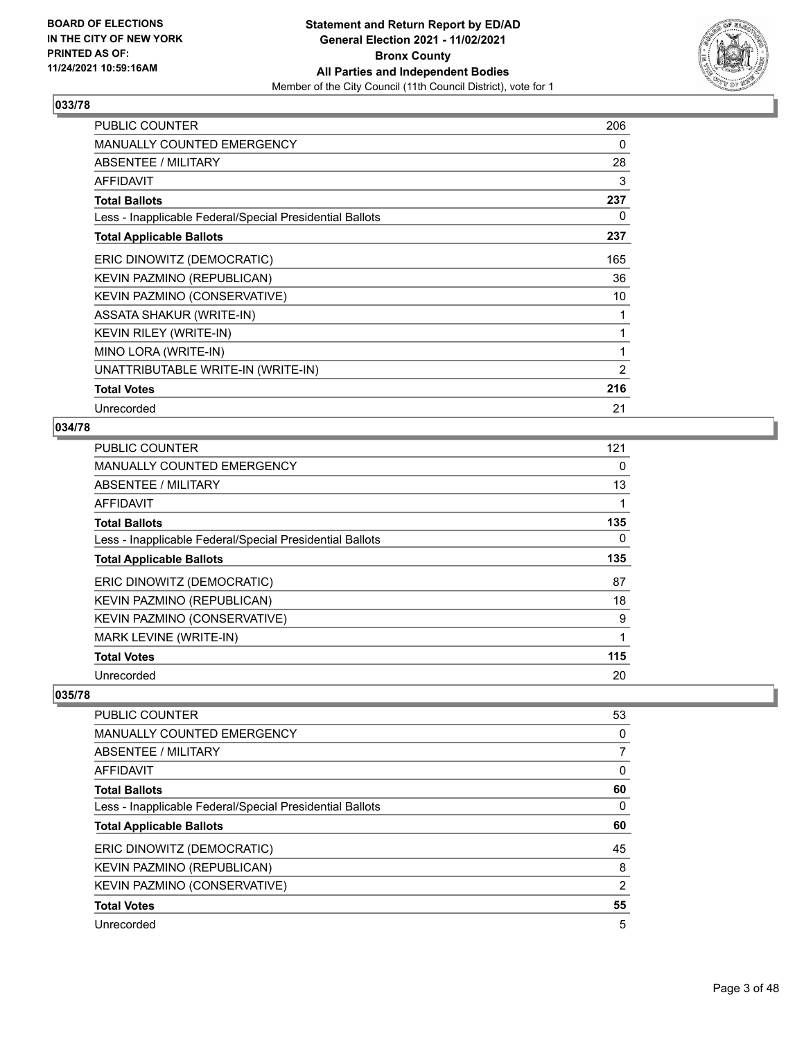## 033/78

| | |
|---|---|
| PUBLIC COUNTER | 206 |
| MANUALLY COUNTED EMERGENCY | 0 |
| ABSENTEE / MILITARY | 28 |
| AFFIDAVIT | 3 |
| **Total Ballots** | **237** |
| Less - Inapplicable Federal/Special Presidential Ballots | 0 |
| **Total Applicable Ballots** | **237** |
| ERIC DINOWITZ (DEMOCRATIC) | 165 |
| KEVIN PAZMINO (REPUBLICAN) | 36 |
| KEVIN PAZMINO (CONSERVATIVE) | 10 |
| ASSATA SHAKUR (WRITE-IN) | 1 |
| KEVIN RILEY (WRITE-IN) | 1 |
| MINO LORA (WRITE-IN) | 1 |
| UNATTRIBUTABLE WRITE-IN (WRITE-IN) | 2 |
| **Total Votes** | **216** |
| Unrecorded | 21 |

## 034/78

| | |
|---|---|
| PUBLIC COUNTER | 121 |
| MANUALLY COUNTED EMERGENCY | 0 |
| ABSENTEE / MILITARY | 13 |
| AFFIDAVIT | 1 |
| **Total Ballots** | **135** |
| Less - Inapplicable Federal/Special Presidential Ballots | 0 |
| **Total Applicable Ballots** | **135** |
| ERIC DINOWITZ (DEMOCRATIC) | 87 |
| KEVIN PAZMINO (REPUBLICAN) | 18 |
| KEVIN PAZMINO (CONSERVATIVE) | 9 |
| MARK LEVINE (WRITE-IN) | 1 |
| **Total Votes** | **115** |
| Unrecorded | 20 |

## 035/78

| | |
|---|---|
| PUBLIC COUNTER | 53 |
| MANUALLY COUNTED EMERGENCY | 0 |
| ABSENTEE / MILITARY | 7 |
| AFFIDAVIT | 0 |
| **Total Ballots** | **60** |
| Less - Inapplicable Federal/Special Presidential Ballots | 0 |
| **Total Applicable Ballots** | **60** |
| ERIC DINOWITZ (DEMOCRATIC) | 45 |
| KEVIN PAZMINO (REPUBLICAN) | 8 |
| KEVIN PAZMINO (CONSERVATIVE) | 2 |
| **Total Votes** | **55** |
| Unrecorded | 5 |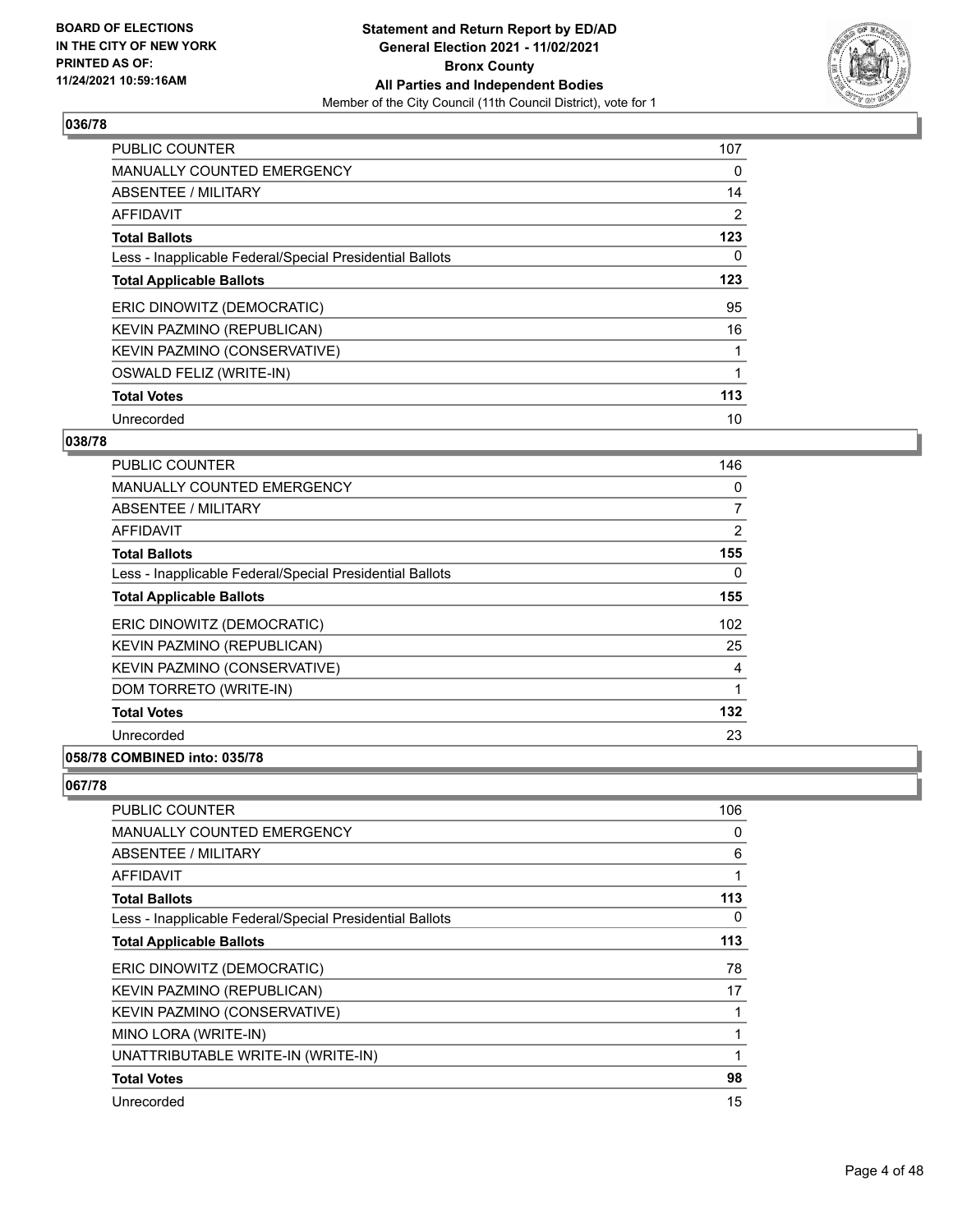## 036/78

| | |
|---|---|
| PUBLIC COUNTER | 107 |
| MANUALLY COUNTED EMERGENCY | 0 |
| ABSENTEE / MILITARY | 14 |
| AFFIDAVIT | 2 |
| **Total Ballots** | **123** |
| Less - Inapplicable Federal/Special Presidential Ballots | 0 |
| **Total Applicable Ballots** | **123** |
| ERIC DINOWITZ (DEMOCRATIC) | 95 |
| KEVIN PAZMINO (REPUBLICAN) | 16 |
| KEVIN PAZMINO (CONSERVATIVE) | 1 |
| OSWALD FELIZ (WRITE-IN) | 1 |
| **Total Votes** | **113** |
| Unrecorded | 10 |

## 038/78

| | |
|---|---|
| PUBLIC COUNTER | 146 |
| MANUALLY COUNTED EMERGENCY | 0 |
| ABSENTEE / MILITARY | 7 |
| AFFIDAVIT | 2 |
| **Total Ballots** | **155** |
| Less - Inapplicable Federal/Special Presidential Ballots | 0 |
| **Total Applicable Ballots** | **155** |
| ERIC DINOWITZ (DEMOCRATIC) | 102 |
| KEVIN PAZMINO (REPUBLICAN) | 25 |
| KEVIN PAZMINO (CONSERVATIVE) | 4 |
| DOM TORRETO (WRITE-IN) | 1 |
| **Total Votes** | **132** |
| Unrecorded | 23 |

## 058/78 COMBINED into: 035/78

## 067/78

| | |
|---|---|
| PUBLIC COUNTER | 106 |
| MANUALLY COUNTED EMERGENCY | 0 |
| ABSENTEE / MILITARY | 6 |
| AFFIDAVIT | 1 |
| **Total Ballots** | **113** |
| Less - Inapplicable Federal/Special Presidential Ballots | 0 |
| **Total Applicable Ballots** | **113** |
| ERIC DINOWITZ (DEMOCRATIC) | 78 |
| KEVIN PAZMINO (REPUBLICAN) | 17 |
| KEVIN PAZMINO (CONSERVATIVE) | 1 |
| MINO LORA (WRITE-IN) | 1 |
| UNATTRIBUTABLE WRITE-IN (WRITE-IN) | 1 |
| **Total Votes** | **98** |
| Unrecorded | 15 |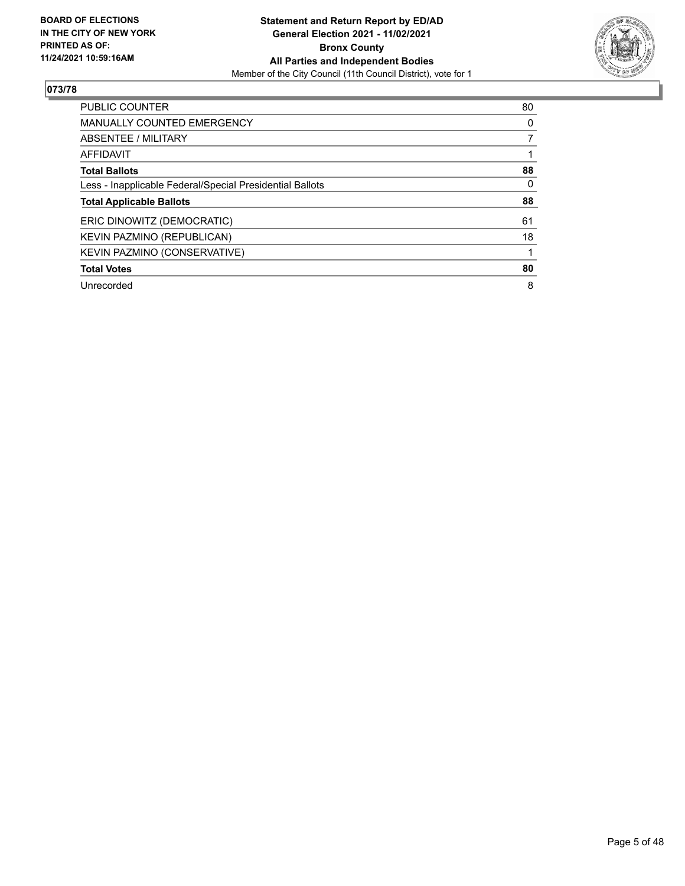**BOARD OF ELECTIONS IN THE CITY OF NEW YORK PRINTED AS OF: 11/24/2021 10:59:16AM**

**Statement and Return Report by ED/AD**
**General Election 2021 - 11/02/2021**
**Bronx County**
**All Parties and Independent Bodies**
Member of the City Council (11th Council District), vote for 1

## 073/78

| | |
|---|---|
| PUBLIC COUNTER | 80 |
| MANUALLY COUNTED EMERGENCY | 0 |
| ABSENTEE / MILITARY | 7 |
| AFFIDAVIT | 1 |
| **Total Ballots** | **88** |
| Less - Inapplicable Federal/Special Presidential Ballots | 0 |
| **Total Applicable Ballots** | **88** |
| ERIC DINOWITZ (DEMOCRATIC) | 61 |
| KEVIN PAZMINO (REPUBLICAN) | 18 |
| KEVIN PAZMINO (CONSERVATIVE) | 1 |
| **Total Votes** | **80** |
| Unrecorded | 8 |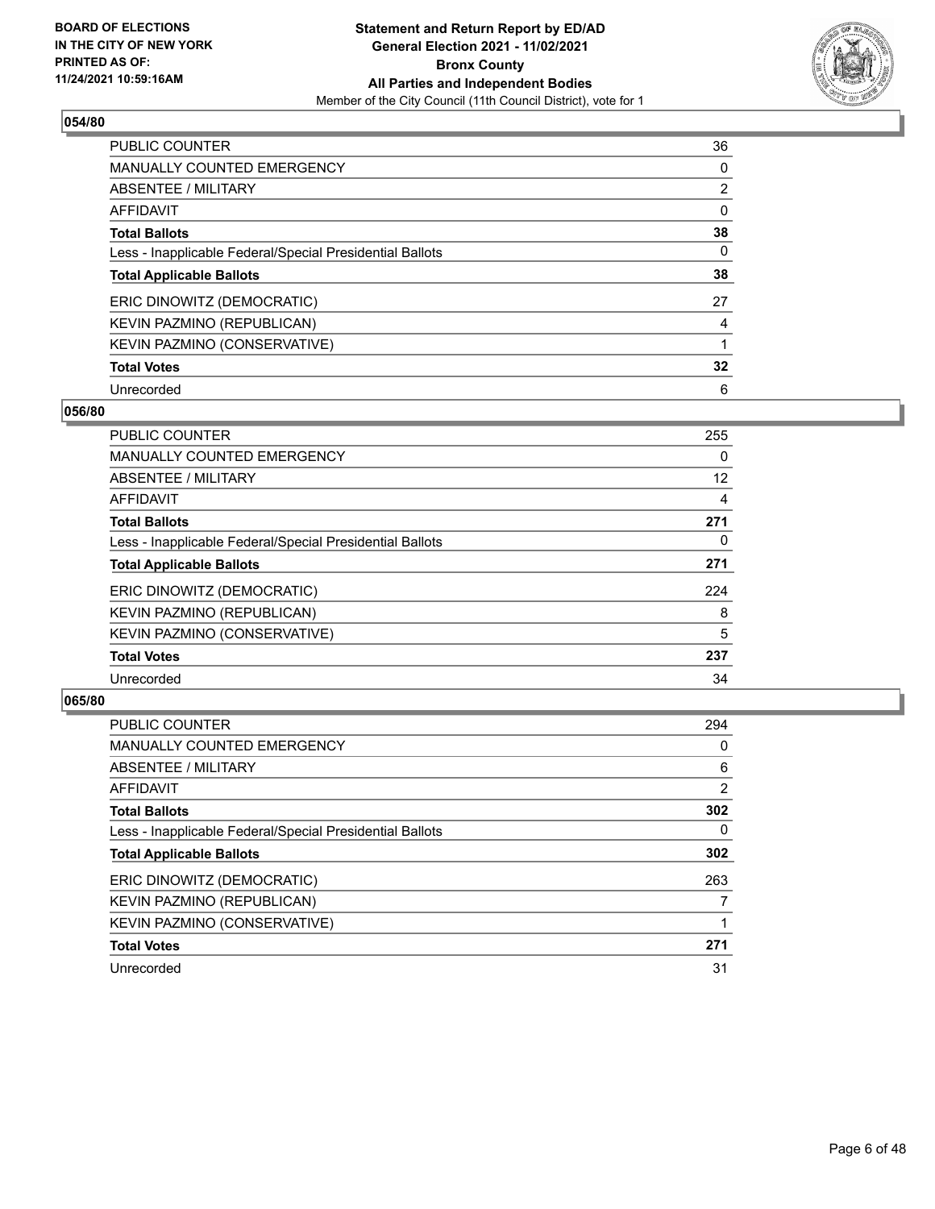BOARD OF ELECTIONS
IN THE CITY OF NEW YORK
PRINTED AS OF:
11/24/2021 10:59:16AM

**Statement and Return Report by ED/AD**
**General Election 2021 - 11/02/2021**
**Bronx County**
**All Parties and Independent Bodies**
Member of the City Council (11th Council District), vote for 1

### 054/80

| | |
|---|---|
| PUBLIC COUNTER | 36 |
| MANUALLY COUNTED EMERGENCY | 0 |
| ABSENTEE / MILITARY | 2 |
| AFFIDAVIT | 0 |
| **Total Ballots** | **38** |
| Less - Inapplicable Federal/Special Presidential Ballots | 0 |
| **Total Applicable Ballots** | **38** |
| ERIC DINOWITZ (DEMOCRATIC) | 27 |
| KEVIN PAZMINO (REPUBLICAN) | 4 |
| KEVIN PAZMINO (CONSERVATIVE) | 1 |
| **Total Votes** | **32** |
| Unrecorded | 6 |

### 056/80

| | |
|---|---|
| PUBLIC COUNTER | 255 |
| MANUALLY COUNTED EMERGENCY | 0 |
| ABSENTEE / MILITARY | 12 |
| AFFIDAVIT | 4 |
| **Total Ballots** | **271** |
| Less - Inapplicable Federal/Special Presidential Ballots | 0 |
| **Total Applicable Ballots** | **271** |
| ERIC DINOWITZ (DEMOCRATIC) | 224 |
| KEVIN PAZMINO (REPUBLICAN) | 8 |
| KEVIN PAZMINO (CONSERVATIVE) | 5 |
| **Total Votes** | **237** |
| Unrecorded | 34 |

### 065/80

| | |
|---|---|
| PUBLIC COUNTER | 294 |
| MANUALLY COUNTED EMERGENCY | 0 |
| ABSENTEE / MILITARY | 6 |
| AFFIDAVIT | 2 |
| **Total Ballots** | **302** |
| Less - Inapplicable Federal/Special Presidential Ballots | 0 |
| **Total Applicable Ballots** | **302** |
| ERIC DINOWITZ (DEMOCRATIC) | 263 |
| KEVIN PAZMINO (REPUBLICAN) | 7 |
| KEVIN PAZMINO (CONSERVATIVE) | 1 |
| **Total Votes** | **271** |
| Unrecorded | 31 |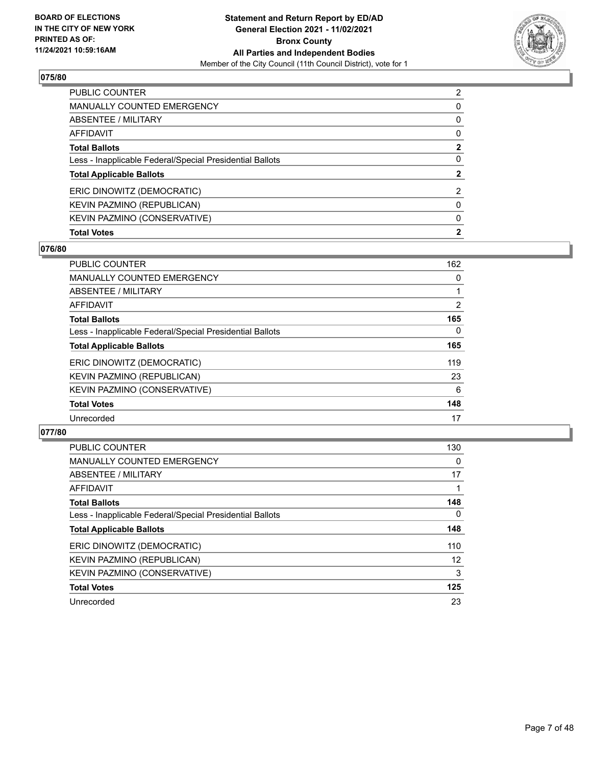**BOARD OF ELECTIONS IN THE CITY OF NEW YORK PRINTED AS OF: 11/24/2021 10:59:16AM**

**Statement and Return Report by ED/AD**
**General Election 2021 - 11/02/2021**
**Bronx County**
**All Parties and Independent Bodies**
Member of the City Council (11th Council District), vote for 1

## 075/80

| | |
|---|---|
| PUBLIC COUNTER | 2 |
| MANUALLY COUNTED EMERGENCY | 0 |
| ABSENTEE / MILITARY | 0 |
| AFFIDAVIT | 0 |
| **Total Ballots** | **2** |
| Less - Inapplicable Federal/Special Presidential Ballots | 0 |
| **Total Applicable Ballots** | **2** |
| ERIC DINOWITZ (DEMOCRATIC) | 2 |
| KEVIN PAZMINO (REPUBLICAN) | 0 |
| KEVIN PAZMINO (CONSERVATIVE) | 0 |
| **Total Votes** | **2** |

## 076/80

| | |
|---|---|
| PUBLIC COUNTER | 162 |
| MANUALLY COUNTED EMERGENCY | 0 |
| ABSENTEE / MILITARY | 1 |
| AFFIDAVIT | 2 |
| **Total Ballots** | **165** |
| Less - Inapplicable Federal/Special Presidential Ballots | 0 |
| **Total Applicable Ballots** | **165** |
| ERIC DINOWITZ (DEMOCRATIC) | 119 |
| KEVIN PAZMINO (REPUBLICAN) | 23 |
| KEVIN PAZMINO (CONSERVATIVE) | 6 |
| **Total Votes** | **148** |
| Unrecorded | 17 |

## 077/80

| | |
|---|---|
| PUBLIC COUNTER | 130 |
| MANUALLY COUNTED EMERGENCY | 0 |
| ABSENTEE / MILITARY | 17 |
| AFFIDAVIT | 1 |
| **Total Ballots** | **148** |
| Less - Inapplicable Federal/Special Presidential Ballots | 0 |
| **Total Applicable Ballots** | **148** |
| ERIC DINOWITZ (DEMOCRATIC) | 110 |
| KEVIN PAZMINO (REPUBLICAN) | 12 |
| KEVIN PAZMINO (CONSERVATIVE) | 3 |
| **Total Votes** | **125** |
| Unrecorded | 23 |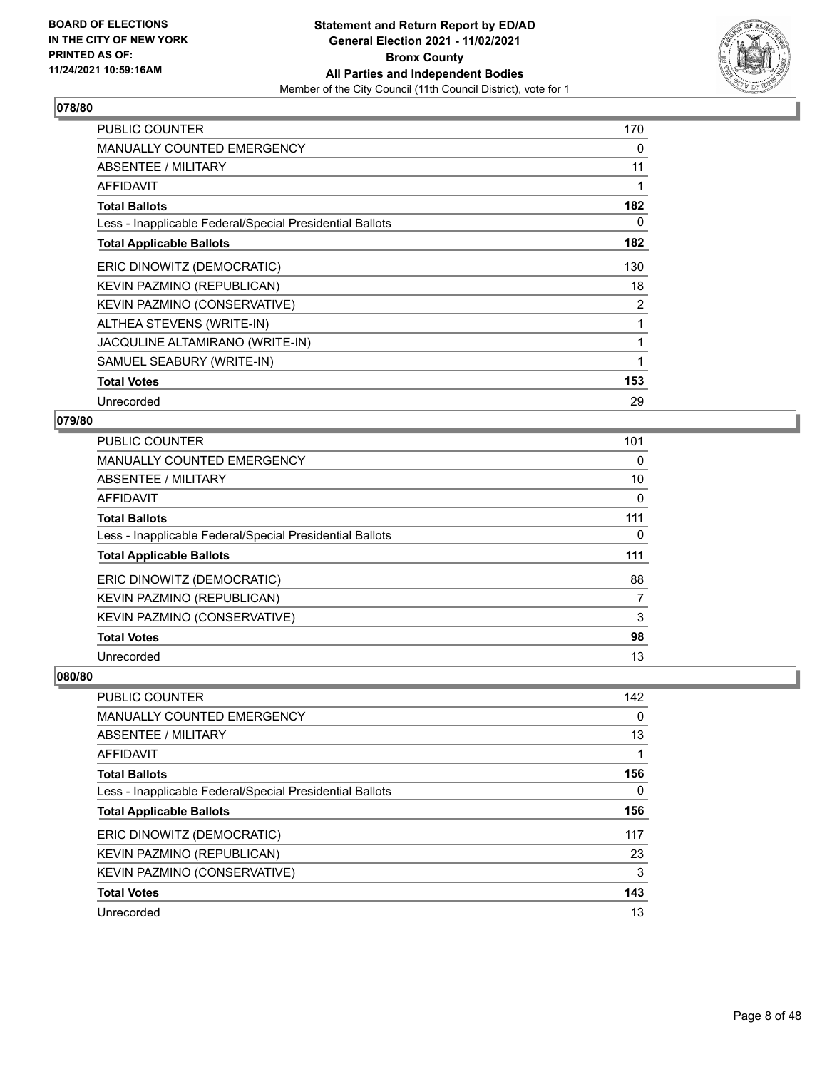## 078/80

| | |
|---|---|
| PUBLIC COUNTER | 170 |
| MANUALLY COUNTED EMERGENCY | 0 |
| ABSENTEE / MILITARY | 11 |
| AFFIDAVIT | 1 |
| **Total Ballots** | **182** |
| Less - Inapplicable Federal/Special Presidential Ballots | 0 |
| **Total Applicable Ballots** | **182** |
| ERIC DINOWITZ (DEMOCRATIC) | 130 |
| KEVIN PAZMINO (REPUBLICAN) | 18 |
| KEVIN PAZMINO (CONSERVATIVE) | 2 |
| ALTHEA STEVENS (WRITE-IN) | 1 |
| JACQULINE ALTAMIRANO (WRITE-IN) | 1 |
| SAMUEL SEABURY (WRITE-IN) | 1 |
| **Total Votes** | **153** |
| Unrecorded | 29 |

## 079/80

| | |
|---|---|
| PUBLIC COUNTER | 101 |
| MANUALLY COUNTED EMERGENCY | 0 |
| ABSENTEE / MILITARY | 10 |
| AFFIDAVIT | 0 |
| **Total Ballots** | **111** |
| Less - Inapplicable Federal/Special Presidential Ballots | 0 |
| **Total Applicable Ballots** | **111** |
| ERIC DINOWITZ (DEMOCRATIC) | 88 |
| KEVIN PAZMINO (REPUBLICAN) | 7 |
| KEVIN PAZMINO (CONSERVATIVE) | 3 |
| **Total Votes** | **98** |
| Unrecorded | 13 |

## 080/80

| | |
|---|---|
| PUBLIC COUNTER | 142 |
| MANUALLY COUNTED EMERGENCY | 0 |
| ABSENTEE / MILITARY | 13 |
| AFFIDAVIT | 1 |
| **Total Ballots** | **156** |
| Less - Inapplicable Federal/Special Presidential Ballots | 0 |
| **Total Applicable Ballots** | **156** |
| ERIC DINOWITZ (DEMOCRATIC) | 117 |
| KEVIN PAZMINO (REPUBLICAN) | 23 |
| KEVIN PAZMINO (CONSERVATIVE) | 3 |
| **Total Votes** | **143** |
| Unrecorded | 13 |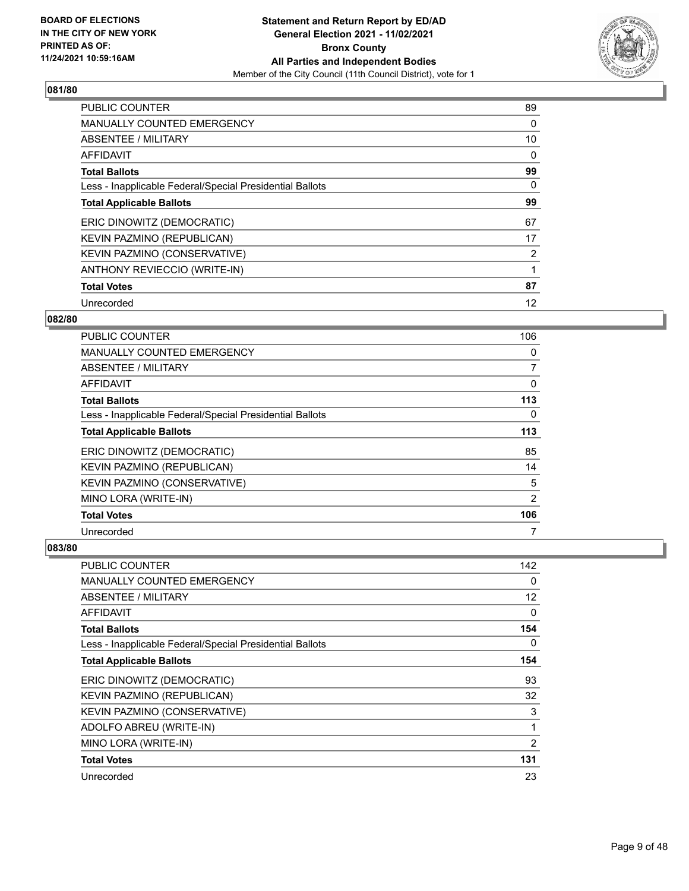**BOARD OF ELECTIONS IN THE CITY OF NEW YORK PRINTED AS OF: 11/24/2021 10:59:16AM**

**Statement and Return Report by ED/AD General Election 2021 - 11/02/2021 Bronx County All Parties and Independent Bodies**

Member of the City Council (11th Council District), vote for 1

### 081/80

| | |
|---|---|
| PUBLIC COUNTER | 89 |
| MANUALLY COUNTED EMERGENCY | 0 |
| ABSENTEE / MILITARY | 10 |
| AFFIDAVIT | 0 |
| **Total Ballots** | **99** |
| Less - Inapplicable Federal/Special Presidential Ballots | 0 |
| **Total Applicable Ballots** | **99** |
| ERIC DINOWITZ (DEMOCRATIC) | 67 |
| KEVIN PAZMINO (REPUBLICAN) | 17 |
| KEVIN PAZMINO (CONSERVATIVE) | 2 |
| ANTHONY REVIECCIO (WRITE-IN) | 1 |
| **Total Votes** | **87** |
| Unrecorded | 12 |

### 082/80

| | |
|---|---|
| PUBLIC COUNTER | 106 |
| MANUALLY COUNTED EMERGENCY | 0 |
| ABSENTEE / MILITARY | 7 |
| AFFIDAVIT | 0 |
| **Total Ballots** | **113** |
| Less - Inapplicable Federal/Special Presidential Ballots | 0 |
| **Total Applicable Ballots** | **113** |
| ERIC DINOWITZ (DEMOCRATIC) | 85 |
| KEVIN PAZMINO (REPUBLICAN) | 14 |
| KEVIN PAZMINO (CONSERVATIVE) | 5 |
| MINO LORA (WRITE-IN) | 2 |
| **Total Votes** | **106** |
| Unrecorded | 7 |

### 083/80

| | |
|---|---|
| PUBLIC COUNTER | 142 |
| MANUALLY COUNTED EMERGENCY | 0 |
| ABSENTEE / MILITARY | 12 |
| AFFIDAVIT | 0 |
| **Total Ballots** | **154** |
| Less - Inapplicable Federal/Special Presidential Ballots | 0 |
| **Total Applicable Ballots** | **154** |
| ERIC DINOWITZ (DEMOCRATIC) | 93 |
| KEVIN PAZMINO (REPUBLICAN) | 32 |
| KEVIN PAZMINO (CONSERVATIVE) | 3 |
| ADOLFO ABREU (WRITE-IN) | 1 |
| MINO LORA (WRITE-IN) | 2 |
| **Total Votes** | **131** |
| Unrecorded | 23 |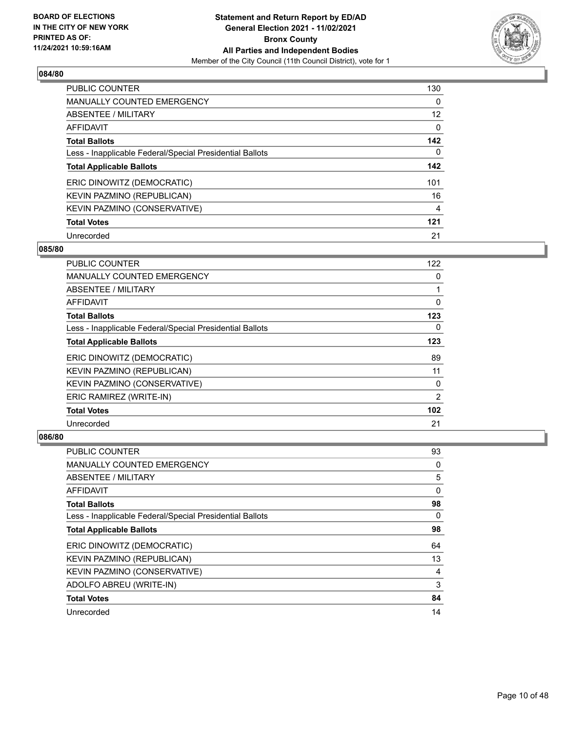## 084/80

| | |
|---|---|
| PUBLIC COUNTER | 130 |
| MANUALLY COUNTED EMERGENCY | 0 |
| ABSENTEE / MILITARY | 12 |
| AFFIDAVIT | 0 |
| **Total Ballots** | **142** |
| Less - Inapplicable Federal/Special Presidential Ballots | 0 |
| **Total Applicable Ballots** | **142** |
| ERIC DINOWITZ (DEMOCRATIC) | 101 |
| KEVIN PAZMINO (REPUBLICAN) | 16 |
| KEVIN PAZMINO (CONSERVATIVE) | 4 |
| **Total Votes** | **121** |
| Unrecorded | 21 |

## 085/80

| | |
|---|---|
| PUBLIC COUNTER | 122 |
| MANUALLY COUNTED EMERGENCY | 0 |
| ABSENTEE / MILITARY | 1 |
| AFFIDAVIT | 0 |
| **Total Ballots** | **123** |
| Less - Inapplicable Federal/Special Presidential Ballots | 0 |
| **Total Applicable Ballots** | **123** |
| ERIC DINOWITZ (DEMOCRATIC) | 89 |
| KEVIN PAZMINO (REPUBLICAN) | 11 |
| KEVIN PAZMINO (CONSERVATIVE) | 0 |
| ERIC RAMIREZ (WRITE-IN) | 2 |
| **Total Votes** | **102** |
| Unrecorded | 21 |

## 086/80

| | |
|---|---|
| PUBLIC COUNTER | 93 |
| MANUALLY COUNTED EMERGENCY | 0 |
| ABSENTEE / MILITARY | 5 |
| AFFIDAVIT | 0 |
| **Total Ballots** | **98** |
| Less - Inapplicable Federal/Special Presidential Ballots | 0 |
| **Total Applicable Ballots** | **98** |
| ERIC DINOWITZ (DEMOCRATIC) | 64 |
| KEVIN PAZMINO (REPUBLICAN) | 13 |
| KEVIN PAZMINO (CONSERVATIVE) | 4 |
| ADOLFO ABREU (WRITE-IN) | 3 |
| **Total Votes** | **84** |
| Unrecorded | 14 |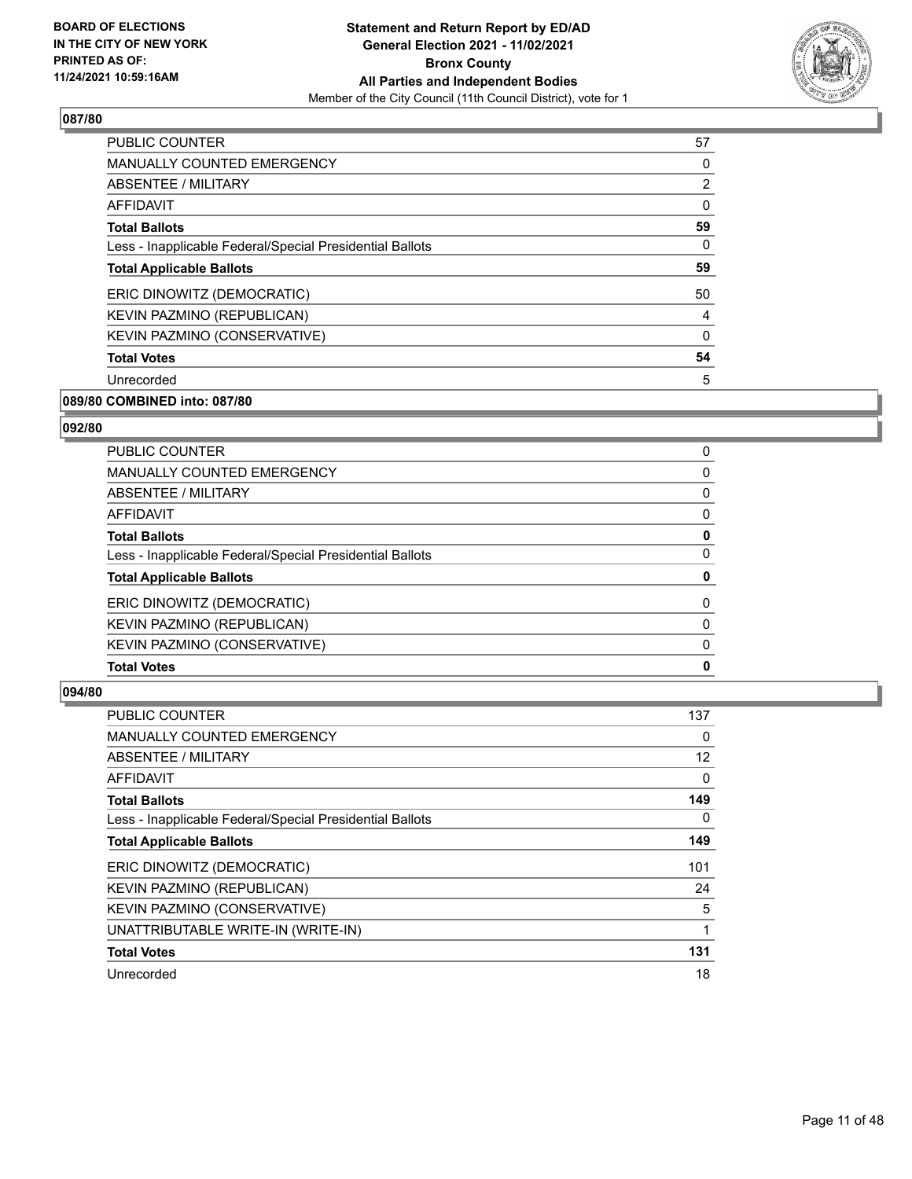### 087/80

| | |
|---|---|
| PUBLIC COUNTER | 57 |
| MANUALLY COUNTED EMERGENCY | 0 |
| ABSENTEE / MILITARY | 2 |
| AFFIDAVIT | 0 |
| **Total Ballots** | **59** |
| Less - Inapplicable Federal/Special Presidential Ballots | 0 |
| **Total Applicable Ballots** | **59** |
| ERIC DINOWITZ (DEMOCRATIC) | 50 |
| KEVIN PAZMINO (REPUBLICAN) | 4 |
| KEVIN PAZMINO (CONSERVATIVE) | 0 |
| **Total Votes** | **54** |
| Unrecorded | 5 |

### 089/80 COMBINED into: 087/80

### 092/80

| | |
|---|---|
| PUBLIC COUNTER | 0 |
| MANUALLY COUNTED EMERGENCY | 0 |
| ABSENTEE / MILITARY | 0 |
| AFFIDAVIT | 0 |
| **Total Ballots** | **0** |
| Less - Inapplicable Federal/Special Presidential Ballots | 0 |
| **Total Applicable Ballots** | **0** |
| ERIC DINOWITZ (DEMOCRATIC) | 0 |
| KEVIN PAZMINO (REPUBLICAN) | 0 |
| KEVIN PAZMINO (CONSERVATIVE) | 0 |
| **Total Votes** | **0** |

### 094/80

| | |
|---|---|
| PUBLIC COUNTER | 137 |
| MANUALLY COUNTED EMERGENCY | 0 |
| ABSENTEE / MILITARY | 12 |
| AFFIDAVIT | 0 |
| **Total Ballots** | **149** |
| Less - Inapplicable Federal/Special Presidential Ballots | 0 |
| **Total Applicable Ballots** | **149** |
| ERIC DINOWITZ (DEMOCRATIC) | 101 |
| KEVIN PAZMINO (REPUBLICAN) | 24 |
| KEVIN PAZMINO (CONSERVATIVE) | 5 |
| UNATTRIBUTABLE WRITE-IN (WRITE-IN) | 1 |
| **Total Votes** | **131** |
| Unrecorded | 18 |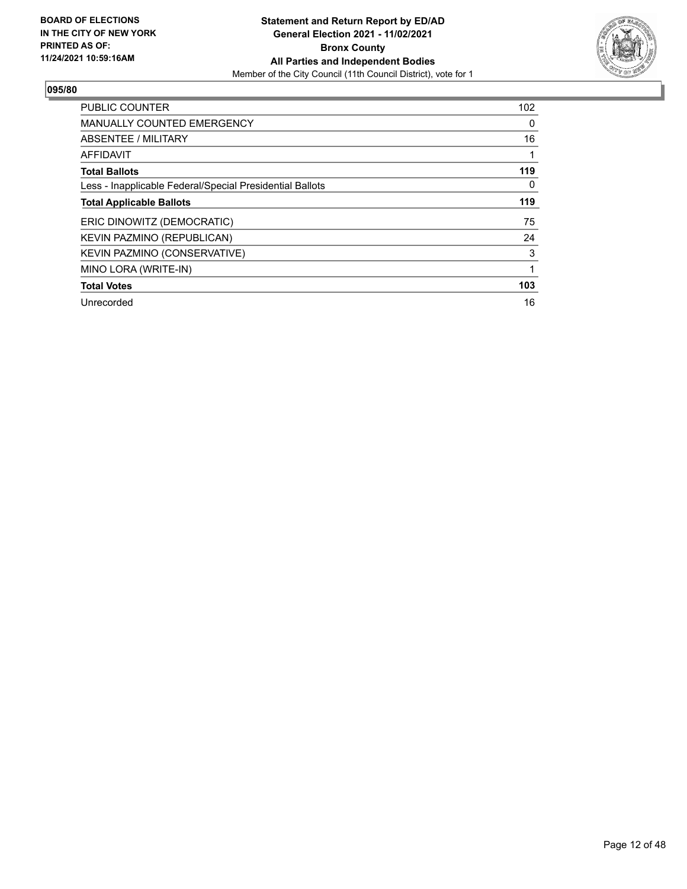**BOARD OF ELECTIONS IN THE CITY OF NEW YORK PRINTED AS OF: 11/24/2021 10:59:16AM**

**Statement and Return Report by ED/AD**
**General Election 2021 - 11/02/2021**
**Bronx County**
**All Parties and Independent Bodies**
Member of the City Council (11th Council District), vote for 1

## 095/80

| | |
|---|---|
| PUBLIC COUNTER | 102 |
| MANUALLY COUNTED EMERGENCY | 0 |
| ABSENTEE / MILITARY | 16 |
| AFFIDAVIT | 1 |
| **Total Ballots** | **119** |
| Less - Inapplicable Federal/Special Presidential Ballots | 0 |
| **Total Applicable Ballots** | **119** |
| ERIC DINOWITZ (DEMOCRATIC) | 75 |
| KEVIN PAZMINO (REPUBLICAN) | 24 |
| KEVIN PAZMINO (CONSERVATIVE) | 3 |
| MINO LORA (WRITE-IN) | 1 |
| **Total Votes** | **103** |
| Unrecorded | 16 |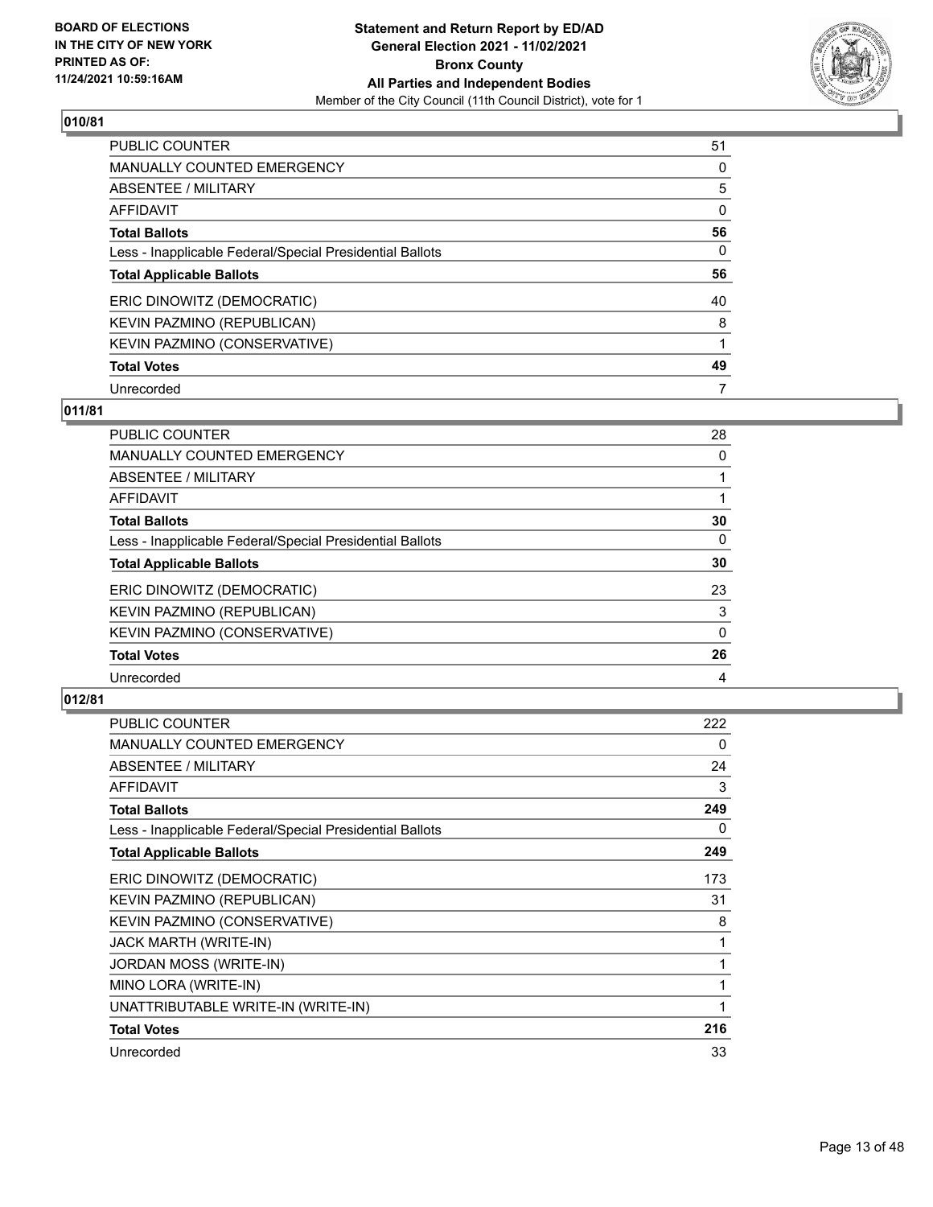**BOARD OF ELECTIONS IN THE CITY OF NEW YORK PRINTED AS OF: 11/24/2021 10:59:16AM**

**Statement and Return Report by ED/AD General Election 2021 - 11/02/2021 Bronx County All Parties and Independent Bodies**

Member of the City Council (11th Council District), vote for 1

## 010/81

| | |
|---|---|
| PUBLIC COUNTER | 51 |
| MANUALLY COUNTED EMERGENCY | 0 |
| ABSENTEE / MILITARY | 5 |
| AFFIDAVIT | 0 |
| **Total Ballots** | **56** |
| Less - Inapplicable Federal/Special Presidential Ballots | 0 |
| **Total Applicable Ballots** | **56** |
| ERIC DINOWITZ (DEMOCRATIC) | 40 |
| KEVIN PAZMINO (REPUBLICAN) | 8 |
| KEVIN PAZMINO (CONSERVATIVE) | 1 |
| **Total Votes** | **49** |
| Unrecorded | 7 |

## 011/81

| | |
|---|---|
| PUBLIC COUNTER | 28 |
| MANUALLY COUNTED EMERGENCY | 0 |
| ABSENTEE / MILITARY | 1 |
| AFFIDAVIT | 1 |
| **Total Ballots** | **30** |
| Less - Inapplicable Federal/Special Presidential Ballots | 0 |
| **Total Applicable Ballots** | **30** |
| ERIC DINOWITZ (DEMOCRATIC) | 23 |
| KEVIN PAZMINO (REPUBLICAN) | 3 |
| KEVIN PAZMINO (CONSERVATIVE) | 0 |
| **Total Votes** | **26** |
| Unrecorded | 4 |

## 012/81

| | |
|---|---|
| PUBLIC COUNTER | 222 |
| MANUALLY COUNTED EMERGENCY | 0 |
| ABSENTEE / MILITARY | 24 |
| AFFIDAVIT | 3 |
| **Total Ballots** | **249** |
| Less - Inapplicable Federal/Special Presidential Ballots | 0 |
| **Total Applicable Ballots** | **249** |
| ERIC DINOWITZ (DEMOCRATIC) | 173 |
| KEVIN PAZMINO (REPUBLICAN) | 31 |
| KEVIN PAZMINO (CONSERVATIVE) | 8 |
| JACK MARTH (WRITE-IN) | 1 |
| JORDAN MOSS (WRITE-IN) | 1 |
| MINO LORA (WRITE-IN) | 1 |
| UNATTRIBUTABLE WRITE-IN (WRITE-IN) | 1 |
| **Total Votes** | **216** |
| Unrecorded | 33 |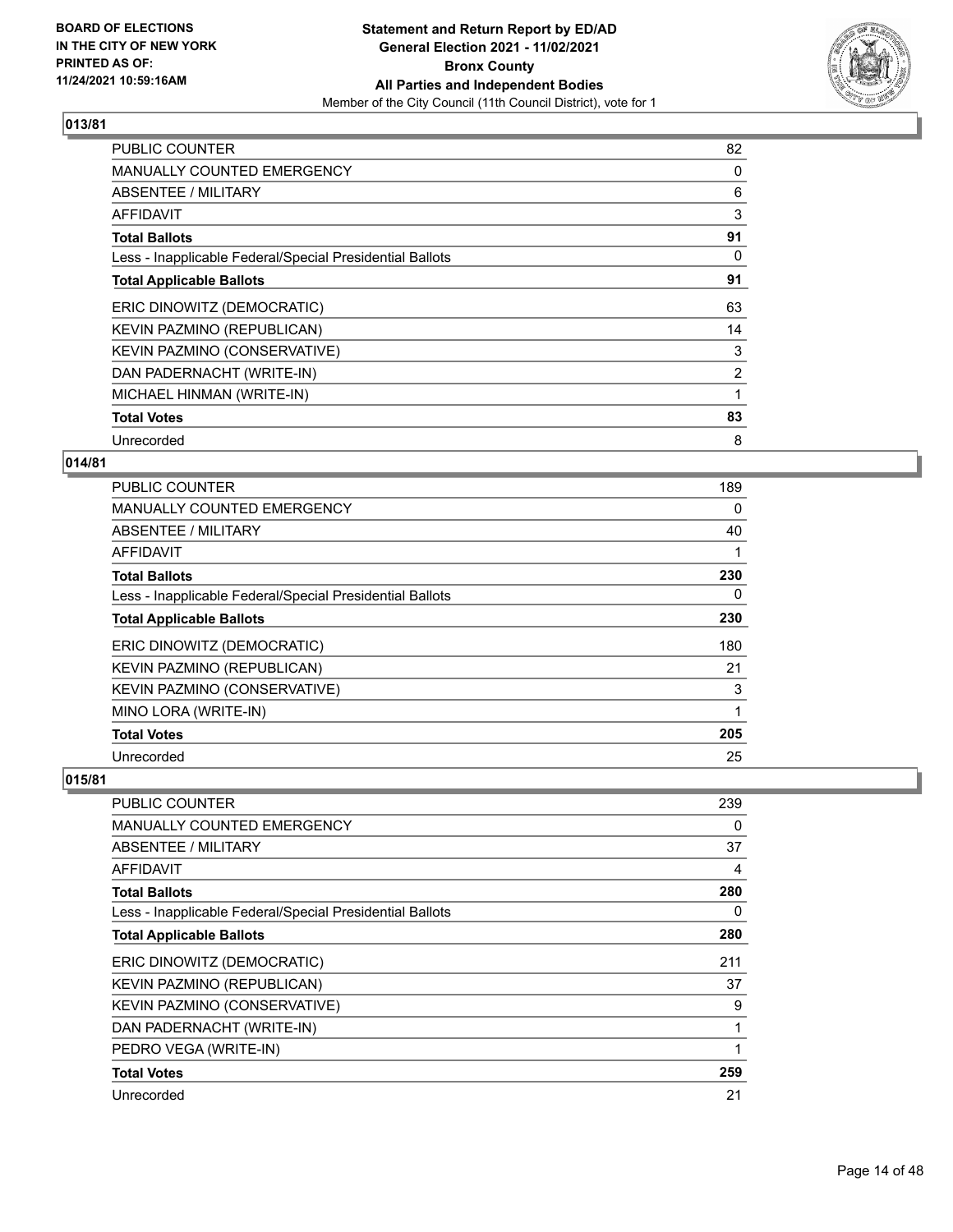**BOARD OF ELECTIONS IN THE CITY OF NEW YORK PRINTED AS OF: 11/24/2021 10:59:16AM**

**Statement and Return Report by ED/AD General Election 2021 - 11/02/2021 Bronx County All Parties and Independent Bodies**

Member of the City Council (11th Council District), vote for 1

## 013/81

| | |
|---|---|
| PUBLIC COUNTER | 82 |
| MANUALLY COUNTED EMERGENCY | 0 |
| ABSENTEE / MILITARY | 6 |
| AFFIDAVIT | 3 |
| **Total Ballots** | **91** |
| Less - Inapplicable Federal/Special Presidential Ballots | 0 |
| **Total Applicable Ballots** | **91** |
| ERIC DINOWITZ (DEMOCRATIC) | 63 |
| KEVIN PAZMINO (REPUBLICAN) | 14 |
| KEVIN PAZMINO (CONSERVATIVE) | 3 |
| DAN PADERNACHT (WRITE-IN) | 2 |
| MICHAEL HINMAN (WRITE-IN) | 1 |
| **Total Votes** | **83** |
| Unrecorded | 8 |

## 014/81

| | |
|---|---|
| PUBLIC COUNTER | 189 |
| MANUALLY COUNTED EMERGENCY | 0 |
| ABSENTEE / MILITARY | 40 |
| AFFIDAVIT | 1 |
| **Total Ballots** | **230** |
| Less - Inapplicable Federal/Special Presidential Ballots | 0 |
| **Total Applicable Ballots** | **230** |
| ERIC DINOWITZ (DEMOCRATIC) | 180 |
| KEVIN PAZMINO (REPUBLICAN) | 21 |
| KEVIN PAZMINO (CONSERVATIVE) | 3 |
| MINO LORA (WRITE-IN) | 1 |
| **Total Votes** | **205** |
| Unrecorded | 25 |

## 015/81

| | |
|---|---|
| PUBLIC COUNTER | 239 |
| MANUALLY COUNTED EMERGENCY | 0 |
| ABSENTEE / MILITARY | 37 |
| AFFIDAVIT | 4 |
| **Total Ballots** | **280** |
| Less - Inapplicable Federal/Special Presidential Ballots | 0 |
| **Total Applicable Ballots** | **280** |
| ERIC DINOWITZ (DEMOCRATIC) | 211 |
| KEVIN PAZMINO (REPUBLICAN) | 37 |
| KEVIN PAZMINO (CONSERVATIVE) | 9 |
| DAN PADERNACHT (WRITE-IN) | 1 |
| PEDRO VEGA (WRITE-IN) | 1 |
| **Total Votes** | **259** |
| Unrecorded | 21 |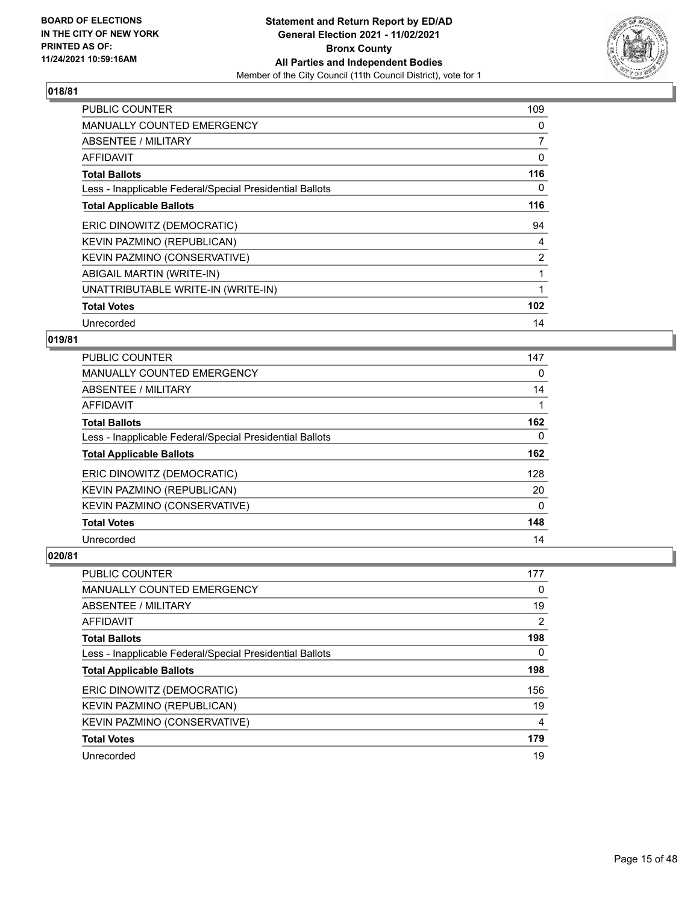## 018/81

| | |
|---|---|
| PUBLIC COUNTER | 109 |
| MANUALLY COUNTED EMERGENCY | 0 |
| ABSENTEE / MILITARY | 7 |
| AFFIDAVIT | 0 |
| **Total Ballots** | **116** |
| Less - Inapplicable Federal/Special Presidential Ballots | 0 |
| **Total Applicable Ballots** | **116** |
| ERIC DINOWITZ (DEMOCRATIC) | 94 |
| KEVIN PAZMINO (REPUBLICAN) | 4 |
| KEVIN PAZMINO (CONSERVATIVE) | 2 |
| ABIGAIL MARTIN (WRITE-IN) | 1 |
| UNATTRIBUTABLE WRITE-IN (WRITE-IN) | 1 |
| **Total Votes** | **102** |
| Unrecorded | 14 |

## 019/81

| | |
|---|---|
| PUBLIC COUNTER | 147 |
| MANUALLY COUNTED EMERGENCY | 0 |
| ABSENTEE / MILITARY | 14 |
| AFFIDAVIT | 1 |
| **Total Ballots** | **162** |
| Less - Inapplicable Federal/Special Presidential Ballots | 0 |
| **Total Applicable Ballots** | **162** |
| ERIC DINOWITZ (DEMOCRATIC) | 128 |
| KEVIN PAZMINO (REPUBLICAN) | 20 |
| KEVIN PAZMINO (CONSERVATIVE) | 0 |
| **Total Votes** | **148** |
| Unrecorded | 14 |

## 020/81

| | |
|---|---|
| PUBLIC COUNTER | 177 |
| MANUALLY COUNTED EMERGENCY | 0 |
| ABSENTEE / MILITARY | 19 |
| AFFIDAVIT | 2 |
| **Total Ballots** | **198** |
| Less - Inapplicable Federal/Special Presidential Ballots | 0 |
| **Total Applicable Ballots** | **198** |
| ERIC DINOWITZ (DEMOCRATIC) | 156 |
| KEVIN PAZMINO (REPUBLICAN) | 19 |
| KEVIN PAZMINO (CONSERVATIVE) | 4 |
| **Total Votes** | **179** |
| Unrecorded | 19 |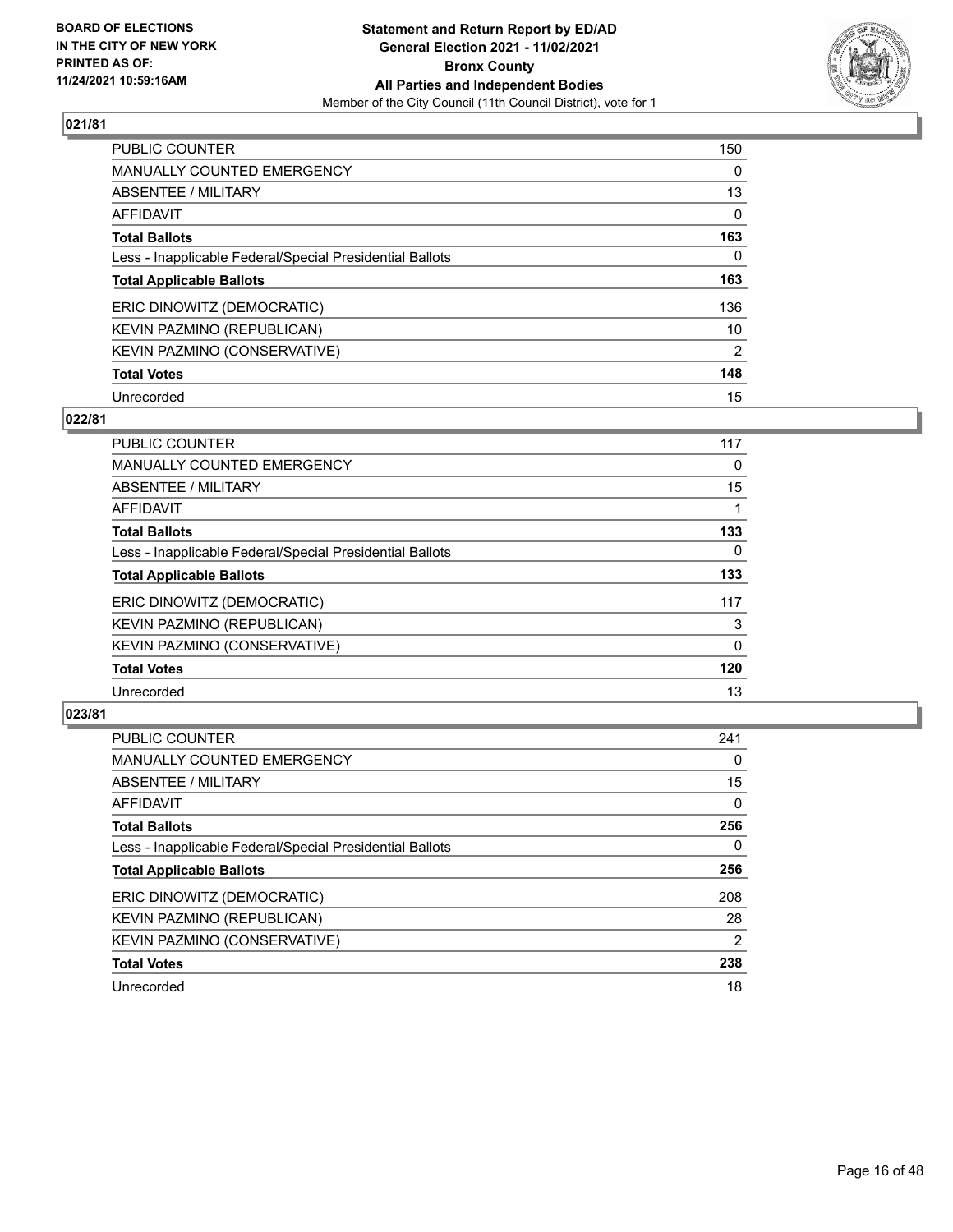BOARD OF ELECTIONS
IN THE CITY OF NEW YORK
PRINTED AS OF:
11/24/2021 10:59:16AM

**Statement and Return Report by ED/AD**
**General Election 2021 - 11/02/2021**
**Bronx County**
**All Parties and Independent Bodies**
Member of the City Council (11th Council District), vote for 1

### 021/81

| | |
|---|---|
| PUBLIC COUNTER | 150 |
| MANUALLY COUNTED EMERGENCY | 0 |
| ABSENTEE / MILITARY | 13 |
| AFFIDAVIT | 0 |
| **Total Ballots** | **163** |
| Less - Inapplicable Federal/Special Presidential Ballots | 0 |
| **Total Applicable Ballots** | **163** |
| ERIC DINOWITZ (DEMOCRATIC) | 136 |
| KEVIN PAZMINO (REPUBLICAN) | 10 |
| KEVIN PAZMINO (CONSERVATIVE) | 2 |
| **Total Votes** | **148** |
| Unrecorded | 15 |

### 022/81

| | |
|---|---|
| PUBLIC COUNTER | 117 |
| MANUALLY COUNTED EMERGENCY | 0 |
| ABSENTEE / MILITARY | 15 |
| AFFIDAVIT | 1 |
| **Total Ballots** | **133** |
| Less - Inapplicable Federal/Special Presidential Ballots | 0 |
| **Total Applicable Ballots** | **133** |
| ERIC DINOWITZ (DEMOCRATIC) | 117 |
| KEVIN PAZMINO (REPUBLICAN) | 3 |
| KEVIN PAZMINO (CONSERVATIVE) | 0 |
| **Total Votes** | **120** |
| Unrecorded | 13 |

### 023/81

| | |
|---|---|
| PUBLIC COUNTER | 241 |
| MANUALLY COUNTED EMERGENCY | 0 |
| ABSENTEE / MILITARY | 15 |
| AFFIDAVIT | 0 |
| **Total Ballots** | **256** |
| Less - Inapplicable Federal/Special Presidential Ballots | 0 |
| **Total Applicable Ballots** | **256** |
| ERIC DINOWITZ (DEMOCRATIC) | 208 |
| KEVIN PAZMINO (REPUBLICAN) | 28 |
| KEVIN PAZMINO (CONSERVATIVE) | 2 |
| **Total Votes** | **238** |
| Unrecorded | 18 |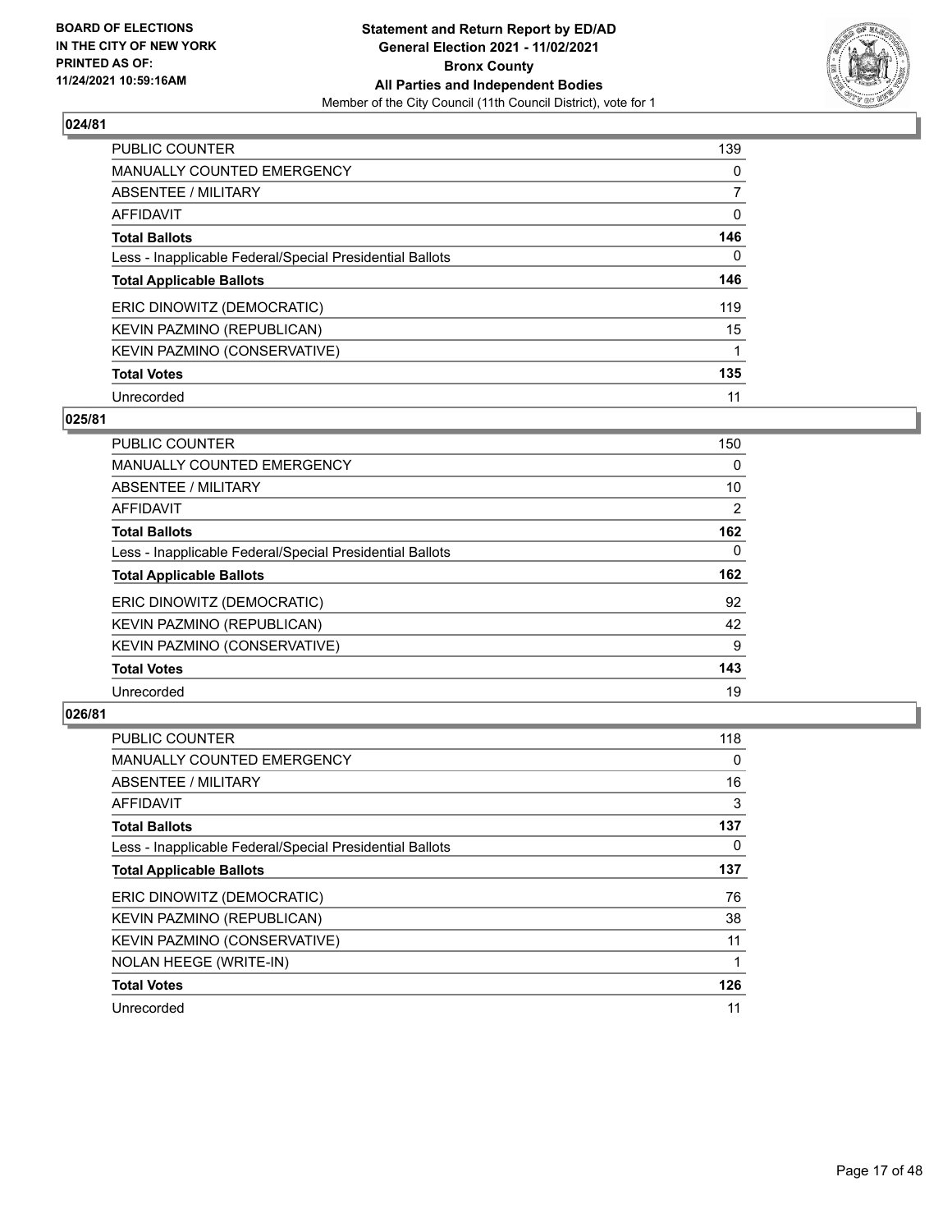## 024/81

| | |
|---|---|
| PUBLIC COUNTER | 139 |
| MANUALLY COUNTED EMERGENCY | 0 |
| ABSENTEE / MILITARY | 7 |
| AFFIDAVIT | 0 |
| **Total Ballots** | **146** |
| Less - Inapplicable Federal/Special Presidential Ballots | 0 |
| **Total Applicable Ballots** | **146** |
| ERIC DINOWITZ (DEMOCRATIC) | 119 |
| KEVIN PAZMINO (REPUBLICAN) | 15 |
| KEVIN PAZMINO (CONSERVATIVE) | 1 |
| **Total Votes** | **135** |
| Unrecorded | 11 |

## 025/81

| | |
|---|---|
| PUBLIC COUNTER | 150 |
| MANUALLY COUNTED EMERGENCY | 0 |
| ABSENTEE / MILITARY | 10 |
| AFFIDAVIT | 2 |
| **Total Ballots** | **162** |
| Less - Inapplicable Federal/Special Presidential Ballots | 0 |
| **Total Applicable Ballots** | **162** |
| ERIC DINOWITZ (DEMOCRATIC) | 92 |
| KEVIN PAZMINO (REPUBLICAN) | 42 |
| KEVIN PAZMINO (CONSERVATIVE) | 9 |
| **Total Votes** | **143** |
| Unrecorded | 19 |

## 026/81

| | |
|---|---|
| PUBLIC COUNTER | 118 |
| MANUALLY COUNTED EMERGENCY | 0 |
| ABSENTEE / MILITARY | 16 |
| AFFIDAVIT | 3 |
| **Total Ballots** | **137** |
| Less - Inapplicable Federal/Special Presidential Ballots | 0 |
| **Total Applicable Ballots** | **137** |
| ERIC DINOWITZ (DEMOCRATIC) | 76 |
| KEVIN PAZMINO (REPUBLICAN) | 38 |
| KEVIN PAZMINO (CONSERVATIVE) | 11 |
| NOLAN HEEGE (WRITE-IN) | 1 |
| **Total Votes** | **126** |
| Unrecorded | 11 |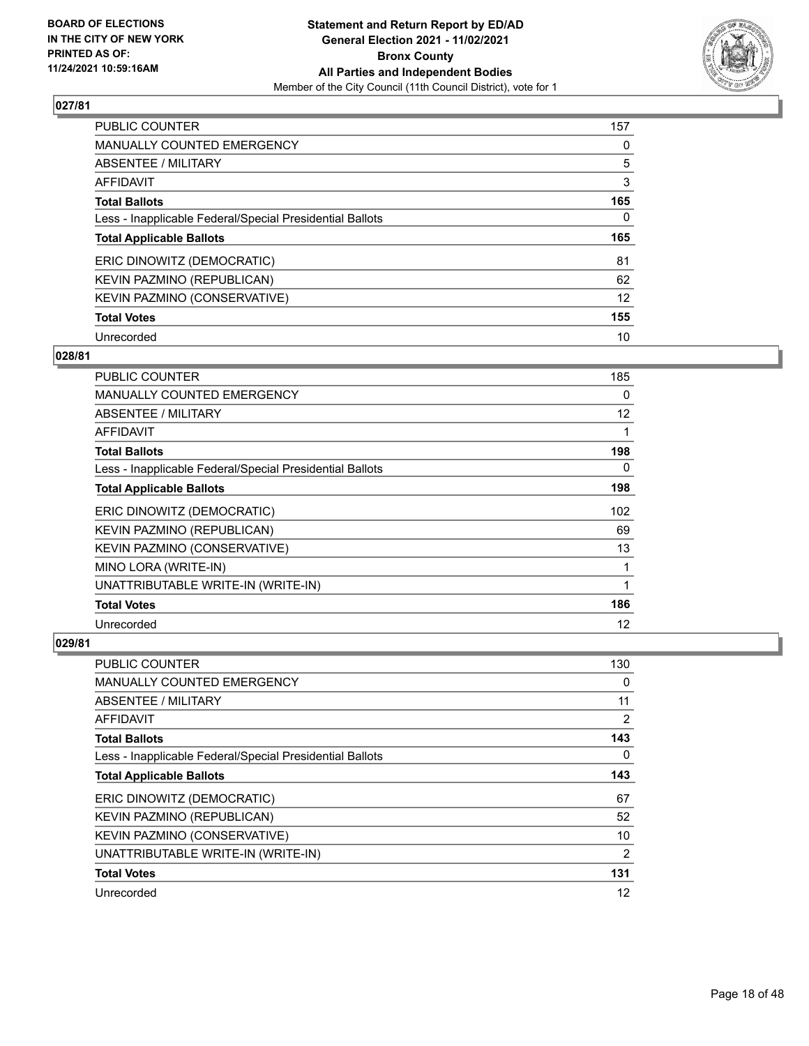## 027/81

| | |
|---|---|
| PUBLIC COUNTER | 157 |
| MANUALLY COUNTED EMERGENCY | 0 |
| ABSENTEE / MILITARY | 5 |
| AFFIDAVIT | 3 |
| **Total Ballots** | **165** |
| Less - Inapplicable Federal/Special Presidential Ballots | 0 |
| **Total Applicable Ballots** | **165** |
| ERIC DINOWITZ (DEMOCRATIC) | 81 |
| KEVIN PAZMINO (REPUBLICAN) | 62 |
| KEVIN PAZMINO (CONSERVATIVE) | 12 |
| **Total Votes** | **155** |
| Unrecorded | 10 |

## 028/81

| | |
|---|---|
| PUBLIC COUNTER | 185 |
| MANUALLY COUNTED EMERGENCY | 0 |
| ABSENTEE / MILITARY | 12 |
| AFFIDAVIT | 1 |
| **Total Ballots** | **198** |
| Less - Inapplicable Federal/Special Presidential Ballots | 0 |
| **Total Applicable Ballots** | **198** |
| ERIC DINOWITZ (DEMOCRATIC) | 102 |
| KEVIN PAZMINO (REPUBLICAN) | 69 |
| KEVIN PAZMINO (CONSERVATIVE) | 13 |
| MINO LORA (WRITE-IN) | 1 |
| UNATTRIBUTABLE WRITE-IN (WRITE-IN) | 1 |
| **Total Votes** | **186** |
| Unrecorded | 12 |

## 029/81

| | |
|---|---|
| PUBLIC COUNTER | 130 |
| MANUALLY COUNTED EMERGENCY | 0 |
| ABSENTEE / MILITARY | 11 |
| AFFIDAVIT | 2 |
| **Total Ballots** | **143** |
| Less - Inapplicable Federal/Special Presidential Ballots | 0 |
| **Total Applicable Ballots** | **143** |
| ERIC DINOWITZ (DEMOCRATIC) | 67 |
| KEVIN PAZMINO (REPUBLICAN) | 52 |
| KEVIN PAZMINO (CONSERVATIVE) | 10 |
| UNATTRIBUTABLE WRITE-IN (WRITE-IN) | 2 |
| **Total Votes** | **131** |
| Unrecorded | 12 |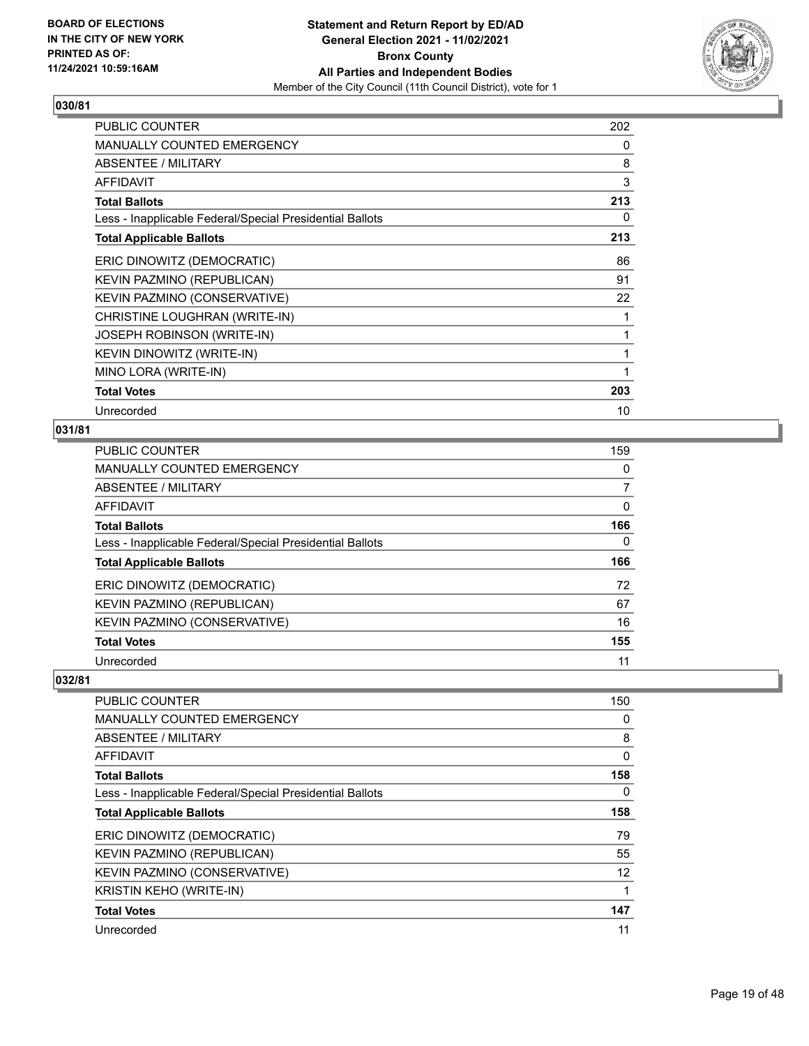**BOARD OF ELECTIONS IN THE CITY OF NEW YORK PRINTED AS OF: 11/24/2021 10:59:16AM**

**Statement and Return Report by ED/AD General Election 2021 - 11/02/2021 Bronx County All Parties and Independent Bodies**

Member of the City Council (11th Council District), vote for 1

## 030/81

| | |
|---|---|
| PUBLIC COUNTER | 202 |
| MANUALLY COUNTED EMERGENCY | 0 |
| ABSENTEE / MILITARY | 8 |
| AFFIDAVIT | 3 |
| **Total Ballots** | **213** |
| Less - Inapplicable Federal/Special Presidential Ballots | 0 |
| **Total Applicable Ballots** | **213** |
| ERIC DINOWITZ (DEMOCRATIC) | 86 |
| KEVIN PAZMINO (REPUBLICAN) | 91 |
| KEVIN PAZMINO (CONSERVATIVE) | 22 |
| CHRISTINE LOUGHRAN (WRITE-IN) | 1 |
| JOSEPH ROBINSON (WRITE-IN) | 1 |
| KEVIN DINOWITZ (WRITE-IN) | 1 |
| MINO LORA (WRITE-IN) | 1 |
| **Total Votes** | **203** |
| Unrecorded | 10 |

## 031/81

| | |
|---|---|
| PUBLIC COUNTER | 159 |
| MANUALLY COUNTED EMERGENCY | 0 |
| ABSENTEE / MILITARY | 7 |
| AFFIDAVIT | 0 |
| **Total Ballots** | **166** |
| Less - Inapplicable Federal/Special Presidential Ballots | 0 |
| **Total Applicable Ballots** | **166** |
| ERIC DINOWITZ (DEMOCRATIC) | 72 |
| KEVIN PAZMINO (REPUBLICAN) | 67 |
| KEVIN PAZMINO (CONSERVATIVE) | 16 |
| **Total Votes** | **155** |
| Unrecorded | 11 |

## 032/81

| | |
|---|---|
| PUBLIC COUNTER | 150 |
| MANUALLY COUNTED EMERGENCY | 0 |
| ABSENTEE / MILITARY | 8 |
| AFFIDAVIT | 0 |
| **Total Ballots** | **158** |
| Less - Inapplicable Federal/Special Presidential Ballots | 0 |
| **Total Applicable Ballots** | **158** |
| ERIC DINOWITZ (DEMOCRATIC) | 79 |
| KEVIN PAZMINO (REPUBLICAN) | 55 |
| KEVIN PAZMINO (CONSERVATIVE) | 12 |
| KRISTIN KEHO (WRITE-IN) | 1 |
| **Total Votes** | **147** |
| Unrecorded | 11 |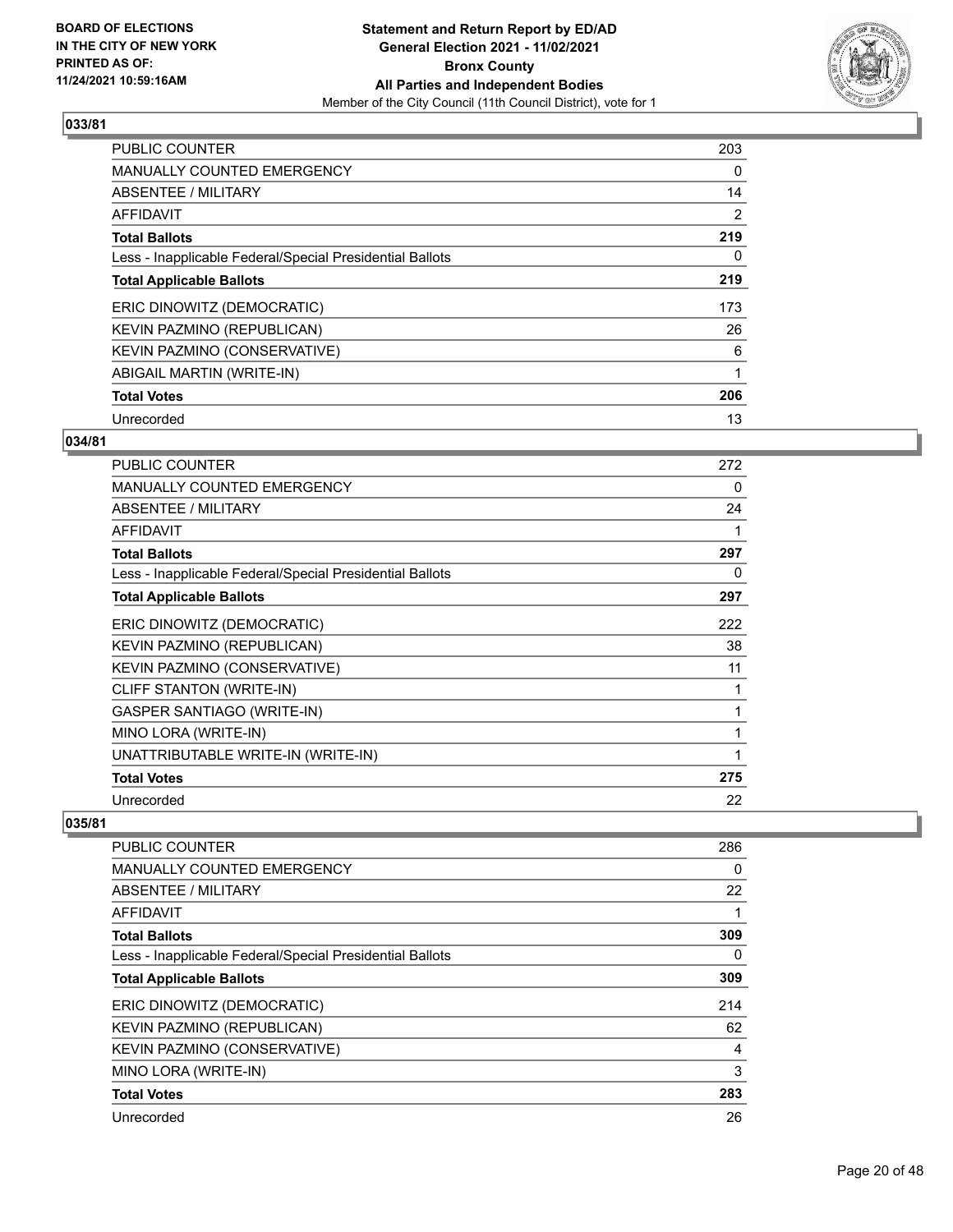**BOARD OF ELECTIONS IN THE CITY OF NEW YORK PRINTED AS OF: 11/24/2021 10:59:16AM**

**Statement and Return Report by ED/AD General Election 2021 - 11/02/2021 Bronx County All Parties and Independent Bodies**

Member of the City Council (11th Council District), vote for 1

## 033/81

| | |
|---|---|
| PUBLIC COUNTER | 203 |
| MANUALLY COUNTED EMERGENCY | 0 |
| ABSENTEE / MILITARY | 14 |
| AFFIDAVIT | 2 |
| **Total Ballots** | **219** |
| Less - Inapplicable Federal/Special Presidential Ballots | 0 |
| **Total Applicable Ballots** | **219** |
| ERIC DINOWITZ (DEMOCRATIC) | 173 |
| KEVIN PAZMINO (REPUBLICAN) | 26 |
| KEVIN PAZMINO (CONSERVATIVE) | 6 |
| ABIGAIL MARTIN (WRITE-IN) | 1 |
| **Total Votes** | **206** |
| Unrecorded | 13 |

## 034/81

| | |
|---|---|
| PUBLIC COUNTER | 272 |
| MANUALLY COUNTED EMERGENCY | 0 |
| ABSENTEE / MILITARY | 24 |
| AFFIDAVIT | 1 |
| **Total Ballots** | **297** |
| Less - Inapplicable Federal/Special Presidential Ballots | 0 |
| **Total Applicable Ballots** | **297** |
| ERIC DINOWITZ (DEMOCRATIC) | 222 |
| KEVIN PAZMINO (REPUBLICAN) | 38 |
| KEVIN PAZMINO (CONSERVATIVE) | 11 |
| CLIFF STANTON (WRITE-IN) | 1 |
| GASPER SANTIAGO (WRITE-IN) | 1 |
| MINO LORA (WRITE-IN) | 1 |
| UNATTRIBUTABLE WRITE-IN (WRITE-IN) | 1 |
| **Total Votes** | **275** |
| Unrecorded | 22 |

## 035/81

| | |
|---|---|
| PUBLIC COUNTER | 286 |
| MANUALLY COUNTED EMERGENCY | 0 |
| ABSENTEE / MILITARY | 22 |
| AFFIDAVIT | 1 |
| **Total Ballots** | **309** |
| Less - Inapplicable Federal/Special Presidential Ballots | 0 |
| **Total Applicable Ballots** | **309** |
| ERIC DINOWITZ (DEMOCRATIC) | 214 |
| KEVIN PAZMINO (REPUBLICAN) | 62 |
| KEVIN PAZMINO (CONSERVATIVE) | 4 |
| MINO LORA (WRITE-IN) | 3 |
| **Total Votes** | **283** |
| Unrecorded | 26 |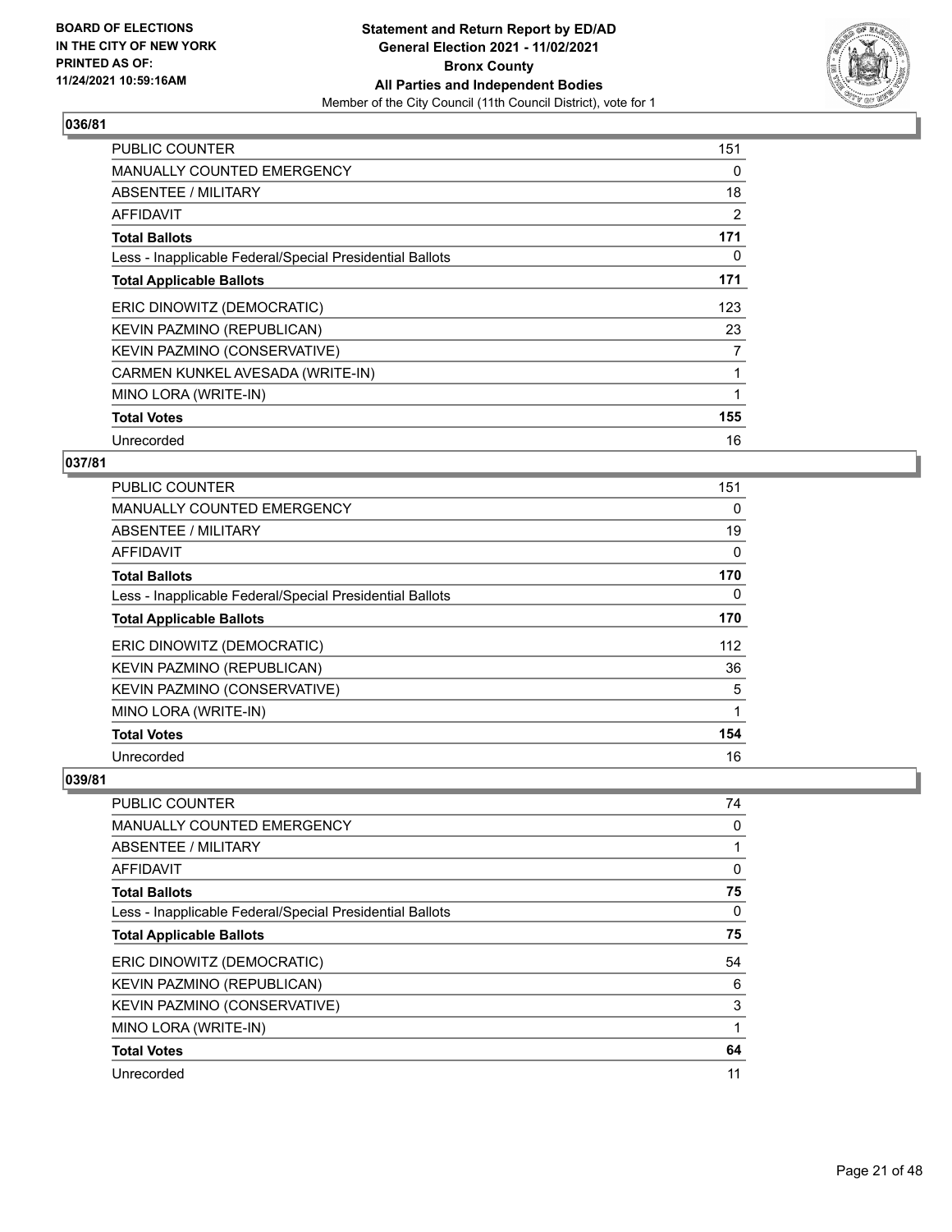## 036/81

| | |
|---|---|
| PUBLIC COUNTER | 151 |
| MANUALLY COUNTED EMERGENCY | 0 |
| ABSENTEE / MILITARY | 18 |
| AFFIDAVIT | 2 |
| **Total Ballots** | **171** |
| Less - Inapplicable Federal/Special Presidential Ballots | 0 |
| **Total Applicable Ballots** | **171** |
| ERIC DINOWITZ (DEMOCRATIC) | 123 |
| KEVIN PAZMINO (REPUBLICAN) | 23 |
| KEVIN PAZMINO (CONSERVATIVE) | 7 |
| CARMEN KUNKEL AVESADA (WRITE-IN) | 1 |
| MINO LORA (WRITE-IN) | 1 |
| **Total Votes** | **155** |
| Unrecorded | 16 |

## 037/81

| | |
|---|---|
| PUBLIC COUNTER | 151 |
| MANUALLY COUNTED EMERGENCY | 0 |
| ABSENTEE / MILITARY | 19 |
| AFFIDAVIT | 0 |
| **Total Ballots** | **170** |
| Less - Inapplicable Federal/Special Presidential Ballots | 0 |
| **Total Applicable Ballots** | **170** |
| ERIC DINOWITZ (DEMOCRATIC) | 112 |
| KEVIN PAZMINO (REPUBLICAN) | 36 |
| KEVIN PAZMINO (CONSERVATIVE) | 5 |
| MINO LORA (WRITE-IN) | 1 |
| **Total Votes** | **154** |
| Unrecorded | 16 |

## 039/81

| | |
|---|---|
| PUBLIC COUNTER | 74 |
| MANUALLY COUNTED EMERGENCY | 0 |
| ABSENTEE / MILITARY | 1 |
| AFFIDAVIT | 0 |
| **Total Ballots** | **75** |
| Less - Inapplicable Federal/Special Presidential Ballots | 0 |
| **Total Applicable Ballots** | **75** |
| ERIC DINOWITZ (DEMOCRATIC) | 54 |
| KEVIN PAZMINO (REPUBLICAN) | 6 |
| KEVIN PAZMINO (CONSERVATIVE) | 3 |
| MINO LORA (WRITE-IN) | 1 |
| **Total Votes** | **64** |
| Unrecorded | 11 |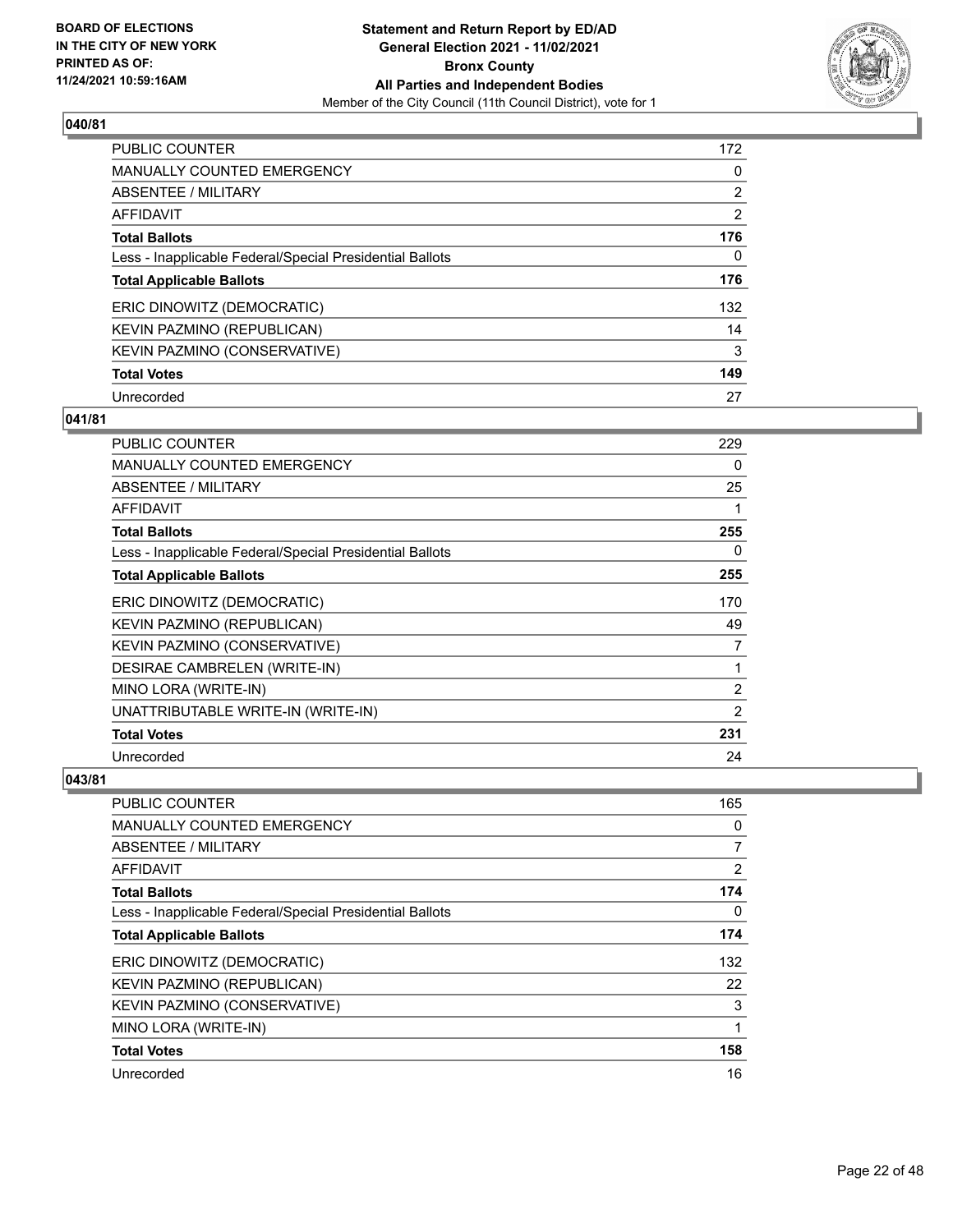BOARD OF ELECTIONS
IN THE CITY OF NEW YORK
PRINTED AS OF:
11/24/2021 10:59:16AM

**Statement and Return Report by ED/AD**
**General Election 2021 - 11/02/2021**
**Bronx County**
**All Parties and Independent Bodies**
Member of the City Council (11th Council District), vote for 1

### 040/81

| | |
|---|---|
| PUBLIC COUNTER | 172 |
| MANUALLY COUNTED EMERGENCY | 0 |
| ABSENTEE / MILITARY | 2 |
| AFFIDAVIT | 2 |
| **Total Ballots** | **176** |
| Less - Inapplicable Federal/Special Presidential Ballots | 0 |
| **Total Applicable Ballots** | **176** |
| ERIC DINOWITZ (DEMOCRATIC) | 132 |
| KEVIN PAZMINO (REPUBLICAN) | 14 |
| KEVIN PAZMINO (CONSERVATIVE) | 3 |
| **Total Votes** | **149** |
| Unrecorded | 27 |

### 041/81

| | |
|---|---|
| PUBLIC COUNTER | 229 |
| MANUALLY COUNTED EMERGENCY | 0 |
| ABSENTEE / MILITARY | 25 |
| AFFIDAVIT | 1 |
| **Total Ballots** | **255** |
| Less - Inapplicable Federal/Special Presidential Ballots | 0 |
| **Total Applicable Ballots** | **255** |
| ERIC DINOWITZ (DEMOCRATIC) | 170 |
| KEVIN PAZMINO (REPUBLICAN) | 49 |
| KEVIN PAZMINO (CONSERVATIVE) | 7 |
| DESIRAE CAMBRELEN (WRITE-IN) | 1 |
| MINO LORA (WRITE-IN) | 2 |
| UNATTRIBUTABLE WRITE-IN (WRITE-IN) | 2 |
| **Total Votes** | **231** |
| Unrecorded | 24 |

### 043/81

| | |
|---|---|
| PUBLIC COUNTER | 165 |
| MANUALLY COUNTED EMERGENCY | 0 |
| ABSENTEE / MILITARY | 7 |
| AFFIDAVIT | 2 |
| **Total Ballots** | **174** |
| Less - Inapplicable Federal/Special Presidential Ballots | 0 |
| **Total Applicable Ballots** | **174** |
| ERIC DINOWITZ (DEMOCRATIC) | 132 |
| KEVIN PAZMINO (REPUBLICAN) | 22 |
| KEVIN PAZMINO (CONSERVATIVE) | 3 |
| MINO LORA (WRITE-IN) | 1 |
| **Total Votes** | **158** |
| Unrecorded | 16 |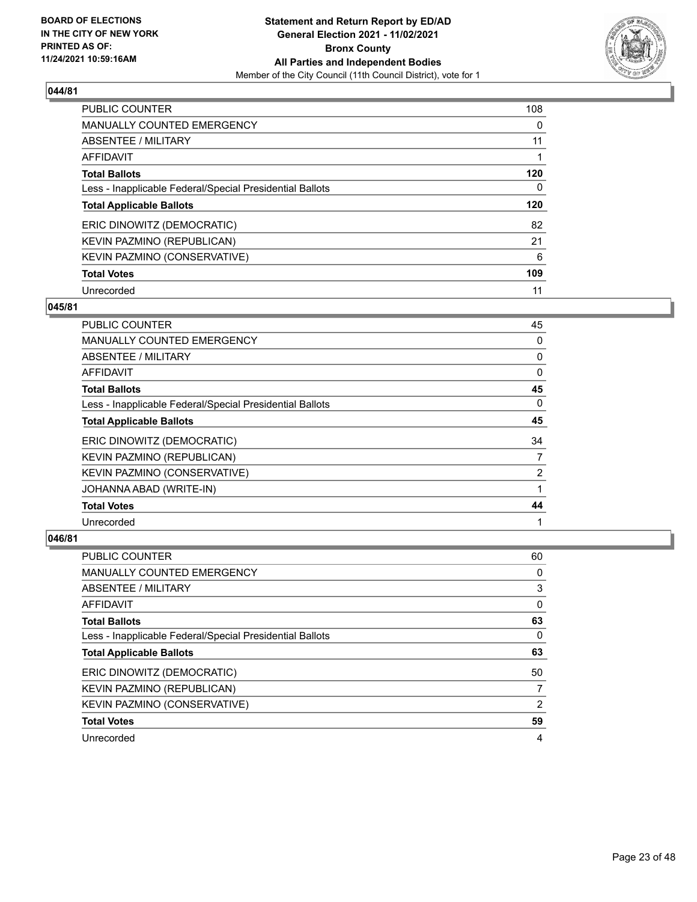**BOARD OF ELECTIONS IN THE CITY OF NEW YORK PRINTED AS OF: 11/24/2021 10:59:16AM**

**Statement and Return Report by ED/AD General Election 2021 - 11/02/2021 Bronx County All Parties and Independent Bodies**
Member of the City Council (11th Council District), vote for 1

### 044/81

| | |
|---|---|
| PUBLIC COUNTER | 108 |
| MANUALLY COUNTED EMERGENCY | 0 |
| ABSENTEE / MILITARY | 11 |
| AFFIDAVIT | 1 |
| **Total Ballots** | **120** |
| Less - Inapplicable Federal/Special Presidential Ballots | 0 |
| **Total Applicable Ballots** | **120** |
| ERIC DINOWITZ (DEMOCRATIC) | 82 |
| KEVIN PAZMINO (REPUBLICAN) | 21 |
| KEVIN PAZMINO (CONSERVATIVE) | 6 |
| **Total Votes** | **109** |
| Unrecorded | 11 |

### 045/81

| | |
|---|---|
| PUBLIC COUNTER | 45 |
| MANUALLY COUNTED EMERGENCY | 0 |
| ABSENTEE / MILITARY | 0 |
| AFFIDAVIT | 0 |
| **Total Ballots** | **45** |
| Less - Inapplicable Federal/Special Presidential Ballots | 0 |
| **Total Applicable Ballots** | **45** |
| ERIC DINOWITZ (DEMOCRATIC) | 34 |
| KEVIN PAZMINO (REPUBLICAN) | 7 |
| KEVIN PAZMINO (CONSERVATIVE) | 2 |
| JOHANNA ABAD (WRITE-IN) | 1 |
| **Total Votes** | **44** |
| Unrecorded | 1 |

### 046/81

| | |
|---|---|
| PUBLIC COUNTER | 60 |
| MANUALLY COUNTED EMERGENCY | 0 |
| ABSENTEE / MILITARY | 3 |
| AFFIDAVIT | 0 |
| **Total Ballots** | **63** |
| Less - Inapplicable Federal/Special Presidential Ballots | 0 |
| **Total Applicable Ballots** | **63** |
| ERIC DINOWITZ (DEMOCRATIC) | 50 |
| KEVIN PAZMINO (REPUBLICAN) | 7 |
| KEVIN PAZMINO (CONSERVATIVE) | 2 |
| **Total Votes** | **59** |
| Unrecorded | 4 |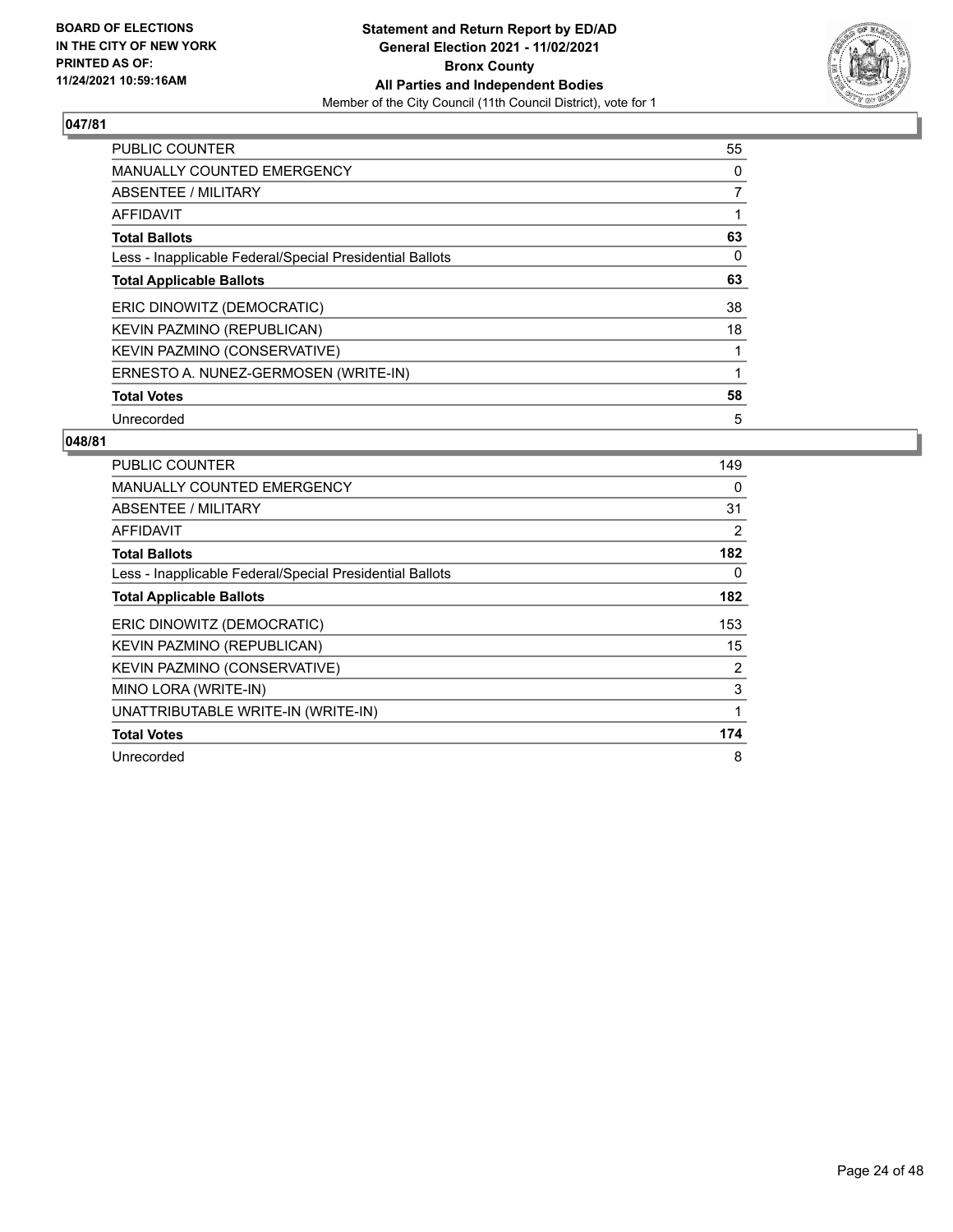**BOARD OF ELECTIONS IN THE CITY OF NEW YORK PRINTED AS OF: 11/24/2021 10:59:16AM**

**Statement and Return Report by ED/AD General Election 2021 - 11/02/2021 Bronx County All Parties and Independent Bodies**

Member of the City Council (11th Council District), vote for 1

## 047/81

| | |
|---|---|
| PUBLIC COUNTER | 55 |
| MANUALLY COUNTED EMERGENCY | 0 |
| ABSENTEE / MILITARY | 7 |
| AFFIDAVIT | 1 |
| **Total Ballots** | **63** |
| Less - Inapplicable Federal/Special Presidential Ballots | 0 |
| **Total Applicable Ballots** | **63** |
| ERIC DINOWITZ (DEMOCRATIC) | 38 |
| KEVIN PAZMINO (REPUBLICAN) | 18 |
| KEVIN PAZMINO (CONSERVATIVE) | 1 |
| ERNESTO A. NUNEZ-GERMOSEN (WRITE-IN) | 1 |
| **Total Votes** | **58** |
| Unrecorded | 5 |

## 048/81

| | |
|---|---|
| PUBLIC COUNTER | 149 |
| MANUALLY COUNTED EMERGENCY | 0 |
| ABSENTEE / MILITARY | 31 |
| AFFIDAVIT | 2 |
| **Total Ballots** | **182** |
| Less - Inapplicable Federal/Special Presidential Ballots | 0 |
| **Total Applicable Ballots** | **182** |
| ERIC DINOWITZ (DEMOCRATIC) | 153 |
| KEVIN PAZMINO (REPUBLICAN) | 15 |
| KEVIN PAZMINO (CONSERVATIVE) | 2 |
| MINO LORA (WRITE-IN) | 3 |
| UNATTRIBUTABLE WRITE-IN (WRITE-IN) | 1 |
| **Total Votes** | **174** |
| Unrecorded | 8 |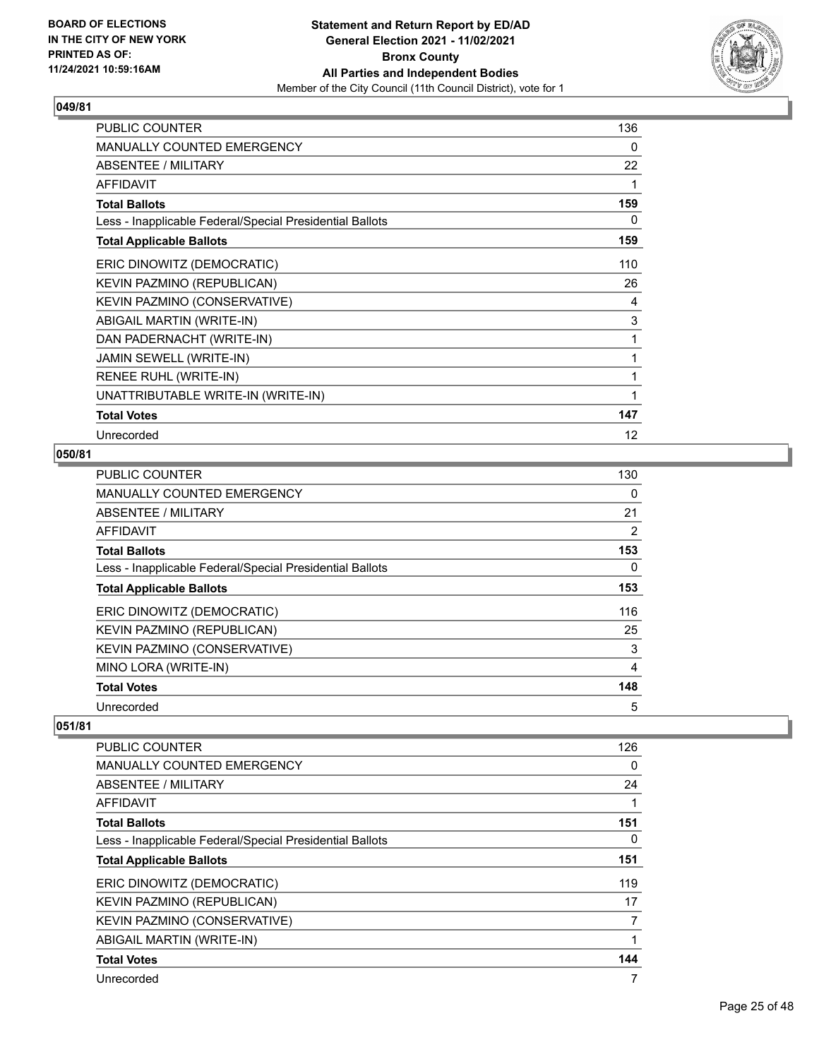## 049/81

| | |
|---|---|
| PUBLIC COUNTER | 136 |
| MANUALLY COUNTED EMERGENCY | 0 |
| ABSENTEE / MILITARY | 22 |
| AFFIDAVIT | 1 |
| **Total Ballots** | **159** |
| Less - Inapplicable Federal/Special Presidential Ballots | 0 |
| **Total Applicable Ballots** | **159** |
| ERIC DINOWITZ (DEMOCRATIC) | 110 |
| KEVIN PAZMINO (REPUBLICAN) | 26 |
| KEVIN PAZMINO (CONSERVATIVE) | 4 |
| ABIGAIL MARTIN (WRITE-IN) | 3 |
| DAN PADERNACHT (WRITE-IN) | 1 |
| JAMIN SEWELL (WRITE-IN) | 1 |
| RENEE RUHL (WRITE-IN) | 1 |
| UNATTRIBUTABLE WRITE-IN (WRITE-IN) | 1 |
| **Total Votes** | **147** |
| Unrecorded | 12 |

## 050/81

| | |
|---|---|
| PUBLIC COUNTER | 130 |
| MANUALLY COUNTED EMERGENCY | 0 |
| ABSENTEE / MILITARY | 21 |
| AFFIDAVIT | 2 |
| **Total Ballots** | **153** |
| Less - Inapplicable Federal/Special Presidential Ballots | 0 |
| **Total Applicable Ballots** | **153** |
| ERIC DINOWITZ (DEMOCRATIC) | 116 |
| KEVIN PAZMINO (REPUBLICAN) | 25 |
| KEVIN PAZMINO (CONSERVATIVE) | 3 |
| MINO LORA (WRITE-IN) | 4 |
| **Total Votes** | **148** |
| Unrecorded | 5 |

## 051/81

| | |
|---|---|
| PUBLIC COUNTER | 126 |
| MANUALLY COUNTED EMERGENCY | 0 |
| ABSENTEE / MILITARY | 24 |
| AFFIDAVIT | 1 |
| **Total Ballots** | **151** |
| Less - Inapplicable Federal/Special Presidential Ballots | 0 |
| **Total Applicable Ballots** | **151** |
| ERIC DINOWITZ (DEMOCRATIC) | 119 |
| KEVIN PAZMINO (REPUBLICAN) | 17 |
| KEVIN PAZMINO (CONSERVATIVE) | 7 |
| ABIGAIL MARTIN (WRITE-IN) | 1 |
| **Total Votes** | **144** |
| Unrecorded | 7 |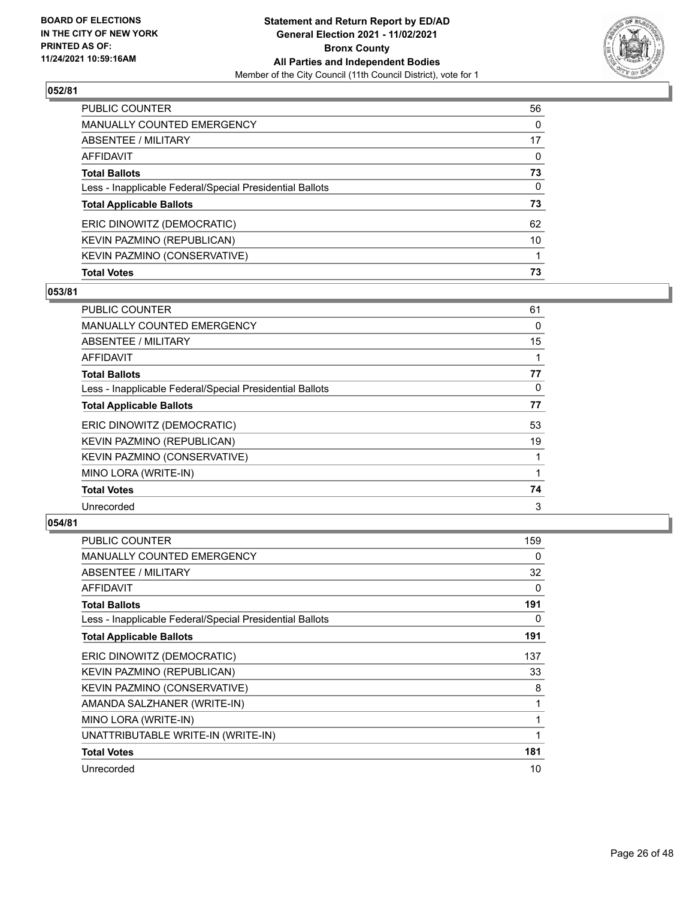**BOARD OF ELECTIONS IN THE CITY OF NEW YORK PRINTED AS OF: 11/24/2021 10:59:16AM**

**Statement and Return Report by ED/AD General Election 2021 - 11/02/2021 Bronx County All Parties and Independent Bodies**
Member of the City Council (11th Council District), vote for 1

### 052/81

| | |
|---|---|
| PUBLIC COUNTER | 56 |
| MANUALLY COUNTED EMERGENCY | 0 |
| ABSENTEE / MILITARY | 17 |
| AFFIDAVIT | 0 |
| **Total Ballots** | **73** |
| Less - Inapplicable Federal/Special Presidential Ballots | 0 |
| **Total Applicable Ballots** | **73** |
| ERIC DINOWITZ (DEMOCRATIC) | 62 |
| KEVIN PAZMINO (REPUBLICAN) | 10 |
| KEVIN PAZMINO (CONSERVATIVE) | 1 |
| **Total Votes** | **73** |

### 053/81

| | |
|---|---|
| PUBLIC COUNTER | 61 |
| MANUALLY COUNTED EMERGENCY | 0 |
| ABSENTEE / MILITARY | 15 |
| AFFIDAVIT | 1 |
| **Total Ballots** | **77** |
| Less - Inapplicable Federal/Special Presidential Ballots | 0 |
| **Total Applicable Ballots** | **77** |
| ERIC DINOWITZ (DEMOCRATIC) | 53 |
| KEVIN PAZMINO (REPUBLICAN) | 19 |
| KEVIN PAZMINO (CONSERVATIVE) | 1 |
| MINO LORA (WRITE-IN) | 1 |
| **Total Votes** | **74** |
| Unrecorded | 3 |

### 054/81

| | |
|---|---|
| PUBLIC COUNTER | 159 |
| MANUALLY COUNTED EMERGENCY | 0 |
| ABSENTEE / MILITARY | 32 |
| AFFIDAVIT | 0 |
| **Total Ballots** | **191** |
| Less - Inapplicable Federal/Special Presidential Ballots | 0 |
| **Total Applicable Ballots** | **191** |
| ERIC DINOWITZ (DEMOCRATIC) | 137 |
| KEVIN PAZMINO (REPUBLICAN) | 33 |
| KEVIN PAZMINO (CONSERVATIVE) | 8 |
| AMANDA SALZHANER (WRITE-IN) | 1 |
| MINO LORA (WRITE-IN) | 1 |
| UNATTRIBUTABLE WRITE-IN (WRITE-IN) | 1 |
| **Total Votes** | **181** |
| Unrecorded | 10 |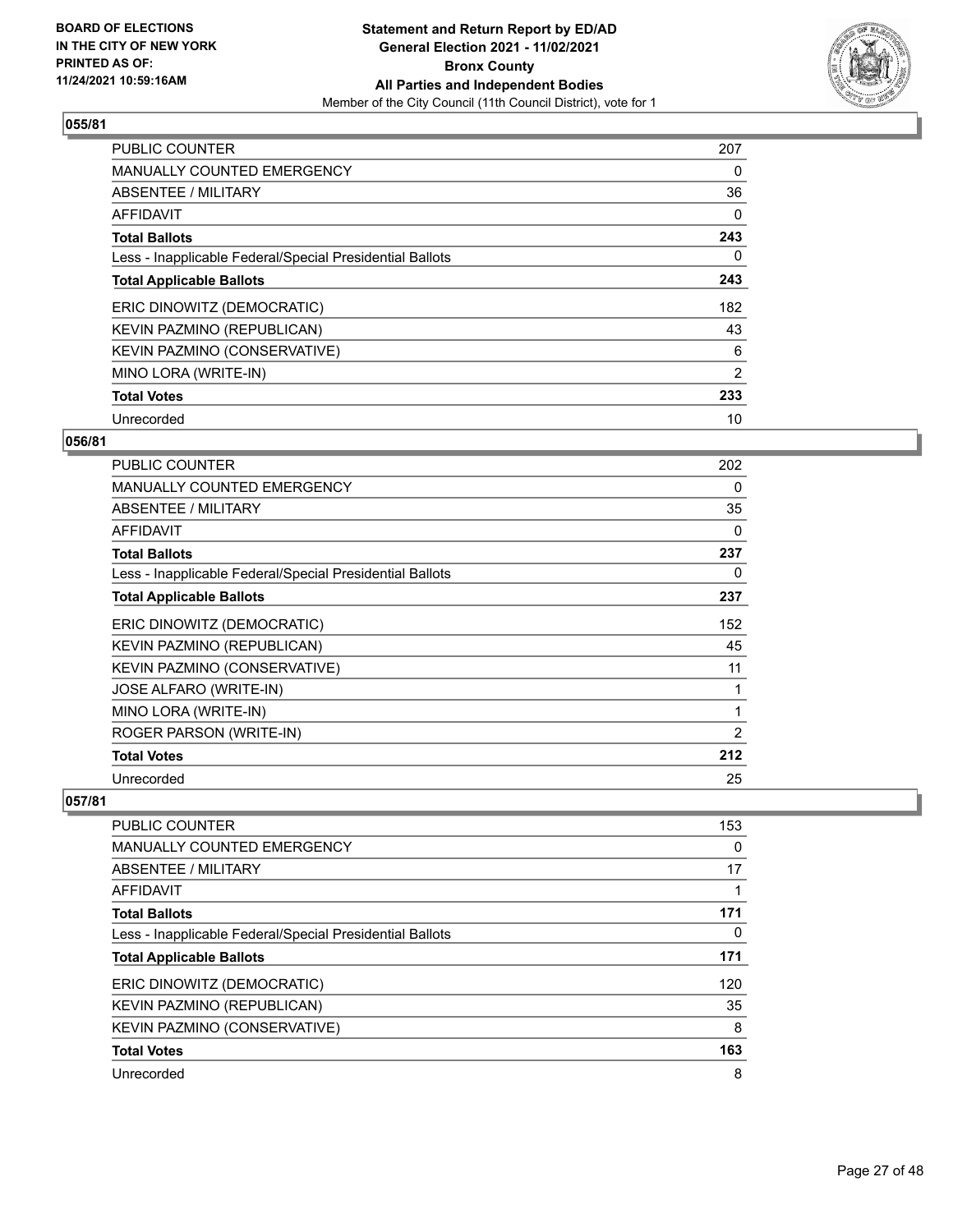**Statement and Return Report by ED/AD**
**General Election 2021 - 11/02/2021**
**Bronx County**
**All Parties and Independent Bodies**
Member of the City Council (11th Council District), vote for 1

BOARD OF ELECTIONS
IN THE CITY OF NEW YORK
PRINTED AS OF:
11/24/2021 10:59:16AM

## 055/81

| | |
|---|---|
| PUBLIC COUNTER | 207 |
| MANUALLY COUNTED EMERGENCY | 0 |
| ABSENTEE / MILITARY | 36 |
| AFFIDAVIT | 0 |
| **Total Ballots** | **243** |
| Less - Inapplicable Federal/Special Presidential Ballots | 0 |
| **Total Applicable Ballots** | **243** |
| ERIC DINOWITZ (DEMOCRATIC) | 182 |
| KEVIN PAZMINO (REPUBLICAN) | 43 |
| KEVIN PAZMINO (CONSERVATIVE) | 6 |
| MINO LORA (WRITE-IN) | 2 |
| **Total Votes** | **233** |
| Unrecorded | 10 |

## 056/81

| | |
|---|---|
| PUBLIC COUNTER | 202 |
| MANUALLY COUNTED EMERGENCY | 0 |
| ABSENTEE / MILITARY | 35 |
| AFFIDAVIT | 0 |
| **Total Ballots** | **237** |
| Less - Inapplicable Federal/Special Presidential Ballots | 0 |
| **Total Applicable Ballots** | **237** |
| ERIC DINOWITZ (DEMOCRATIC) | 152 |
| KEVIN PAZMINO (REPUBLICAN) | 45 |
| KEVIN PAZMINO (CONSERVATIVE) | 11 |
| JOSE ALFARO (WRITE-IN) | 1 |
| MINO LORA (WRITE-IN) | 1 |
| ROGER PARSON (WRITE-IN) | 2 |
| **Total Votes** | **212** |
| Unrecorded | 25 |

## 057/81

| | |
|---|---|
| PUBLIC COUNTER | 153 |
| MANUALLY COUNTED EMERGENCY | 0 |
| ABSENTEE / MILITARY | 17 |
| AFFIDAVIT | 1 |
| **Total Ballots** | **171** |
| Less - Inapplicable Federal/Special Presidential Ballots | 0 |
| **Total Applicable Ballots** | **171** |
| ERIC DINOWITZ (DEMOCRATIC) | 120 |
| KEVIN PAZMINO (REPUBLICAN) | 35 |
| KEVIN PAZMINO (CONSERVATIVE) | 8 |
| **Total Votes** | **163** |
| Unrecorded | 8 |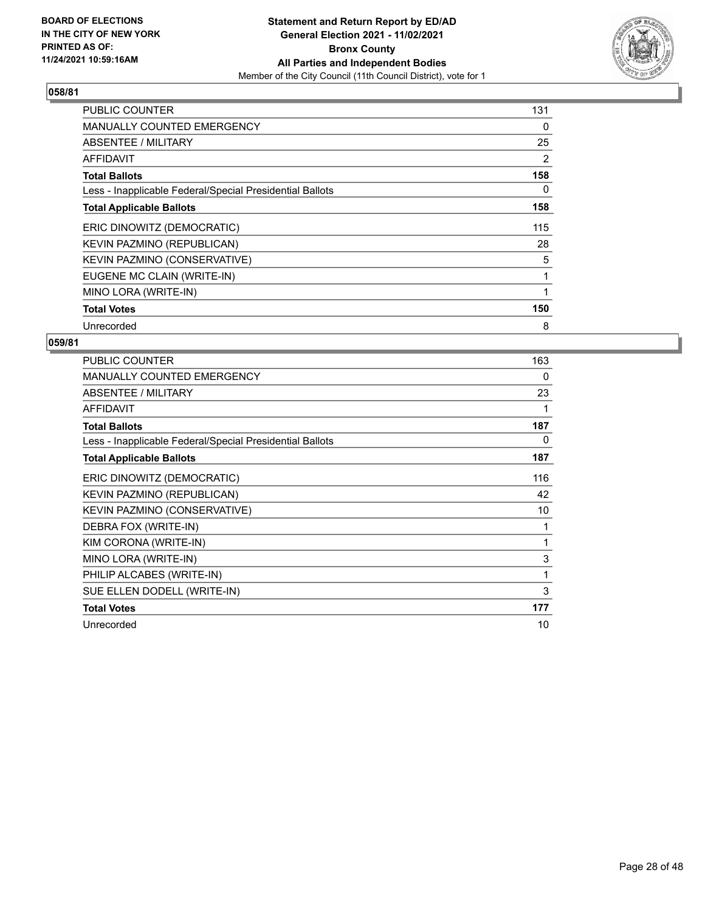BOARD OF ELECTIONS
IN THE CITY OF NEW YORK
PRINTED AS OF:
11/24/2021 10:59:16AM

**Statement and Return Report by ED/AD**
**General Election 2021 - 11/02/2021**
**Bronx County**
**All Parties and Independent Bodies**
Member of the City Council (11th Council District), vote for 1

## 058/81

| | |
|---|---|
| PUBLIC COUNTER | 131 |
| MANUALLY COUNTED EMERGENCY | 0 |
| ABSENTEE / MILITARY | 25 |
| AFFIDAVIT | 2 |
| **Total Ballots** | **158** |
| Less - Inapplicable Federal/Special Presidential Ballots | 0 |
| **Total Applicable Ballots** | **158** |
| ERIC DINOWITZ (DEMOCRATIC) | 115 |
| KEVIN PAZMINO (REPUBLICAN) | 28 |
| KEVIN PAZMINO (CONSERVATIVE) | 5 |
| EUGENE MC CLAIN (WRITE-IN) | 1 |
| MINO LORA (WRITE-IN) | 1 |
| **Total Votes** | **150** |
| Unrecorded | 8 |

## 059/81

| | |
|---|---|
| PUBLIC COUNTER | 163 |
| MANUALLY COUNTED EMERGENCY | 0 |
| ABSENTEE / MILITARY | 23 |
| AFFIDAVIT | 1 |
| **Total Ballots** | **187** |
| Less - Inapplicable Federal/Special Presidential Ballots | 0 |
| **Total Applicable Ballots** | **187** |
| ERIC DINOWITZ (DEMOCRATIC) | 116 |
| KEVIN PAZMINO (REPUBLICAN) | 42 |
| KEVIN PAZMINO (CONSERVATIVE) | 10 |
| DEBRA FOX (WRITE-IN) | 1 |
| KIM CORONA (WRITE-IN) | 1 |
| MINO LORA (WRITE-IN) | 3 |
| PHILIP ALCABES (WRITE-IN) | 1 |
| SUE ELLEN DODELL (WRITE-IN) | 3 |
| **Total Votes** | **177** |
| Unrecorded | 10 |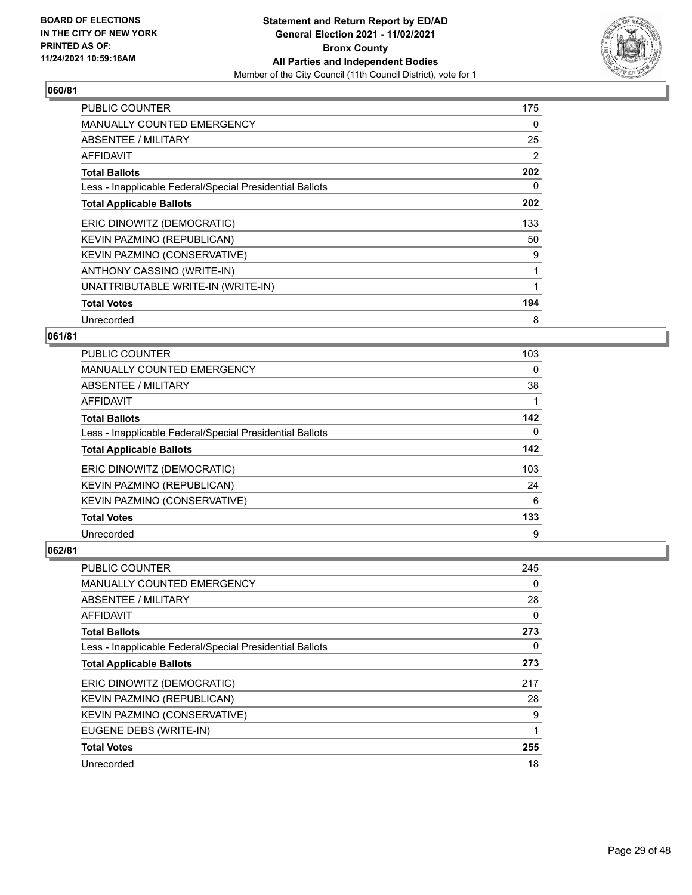BOARD OF ELECTIONS
IN THE CITY OF NEW YORK
PRINTED AS OF:
11/24/2021 10:59:16AM

**Statement and Return Report by ED/AD**
**General Election 2021 - 11/02/2021**
**Bronx County**
**All Parties and Independent Bodies**
Member of the City Council (11th Council District), vote for 1

### 060/81

| | |
|---|---|
| PUBLIC COUNTER | 175 |
| MANUALLY COUNTED EMERGENCY | 0 |
| ABSENTEE / MILITARY | 25 |
| AFFIDAVIT | 2 |
| **Total Ballots** | **202** |
| Less - Inapplicable Federal/Special Presidential Ballots | 0 |
| **Total Applicable Ballots** | **202** |
| ERIC DINOWITZ (DEMOCRATIC) | 133 |
| KEVIN PAZMINO (REPUBLICAN) | 50 |
| KEVIN PAZMINO (CONSERVATIVE) | 9 |
| ANTHONY CASSINO (WRITE-IN) | 1 |
| UNATTRIBUTABLE WRITE-IN (WRITE-IN) | 1 |
| **Total Votes** | **194** |
| Unrecorded | 8 |

### 061/81

| | |
|---|---|
| PUBLIC COUNTER | 103 |
| MANUALLY COUNTED EMERGENCY | 0 |
| ABSENTEE / MILITARY | 38 |
| AFFIDAVIT | 1 |
| **Total Ballots** | **142** |
| Less - Inapplicable Federal/Special Presidential Ballots | 0 |
| **Total Applicable Ballots** | **142** |
| ERIC DINOWITZ (DEMOCRATIC) | 103 |
| KEVIN PAZMINO (REPUBLICAN) | 24 |
| KEVIN PAZMINO (CONSERVATIVE) | 6 |
| **Total Votes** | **133** |
| Unrecorded | 9 |

### 062/81

| | |
|---|---|
| PUBLIC COUNTER | 245 |
| MANUALLY COUNTED EMERGENCY | 0 |
| ABSENTEE / MILITARY | 28 |
| AFFIDAVIT | 0 |
| **Total Ballots** | **273** |
| Less - Inapplicable Federal/Special Presidential Ballots | 0 |
| **Total Applicable Ballots** | **273** |
| ERIC DINOWITZ (DEMOCRATIC) | 217 |
| KEVIN PAZMINO (REPUBLICAN) | 28 |
| KEVIN PAZMINO (CONSERVATIVE) | 9 |
| EUGENE DEBS (WRITE-IN) | 1 |
| **Total Votes** | **255** |
| Unrecorded | 18 |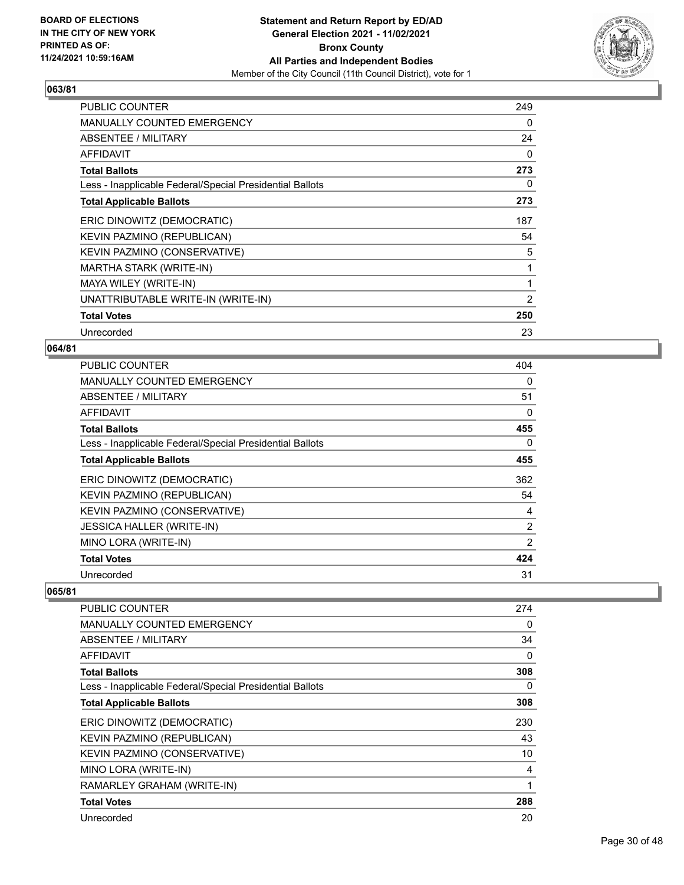**BOARD OF ELECTIONS IN THE CITY OF NEW YORK PRINTED AS OF: 11/24/2021 10:59:16AM**

**Statement and Return Report by ED/AD General Election 2021 - 11/02/2021 Bronx County All Parties and Independent Bodies**
Member of the City Council (11th Council District), vote for 1

### 063/81

| | |
|---|---|
| PUBLIC COUNTER | 249 |
| MANUALLY COUNTED EMERGENCY | 0 |
| ABSENTEE / MILITARY | 24 |
| AFFIDAVIT | 0 |
| **Total Ballots** | **273** |
| Less - Inapplicable Federal/Special Presidential Ballots | 0 |
| **Total Applicable Ballots** | **273** |
| ERIC DINOWITZ (DEMOCRATIC) | 187 |
| KEVIN PAZMINO (REPUBLICAN) | 54 |
| KEVIN PAZMINO (CONSERVATIVE) | 5 |
| MARTHA STARK (WRITE-IN) | 1 |
| MAYA WILEY (WRITE-IN) | 1 |
| UNATTRIBUTABLE WRITE-IN (WRITE-IN) | 2 |
| **Total Votes** | **250** |
| Unrecorded | 23 |

### 064/81

| | |
|---|---|
| PUBLIC COUNTER | 404 |
| MANUALLY COUNTED EMERGENCY | 0 |
| ABSENTEE / MILITARY | 51 |
| AFFIDAVIT | 0 |
| **Total Ballots** | **455** |
| Less - Inapplicable Federal/Special Presidential Ballots | 0 |
| **Total Applicable Ballots** | **455** |
| ERIC DINOWITZ (DEMOCRATIC) | 362 |
| KEVIN PAZMINO (REPUBLICAN) | 54 |
| KEVIN PAZMINO (CONSERVATIVE) | 4 |
| JESSICA HALLER (WRITE-IN) | 2 |
| MINO LORA (WRITE-IN) | 2 |
| **Total Votes** | **424** |
| Unrecorded | 31 |

### 065/81

| | |
|---|---|
| PUBLIC COUNTER | 274 |
| MANUALLY COUNTED EMERGENCY | 0 |
| ABSENTEE / MILITARY | 34 |
| AFFIDAVIT | 0 |
| **Total Ballots** | **308** |
| Less - Inapplicable Federal/Special Presidential Ballots | 0 |
| **Total Applicable Ballots** | **308** |
| ERIC DINOWITZ (DEMOCRATIC) | 230 |
| KEVIN PAZMINO (REPUBLICAN) | 43 |
| KEVIN PAZMINO (CONSERVATIVE) | 10 |
| MINO LORA (WRITE-IN) | 4 |
| RAMARLEY GRAHAM (WRITE-IN) | 1 |
| **Total Votes** | **288** |
| Unrecorded | 20 |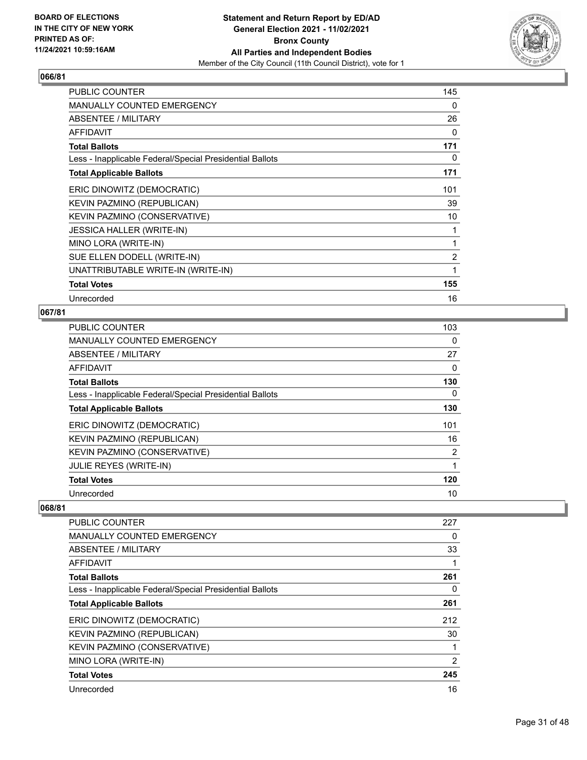### 066/81

| | |
|---|---|
| PUBLIC COUNTER | 145 |
| MANUALLY COUNTED EMERGENCY | 0 |
| ABSENTEE / MILITARY | 26 |
| AFFIDAVIT | 0 |
| **Total Ballots** | **171** |
| Less - Inapplicable Federal/Special Presidential Ballots | 0 |
| **Total Applicable Ballots** | **171** |
| ERIC DINOWITZ (DEMOCRATIC) | 101 |
| KEVIN PAZMINO (REPUBLICAN) | 39 |
| KEVIN PAZMINO (CONSERVATIVE) | 10 |
| JESSICA HALLER (WRITE-IN) | 1 |
| MINO LORA (WRITE-IN) | 1 |
| SUE ELLEN DODELL (WRITE-IN) | 2 |
| UNATTRIBUTABLE WRITE-IN (WRITE-IN) | 1 |
| **Total Votes** | **155** |
| Unrecorded | 16 |

### 067/81

| | |
|---|---|
| PUBLIC COUNTER | 103 |
| MANUALLY COUNTED EMERGENCY | 0 |
| ABSENTEE / MILITARY | 27 |
| AFFIDAVIT | 0 |
| **Total Ballots** | **130** |
| Less - Inapplicable Federal/Special Presidential Ballots | 0 |
| **Total Applicable Ballots** | **130** |
| ERIC DINOWITZ (DEMOCRATIC) | 101 |
| KEVIN PAZMINO (REPUBLICAN) | 16 |
| KEVIN PAZMINO (CONSERVATIVE) | 2 |
| JULIE REYES (WRITE-IN) | 1 |
| **Total Votes** | **120** |
| Unrecorded | 10 |

### 068/81

| | |
|---|---|
| PUBLIC COUNTER | 227 |
| MANUALLY COUNTED EMERGENCY | 0 |
| ABSENTEE / MILITARY | 33 |
| AFFIDAVIT | 1 |
| **Total Ballots** | **261** |
| Less - Inapplicable Federal/Special Presidential Ballots | 0 |
| **Total Applicable Ballots** | **261** |
| ERIC DINOWITZ (DEMOCRATIC) | 212 |
| KEVIN PAZMINO (REPUBLICAN) | 30 |
| KEVIN PAZMINO (CONSERVATIVE) | 1 |
| MINO LORA (WRITE-IN) | 2 |
| **Total Votes** | **245** |
| Unrecorded | 16 |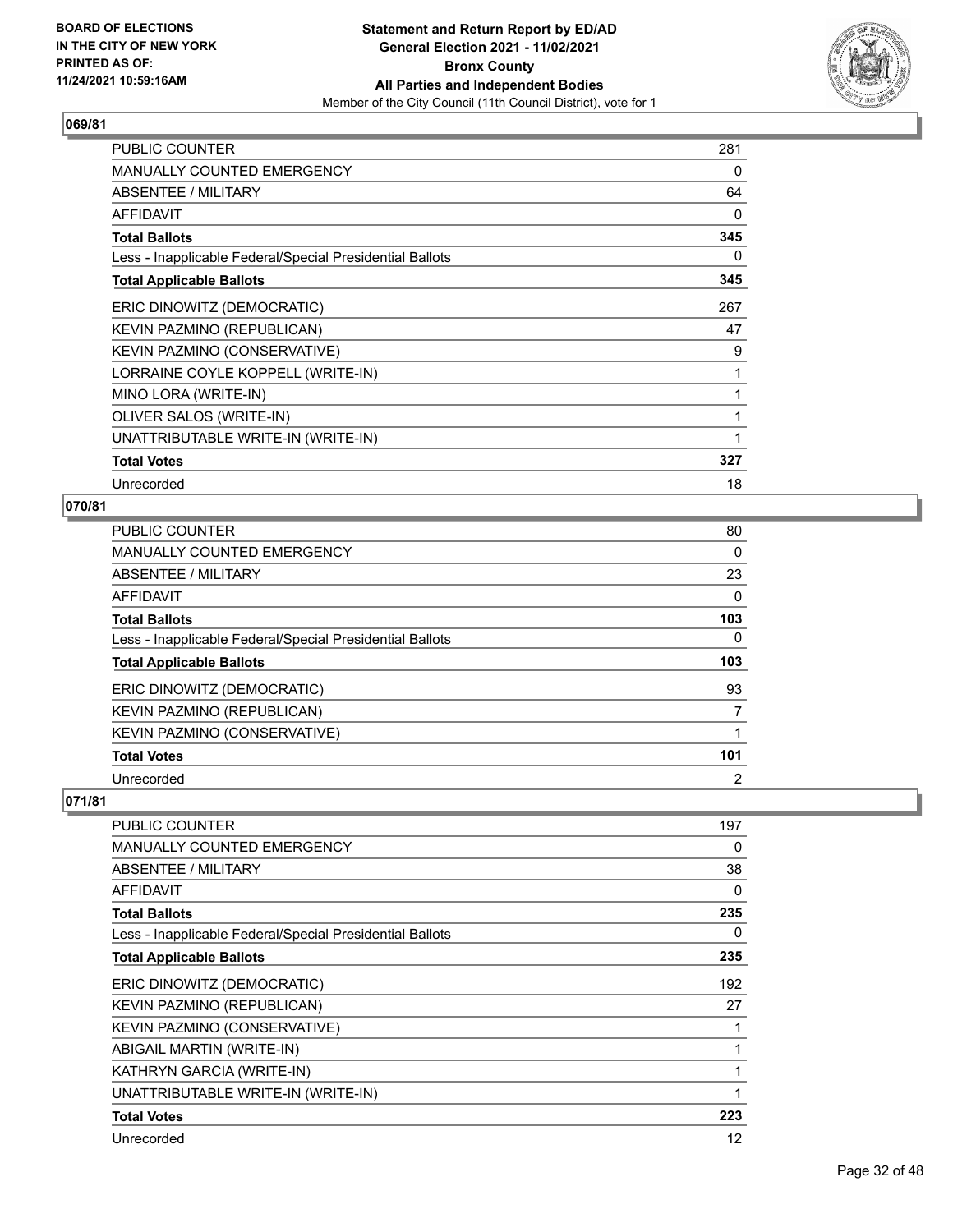**Statement and Return Report by ED/AD**
**General Election 2021 - 11/02/2021**
**Bronx County**
**All Parties and Independent Bodies**
Member of the City Council (11th Council District), vote for 1

BOARD OF ELECTIONS IN THE CITY OF NEW YORK
PRINTED AS OF: 11/24/2021 10:59:16AM

## 069/81

| | |
|---|---|
| PUBLIC COUNTER | 281 |
| MANUALLY COUNTED EMERGENCY | 0 |
| ABSENTEE / MILITARY | 64 |
| AFFIDAVIT | 0 |
| **Total Ballots** | **345** |
| Less - Inapplicable Federal/Special Presidential Ballots | 0 |
| **Total Applicable Ballots** | **345** |
| ERIC DINOWITZ (DEMOCRATIC) | 267 |
| KEVIN PAZMINO (REPUBLICAN) | 47 |
| KEVIN PAZMINO (CONSERVATIVE) | 9 |
| LORRAINE COYLE KOPPELL (WRITE-IN) | 1 |
| MINO LORA (WRITE-IN) | 1 |
| OLIVER SALOS (WRITE-IN) | 1 |
| UNATTRIBUTABLE WRITE-IN (WRITE-IN) | 1 |
| **Total Votes** | **327** |
| Unrecorded | 18 |

## 070/81

| | |
|---|---|
| PUBLIC COUNTER | 80 |
| MANUALLY COUNTED EMERGENCY | 0 |
| ABSENTEE / MILITARY | 23 |
| AFFIDAVIT | 0 |
| **Total Ballots** | **103** |
| Less - Inapplicable Federal/Special Presidential Ballots | 0 |
| **Total Applicable Ballots** | **103** |
| ERIC DINOWITZ (DEMOCRATIC) | 93 |
| KEVIN PAZMINO (REPUBLICAN) | 7 |
| KEVIN PAZMINO (CONSERVATIVE) | 1 |
| **Total Votes** | **101** |
| Unrecorded | 2 |

## 071/81

| | |
|---|---|
| PUBLIC COUNTER | 197 |
| MANUALLY COUNTED EMERGENCY | 0 |
| ABSENTEE / MILITARY | 38 |
| AFFIDAVIT | 0 |
| **Total Ballots** | **235** |
| Less - Inapplicable Federal/Special Presidential Ballots | 0 |
| **Total Applicable Ballots** | **235** |
| ERIC DINOWITZ (DEMOCRATIC) | 192 |
| KEVIN PAZMINO (REPUBLICAN) | 27 |
| KEVIN PAZMINO (CONSERVATIVE) | 1 |
| ABIGAIL MARTIN (WRITE-IN) | 1 |
| KATHRYN GARCIA (WRITE-IN) | 1 |
| UNATTRIBUTABLE WRITE-IN (WRITE-IN) | 1 |
| **Total Votes** | **223** |
| Unrecorded | 12 |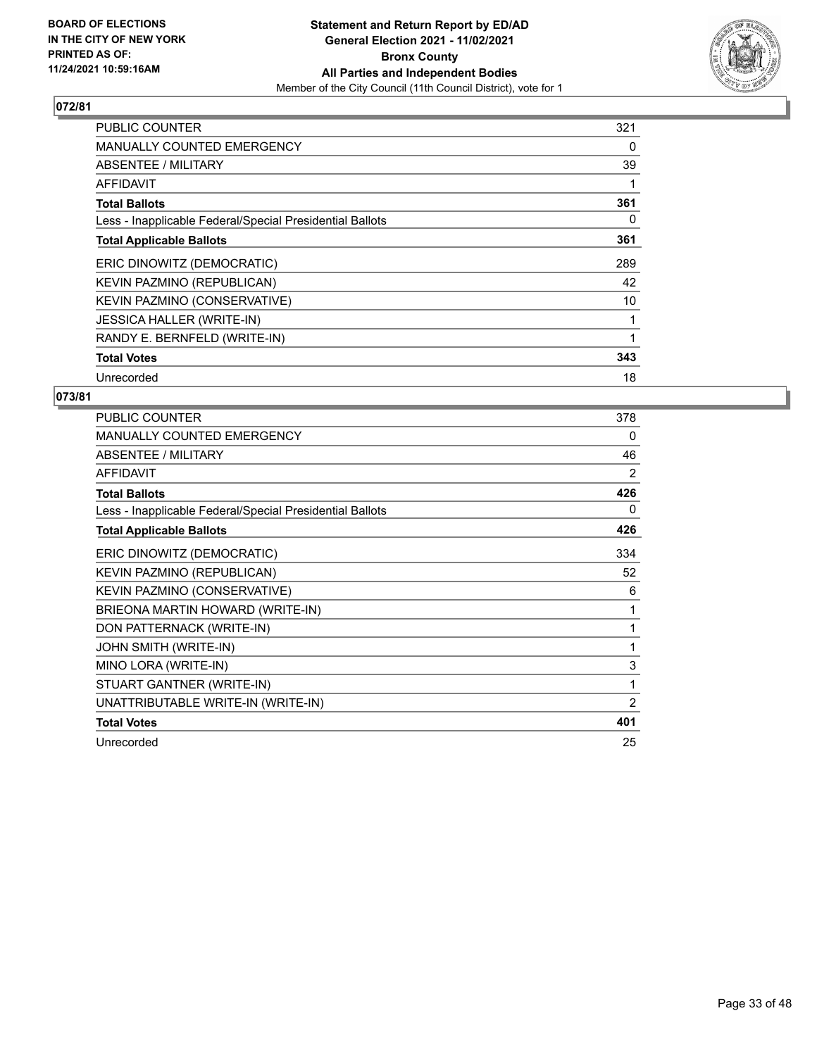**BOARD OF ELECTIONS IN THE CITY OF NEW YORK PRINTED AS OF: 11/24/2021 10:59:16AM**

**Statement and Return Report by ED/AD General Election 2021 - 11/02/2021 Bronx County All Parties and Independent Bodies**

Member of the City Council (11th Council District), vote for 1

## 072/81

| | |
|---|---|
| PUBLIC COUNTER | 321 |
| MANUALLY COUNTED EMERGENCY | 0 |
| ABSENTEE / MILITARY | 39 |
| AFFIDAVIT | 1 |
| **Total Ballots** | **361** |
| Less - Inapplicable Federal/Special Presidential Ballots | 0 |
| **Total Applicable Ballots** | **361** |
| ERIC DINOWITZ (DEMOCRATIC) | 289 |
| KEVIN PAZMINO (REPUBLICAN) | 42 |
| KEVIN PAZMINO (CONSERVATIVE) | 10 |
| JESSICA HALLER (WRITE-IN) | 1 |
| RANDY E. BERNFELD (WRITE-IN) | 1 |
| **Total Votes** | **343** |
| Unrecorded | 18 |

## 073/81

| | |
|---|---|
| PUBLIC COUNTER | 378 |
| MANUALLY COUNTED EMERGENCY | 0 |
| ABSENTEE / MILITARY | 46 |
| AFFIDAVIT | 2 |
| **Total Ballots** | **426** |
| Less - Inapplicable Federal/Special Presidential Ballots | 0 |
| **Total Applicable Ballots** | **426** |
| ERIC DINOWITZ (DEMOCRATIC) | 334 |
| KEVIN PAZMINO (REPUBLICAN) | 52 |
| KEVIN PAZMINO (CONSERVATIVE) | 6 |
| BRIEONA MARTIN HOWARD (WRITE-IN) | 1 |
| DON PATTERNACK (WRITE-IN) | 1 |
| JOHN SMITH (WRITE-IN) | 1 |
| MINO LORA (WRITE-IN) | 3 |
| STUART GANTNER (WRITE-IN) | 1 |
| UNATTRIBUTABLE WRITE-IN (WRITE-IN) | 2 |
| **Total Votes** | **401** |
| Unrecorded | 25 |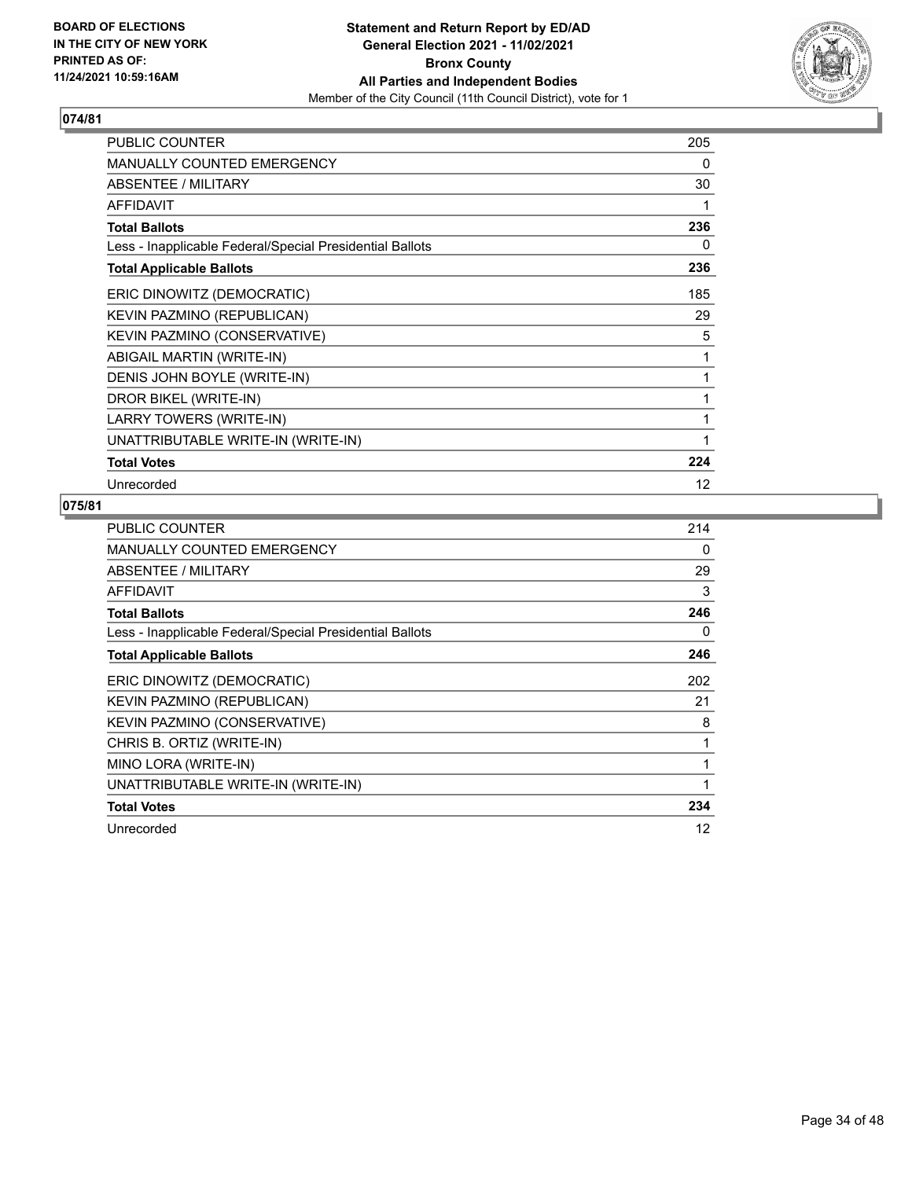**BOARD OF ELECTIONS IN THE CITY OF NEW YORK PRINTED AS OF: 11/24/2021 10:59:16AM**

**Statement and Return Report by ED/AD**
**General Election 2021 - 11/02/2021**
**Bronx County**
**All Parties and Independent Bodies**
Member of the City Council (11th Council District), vote for 1

## 074/81

| | |
|---|---|
| PUBLIC COUNTER | 205 |
| MANUALLY COUNTED EMERGENCY | 0 |
| ABSENTEE / MILITARY | 30 |
| AFFIDAVIT | 1 |
| **Total Ballots** | **236** |
| Less - Inapplicable Federal/Special Presidential Ballots | 0 |
| **Total Applicable Ballots** | **236** |
| ERIC DINOWITZ (DEMOCRATIC) | 185 |
| KEVIN PAZMINO (REPUBLICAN) | 29 |
| KEVIN PAZMINO (CONSERVATIVE) | 5 |
| ABIGAIL MARTIN (WRITE-IN) | 1 |
| DENIS JOHN BOYLE (WRITE-IN) | 1 |
| DROR BIKEL (WRITE-IN) | 1 |
| LARRY TOWERS (WRITE-IN) | 1 |
| UNATTRIBUTABLE WRITE-IN (WRITE-IN) | 1 |
| **Total Votes** | **224** |
| Unrecorded | 12 |

## 075/81

| | |
|---|---|
| PUBLIC COUNTER | 214 |
| MANUALLY COUNTED EMERGENCY | 0 |
| ABSENTEE / MILITARY | 29 |
| AFFIDAVIT | 3 |
| **Total Ballots** | **246** |
| Less - Inapplicable Federal/Special Presidential Ballots | 0 |
| **Total Applicable Ballots** | **246** |
| ERIC DINOWITZ (DEMOCRATIC) | 202 |
| KEVIN PAZMINO (REPUBLICAN) | 21 |
| KEVIN PAZMINO (CONSERVATIVE) | 8 |
| CHRIS B. ORTIZ (WRITE-IN) | 1 |
| MINO LORA (WRITE-IN) | 1 |
| UNATTRIBUTABLE WRITE-IN (WRITE-IN) | 1 |
| **Total Votes** | **234** |
| Unrecorded | 12 |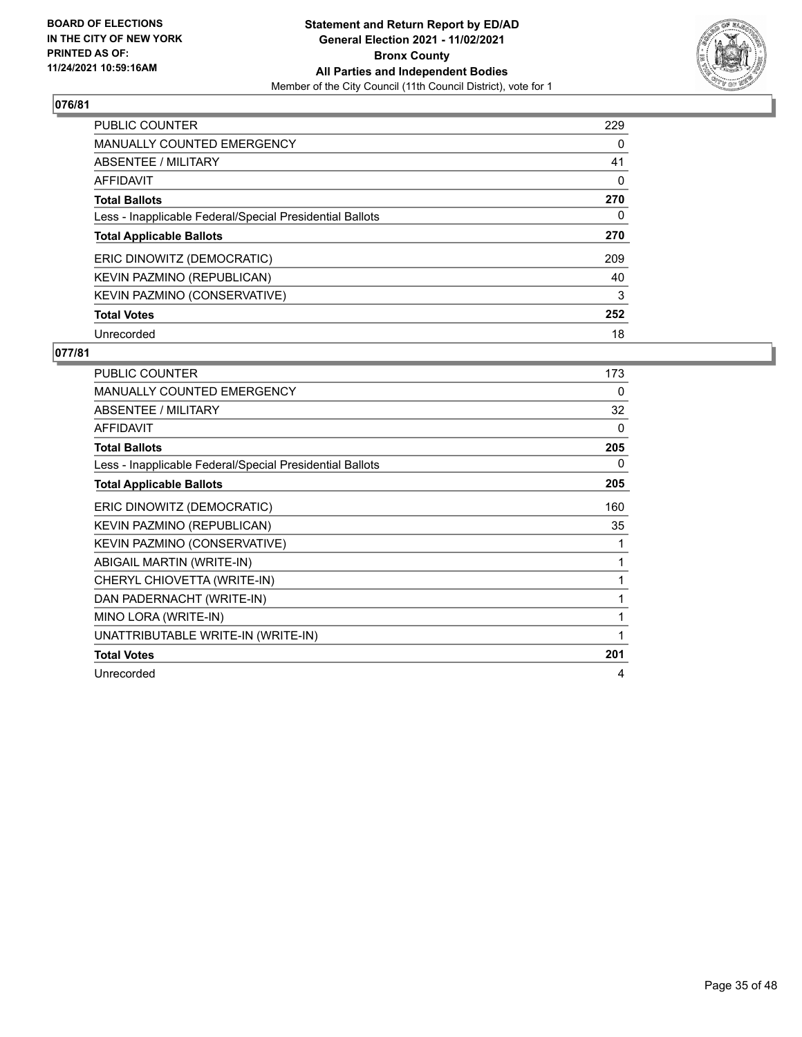**BOARD OF ELECTIONS IN THE CITY OF NEW YORK PRINTED AS OF: 11/24/2021 10:59:16AM**

**Statement and Return Report by ED/AD General Election 2021 - 11/02/2021 Bronx County All Parties and Independent Bodies**

Member of the City Council (11th Council District), vote for 1

## 076/81

| | |
|---|---|
| PUBLIC COUNTER | 229 |
| MANUALLY COUNTED EMERGENCY | 0 |
| ABSENTEE / MILITARY | 41 |
| AFFIDAVIT | 0 |
| **Total Ballots** | **270** |
| Less - Inapplicable Federal/Special Presidential Ballots | 0 |
| **Total Applicable Ballots** | **270** |
| ERIC DINOWITZ (DEMOCRATIC) | 209 |
| KEVIN PAZMINO (REPUBLICAN) | 40 |
| KEVIN PAZMINO (CONSERVATIVE) | 3 |
| **Total Votes** | **252** |
| Unrecorded | 18 |

## 077/81

| | |
|---|---|
| PUBLIC COUNTER | 173 |
| MANUALLY COUNTED EMERGENCY | 0 |
| ABSENTEE / MILITARY | 32 |
| AFFIDAVIT | 0 |
| **Total Ballots** | **205** |
| Less - Inapplicable Federal/Special Presidential Ballots | 0 |
| **Total Applicable Ballots** | **205** |
| ERIC DINOWITZ (DEMOCRATIC) | 160 |
| KEVIN PAZMINO (REPUBLICAN) | 35 |
| KEVIN PAZMINO (CONSERVATIVE) | 1 |
| ABIGAIL MARTIN (WRITE-IN) | 1 |
| CHERYL CHIOVETTA (WRITE-IN) | 1 |
| DAN PADERNACHT (WRITE-IN) | 1 |
| MINO LORA (WRITE-IN) | 1 |
| UNATTRIBUTABLE WRITE-IN (WRITE-IN) | 1 |
| **Total Votes** | **201** |
| Unrecorded | 4 |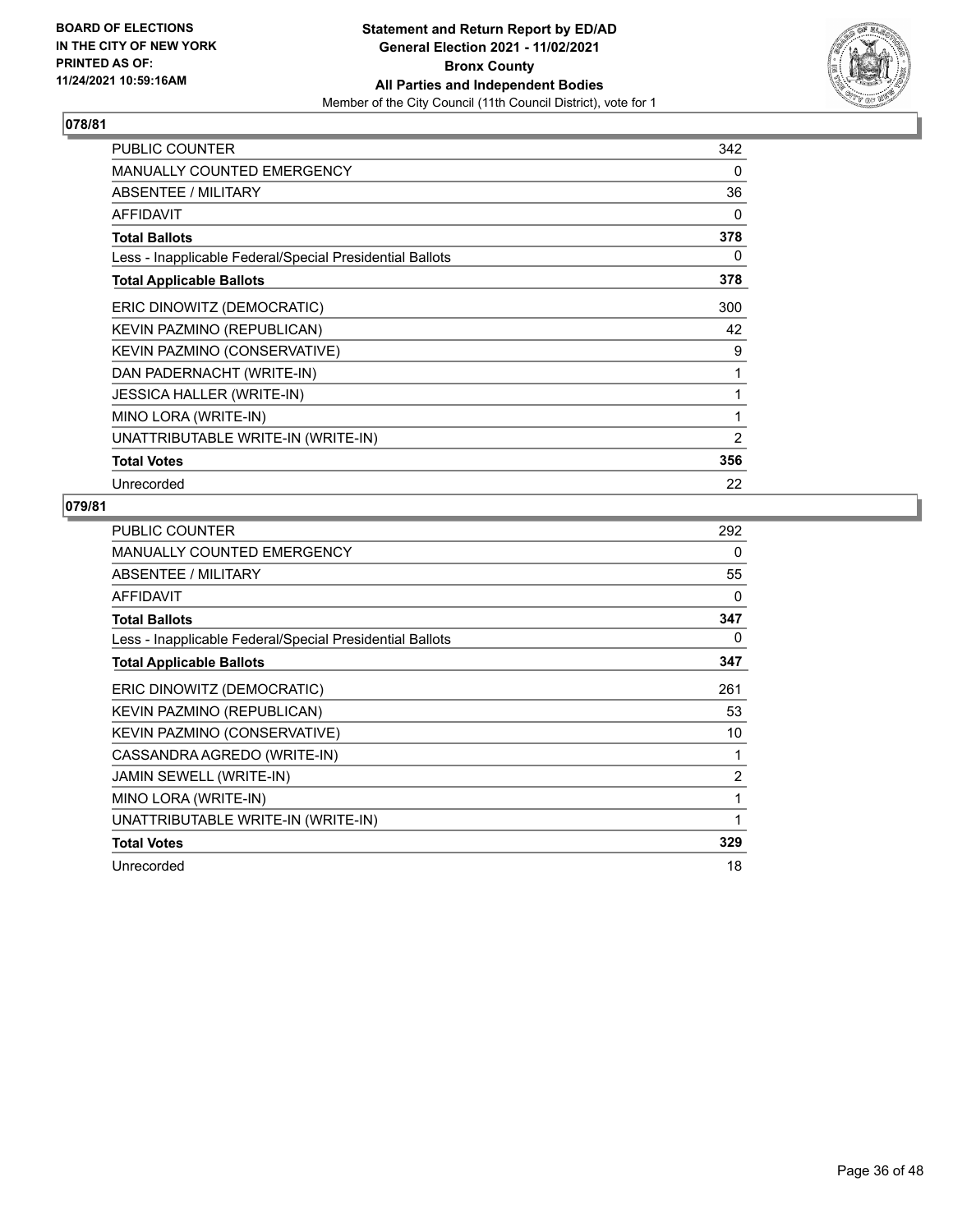**BOARD OF ELECTIONS IN THE CITY OF NEW YORK PRINTED AS OF: 11/24/2021 10:59:16AM**

**Statement and Return Report by ED/AD General Election 2021 - 11/02/2021 Bronx County All Parties and Independent Bodies**
Member of the City Council (11th Council District), vote for 1

## 078/81

| | |
|---|---|
| PUBLIC COUNTER | 342 |
| MANUALLY COUNTED EMERGENCY | 0 |
| ABSENTEE / MILITARY | 36 |
| AFFIDAVIT | 0 |
| **Total Ballots** | **378** |
| Less - Inapplicable Federal/Special Presidential Ballots | 0 |
| **Total Applicable Ballots** | **378** |
| ERIC DINOWITZ (DEMOCRATIC) | 300 |
| KEVIN PAZMINO (REPUBLICAN) | 42 |
| KEVIN PAZMINO (CONSERVATIVE) | 9 |
| DAN PADERNACHT (WRITE-IN) | 1 |
| JESSICA HALLER (WRITE-IN) | 1 |
| MINO LORA (WRITE-IN) | 1 |
| UNATTRIBUTABLE WRITE-IN (WRITE-IN) | 2 |
| **Total Votes** | **356** |
| Unrecorded | 22 |

## 079/81

| | |
|---|---|
| PUBLIC COUNTER | 292 |
| MANUALLY COUNTED EMERGENCY | 0 |
| ABSENTEE / MILITARY | 55 |
| AFFIDAVIT | 0 |
| **Total Ballots** | **347** |
| Less - Inapplicable Federal/Special Presidential Ballots | 0 |
| **Total Applicable Ballots** | **347** |
| ERIC DINOWITZ (DEMOCRATIC) | 261 |
| KEVIN PAZMINO (REPUBLICAN) | 53 |
| KEVIN PAZMINO (CONSERVATIVE) | 10 |
| CASSANDRA AGREDO (WRITE-IN) | 1 |
| JAMIN SEWELL (WRITE-IN) | 2 |
| MINO LORA (WRITE-IN) | 1 |
| UNATTRIBUTABLE WRITE-IN (WRITE-IN) | 1 |
| **Total Votes** | **329** |
| Unrecorded | 18 |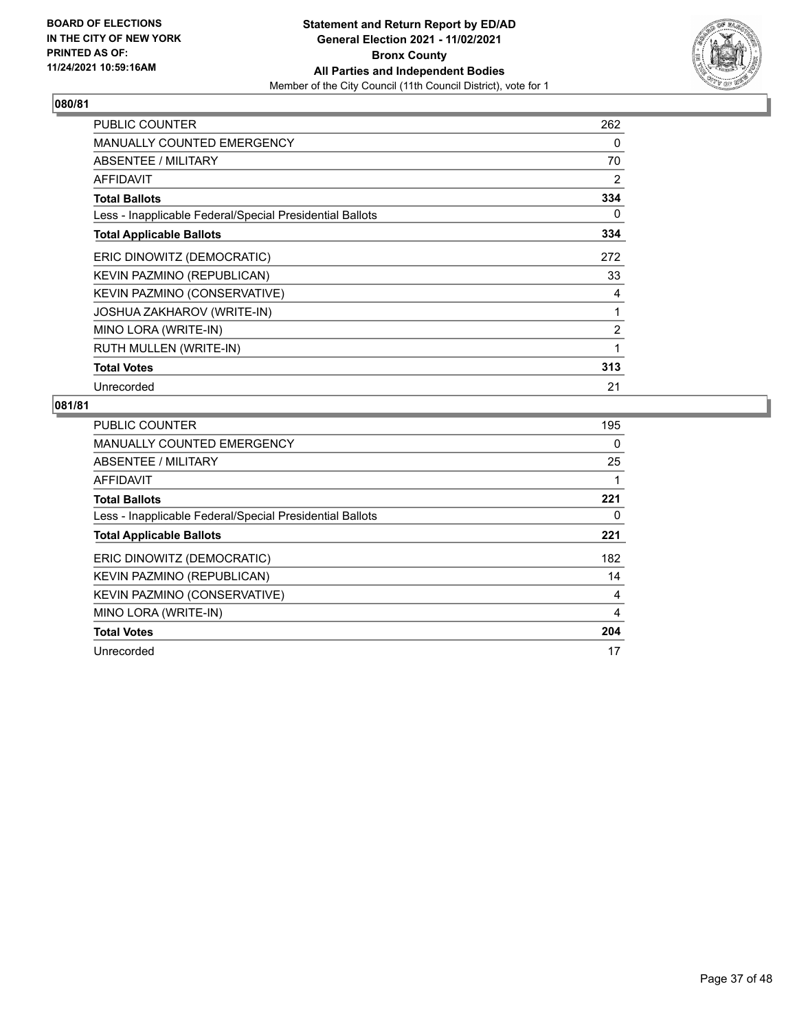**BOARD OF ELECTIONS IN THE CITY OF NEW YORK PRINTED AS OF: 11/24/2021 10:59:16AM**

**Statement and Return Report by ED/AD General Election 2021 - 11/02/2021 Bronx County All Parties and Independent Bodies**

Member of the City Council (11th Council District), vote for 1

## 080/81

| | |
|---|---|
| PUBLIC COUNTER | 262 |
| MANUALLY COUNTED EMERGENCY | 0 |
| ABSENTEE / MILITARY | 70 |
| AFFIDAVIT | 2 |
| **Total Ballots** | **334** |
| Less - Inapplicable Federal/Special Presidential Ballots | 0 |
| **Total Applicable Ballots** | **334** |
| ERIC DINOWITZ (DEMOCRATIC) | 272 |
| KEVIN PAZMINO (REPUBLICAN) | 33 |
| KEVIN PAZMINO (CONSERVATIVE) | 4 |
| JOSHUA ZAKHAROV (WRITE-IN) | 1 |
| MINO LORA (WRITE-IN) | 2 |
| RUTH MULLEN (WRITE-IN) | 1 |
| **Total Votes** | **313** |
| Unrecorded | 21 |

## 081/81

| | |
|---|---|
| PUBLIC COUNTER | 195 |
| MANUALLY COUNTED EMERGENCY | 0 |
| ABSENTEE / MILITARY | 25 |
| AFFIDAVIT | 1 |
| **Total Ballots** | **221** |
| Less - Inapplicable Federal/Special Presidential Ballots | 0 |
| **Total Applicable Ballots** | **221** |
| ERIC DINOWITZ (DEMOCRATIC) | 182 |
| KEVIN PAZMINO (REPUBLICAN) | 14 |
| KEVIN PAZMINO (CONSERVATIVE) | 4 |
| MINO LORA (WRITE-IN) | 4 |
| **Total Votes** | **204** |
| Unrecorded | 17 |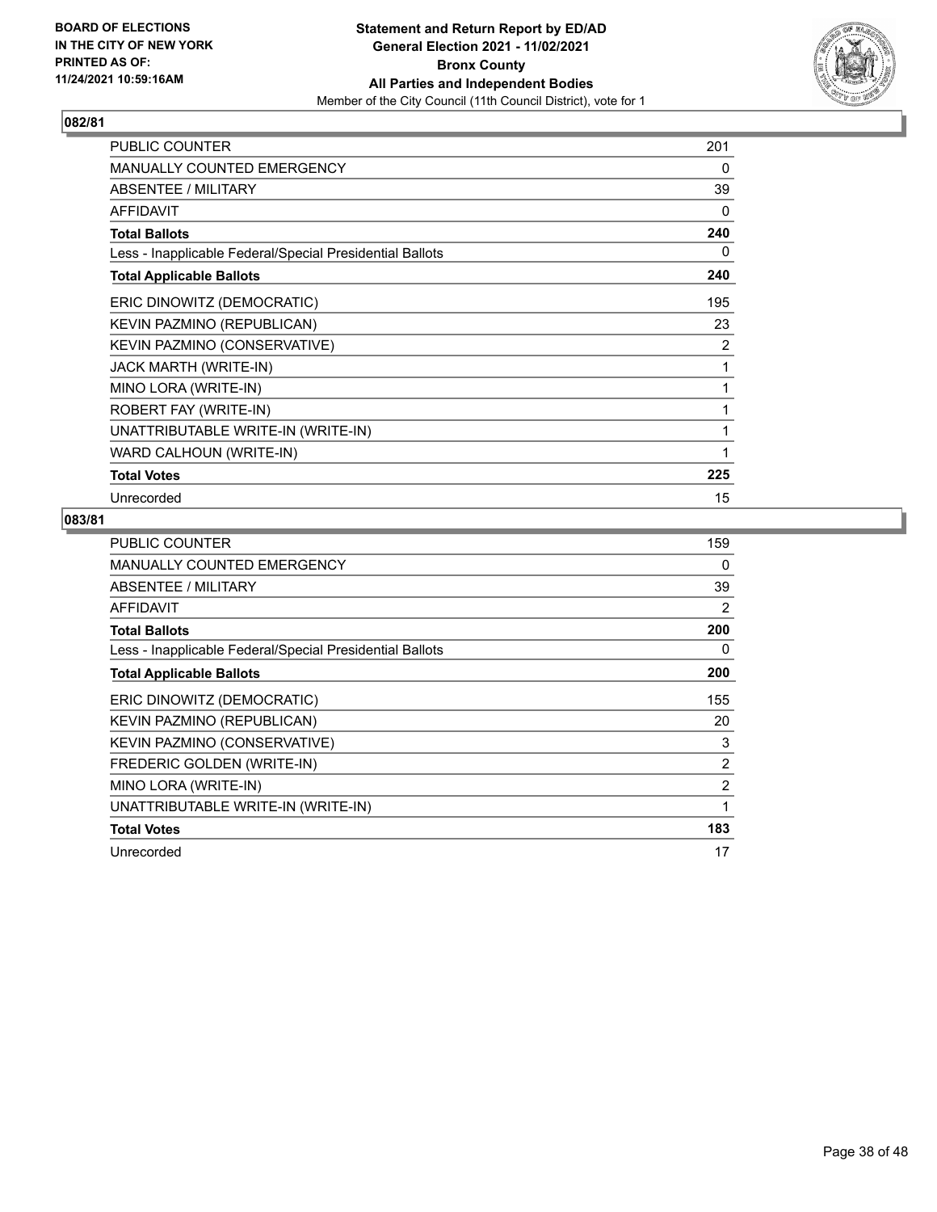**BOARD OF ELECTIONS IN THE CITY OF NEW YORK PRINTED AS OF: 11/24/2021 10:59:16AM**

**Statement and Return Report by ED/AD General Election 2021 - 11/02/2021 Bronx County All Parties and Independent Bodies**
Member of the City Council (11th Council District), vote for 1

## 082/81

| | |
|---|---|
| PUBLIC COUNTER | 201 |
| MANUALLY COUNTED EMERGENCY | 0 |
| ABSENTEE / MILITARY | 39 |
| AFFIDAVIT | 0 |
| **Total Ballots** | **240** |
| Less - Inapplicable Federal/Special Presidential Ballots | 0 |
| **Total Applicable Ballots** | **240** |
| ERIC DINOWITZ (DEMOCRATIC) | 195 |
| KEVIN PAZMINO (REPUBLICAN) | 23 |
| KEVIN PAZMINO (CONSERVATIVE) | 2 |
| JACK MARTH (WRITE-IN) | 1 |
| MINO LORA (WRITE-IN) | 1 |
| ROBERT FAY (WRITE-IN) | 1 |
| UNATTRIBUTABLE WRITE-IN (WRITE-IN) | 1 |
| WARD CALHOUN (WRITE-IN) | 1 |
| **Total Votes** | **225** |
| Unrecorded | 15 |

## 083/81

| | |
|---|---|
| PUBLIC COUNTER | 159 |
| MANUALLY COUNTED EMERGENCY | 0 |
| ABSENTEE / MILITARY | 39 |
| AFFIDAVIT | 2 |
| **Total Ballots** | **200** |
| Less - Inapplicable Federal/Special Presidential Ballots | 0 |
| **Total Applicable Ballots** | **200** |
| ERIC DINOWITZ (DEMOCRATIC) | 155 |
| KEVIN PAZMINO (REPUBLICAN) | 20 |
| KEVIN PAZMINO (CONSERVATIVE) | 3 |
| FREDERIC GOLDEN (WRITE-IN) | 2 |
| MINO LORA (WRITE-IN) | 2 |
| UNATTRIBUTABLE WRITE-IN (WRITE-IN) | 1 |
| **Total Votes** | **183** |
| Unrecorded | 17 |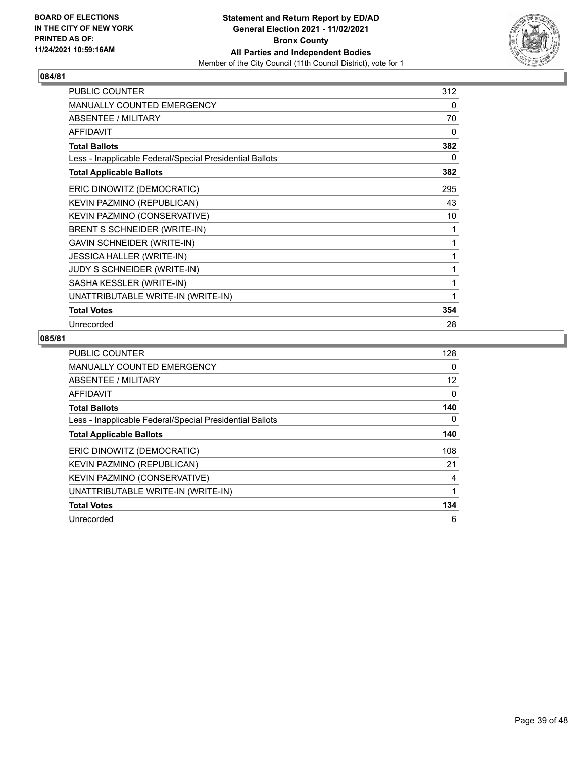BOARD OF ELECTIONS
IN THE CITY OF NEW YORK
PRINTED AS OF:
11/24/2021 10:59:16AM

**Statement and Return Report by ED/AD**
**General Election 2021 - 11/02/2021**
**Bronx County**
**All Parties and Independent Bodies**
Member of the City Council (11th Council District), vote for 1

## 084/81

| | |
|---|---|
| PUBLIC COUNTER | 312 |
| MANUALLY COUNTED EMERGENCY | 0 |
| ABSENTEE / MILITARY | 70 |
| AFFIDAVIT | 0 |
| **Total Ballots** | **382** |
| Less - Inapplicable Federal/Special Presidential Ballots | 0 |
| **Total Applicable Ballots** | **382** |
| ERIC DINOWITZ (DEMOCRATIC) | 295 |
| KEVIN PAZMINO (REPUBLICAN) | 43 |
| KEVIN PAZMINO (CONSERVATIVE) | 10 |
| BRENT S SCHNEIDER (WRITE-IN) | 1 |
| GAVIN SCHNEIDER (WRITE-IN) | 1 |
| JESSICA HALLER (WRITE-IN) | 1 |
| JUDY S SCHNEIDER (WRITE-IN) | 1 |
| SASHA KESSLER (WRITE-IN) | 1 |
| UNATTRIBUTABLE WRITE-IN (WRITE-IN) | 1 |
| **Total Votes** | **354** |
| Unrecorded | 28 |

## 085/81

| | |
|---|---|
| PUBLIC COUNTER | 128 |
| MANUALLY COUNTED EMERGENCY | 0 |
| ABSENTEE / MILITARY | 12 |
| AFFIDAVIT | 0 |
| **Total Ballots** | **140** |
| Less - Inapplicable Federal/Special Presidential Ballots | 0 |
| **Total Applicable Ballots** | **140** |
| ERIC DINOWITZ (DEMOCRATIC) | 108 |
| KEVIN PAZMINO (REPUBLICAN) | 21 |
| KEVIN PAZMINO (CONSERVATIVE) | 4 |
| UNATTRIBUTABLE WRITE-IN (WRITE-IN) | 1 |
| **Total Votes** | **134** |
| Unrecorded | 6 |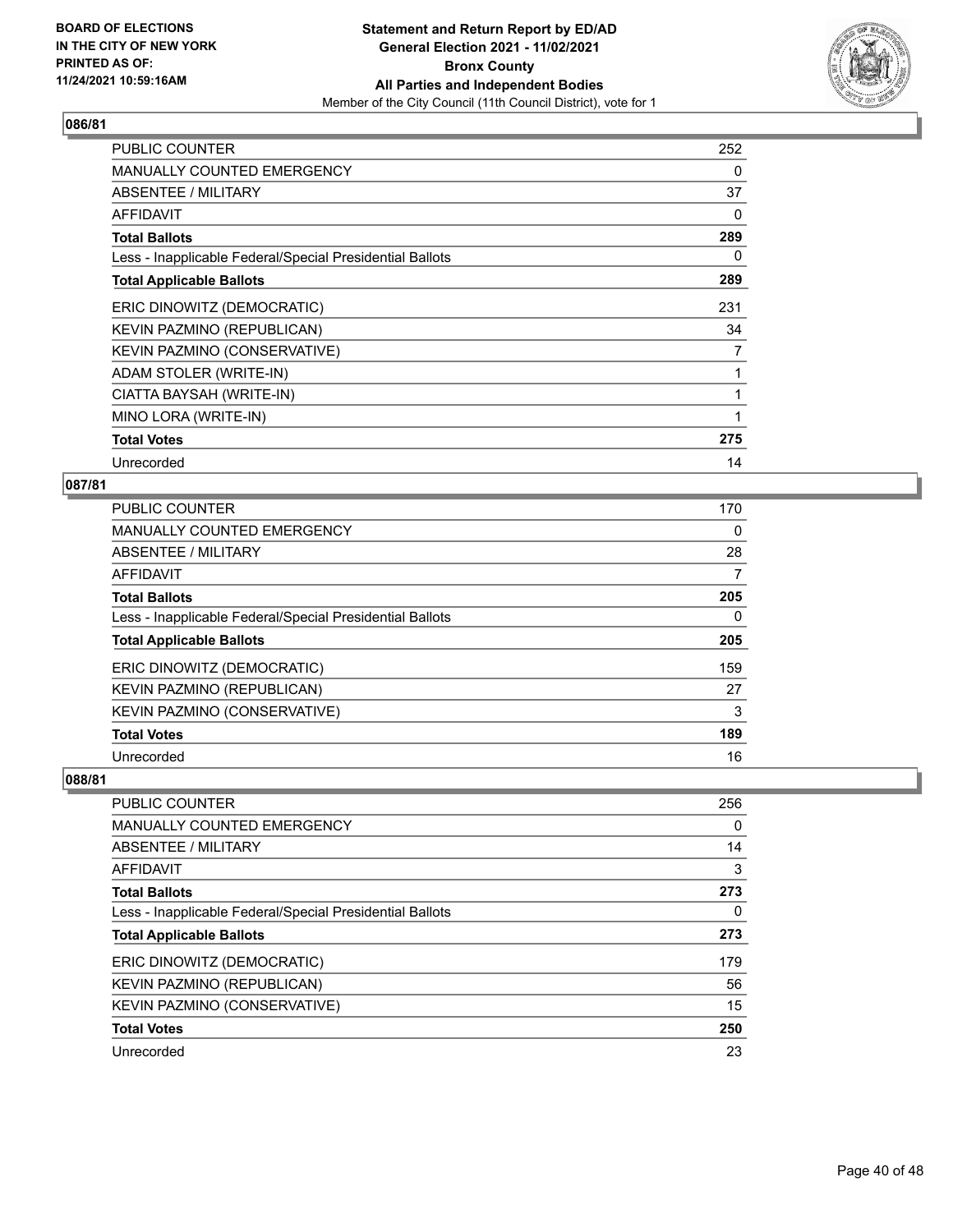### 086/81

| | |
|---|---|
| PUBLIC COUNTER | 252 |
| MANUALLY COUNTED EMERGENCY | 0 |
| ABSENTEE / MILITARY | 37 |
| AFFIDAVIT | 0 |
| **Total Ballots** | **289** |
| Less - Inapplicable Federal/Special Presidential Ballots | 0 |
| **Total Applicable Ballots** | **289** |
| ERIC DINOWITZ (DEMOCRATIC) | 231 |
| KEVIN PAZMINO (REPUBLICAN) | 34 |
| KEVIN PAZMINO (CONSERVATIVE) | 7 |
| ADAM STOLER (WRITE-IN) | 1 |
| CIATTA BAYSAH (WRITE-IN) | 1 |
| MINO LORA (WRITE-IN) | 1 |
| **Total Votes** | **275** |
| Unrecorded | 14 |

### 087/81

| | |
|---|---|
| PUBLIC COUNTER | 170 |
| MANUALLY COUNTED EMERGENCY | 0 |
| ABSENTEE / MILITARY | 28 |
| AFFIDAVIT | 7 |
| **Total Ballots** | **205** |
| Less - Inapplicable Federal/Special Presidential Ballots | 0 |
| **Total Applicable Ballots** | **205** |
| ERIC DINOWITZ (DEMOCRATIC) | 159 |
| KEVIN PAZMINO (REPUBLICAN) | 27 |
| KEVIN PAZMINO (CONSERVATIVE) | 3 |
| **Total Votes** | **189** |
| Unrecorded | 16 |

### 088/81

| | |
|---|---|
| PUBLIC COUNTER | 256 |
| MANUALLY COUNTED EMERGENCY | 0 |
| ABSENTEE / MILITARY | 14 |
| AFFIDAVIT | 3 |
| **Total Ballots** | **273** |
| Less - Inapplicable Federal/Special Presidential Ballots | 0 |
| **Total Applicable Ballots** | **273** |
| ERIC DINOWITZ (DEMOCRATIC) | 179 |
| KEVIN PAZMINO (REPUBLICAN) | 56 |
| KEVIN PAZMINO (CONSERVATIVE) | 15 |
| **Total Votes** | **250** |
| Unrecorded | 23 |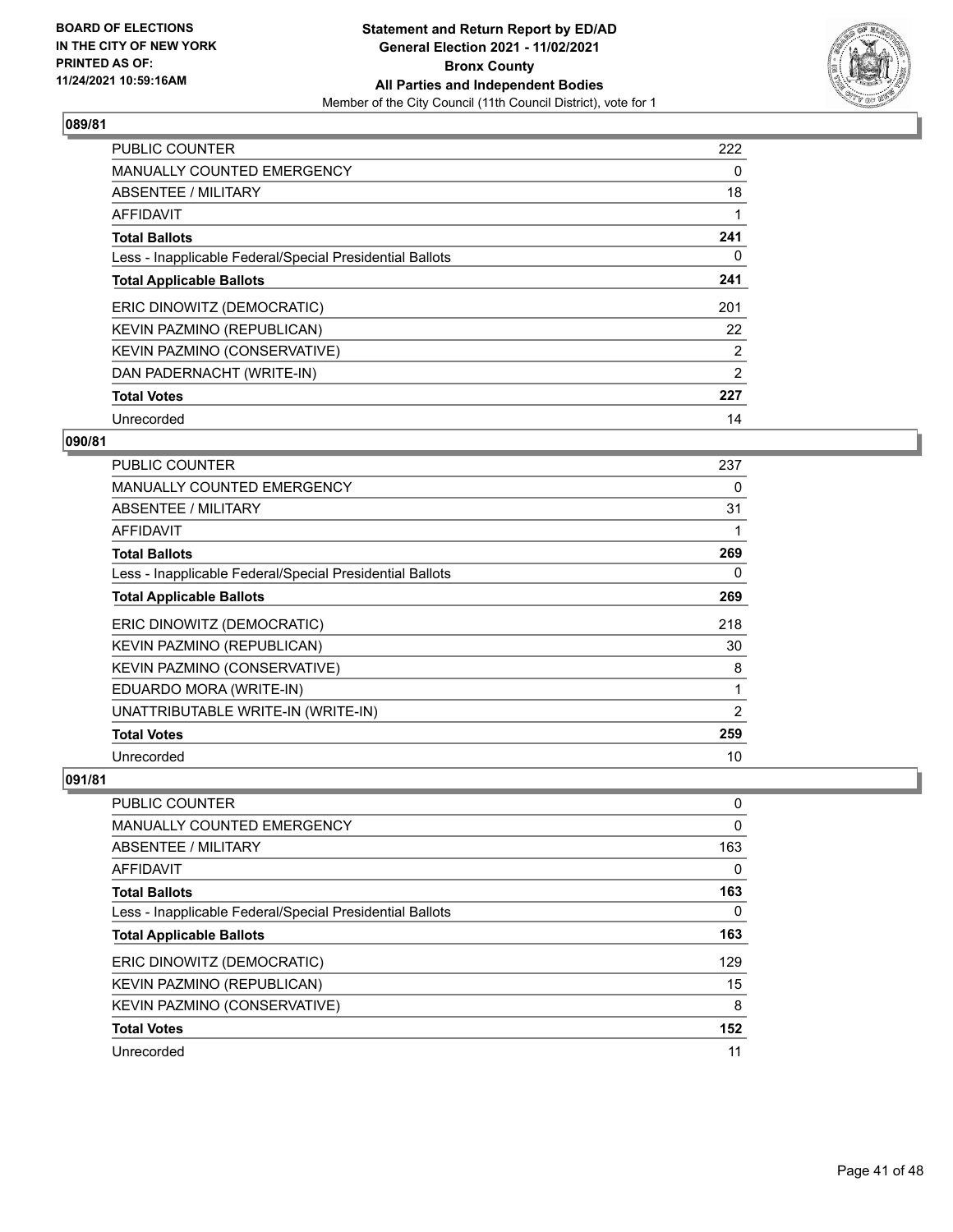## 089/81

| | |
|---|---|
| PUBLIC COUNTER | 222 |
| MANUALLY COUNTED EMERGENCY | 0 |
| ABSENTEE / MILITARY | 18 |
| AFFIDAVIT | 1 |
| **Total Ballots** | **241** |
| Less - Inapplicable Federal/Special Presidential Ballots | 0 |
| **Total Applicable Ballots** | **241** |
| ERIC DINOWITZ (DEMOCRATIC) | 201 |
| KEVIN PAZMINO (REPUBLICAN) | 22 |
| KEVIN PAZMINO (CONSERVATIVE) | 2 |
| DAN PADERNACHT (WRITE-IN) | 2 |
| **Total Votes** | **227** |
| Unrecorded | 14 |

## 090/81

| | |
|---|---|
| PUBLIC COUNTER | 237 |
| MANUALLY COUNTED EMERGENCY | 0 |
| ABSENTEE / MILITARY | 31 |
| AFFIDAVIT | 1 |
| **Total Ballots** | **269** |
| Less - Inapplicable Federal/Special Presidential Ballots | 0 |
| **Total Applicable Ballots** | **269** |
| ERIC DINOWITZ (DEMOCRATIC) | 218 |
| KEVIN PAZMINO (REPUBLICAN) | 30 |
| KEVIN PAZMINO (CONSERVATIVE) | 8 |
| EDUARDO MORA (WRITE-IN) | 1 |
| UNATTRIBUTABLE WRITE-IN (WRITE-IN) | 2 |
| **Total Votes** | **259** |
| Unrecorded | 10 |

## 091/81

| | |
|---|---|
| PUBLIC COUNTER | 0 |
| MANUALLY COUNTED EMERGENCY | 0 |
| ABSENTEE / MILITARY | 163 |
| AFFIDAVIT | 0 |
| **Total Ballots** | **163** |
| Less - Inapplicable Federal/Special Presidential Ballots | 0 |
| **Total Applicable Ballots** | **163** |
| ERIC DINOWITZ (DEMOCRATIC) | 129 |
| KEVIN PAZMINO (REPUBLICAN) | 15 |
| KEVIN PAZMINO (CONSERVATIVE) | 8 |
| **Total Votes** | **152** |
| Unrecorded | 11 |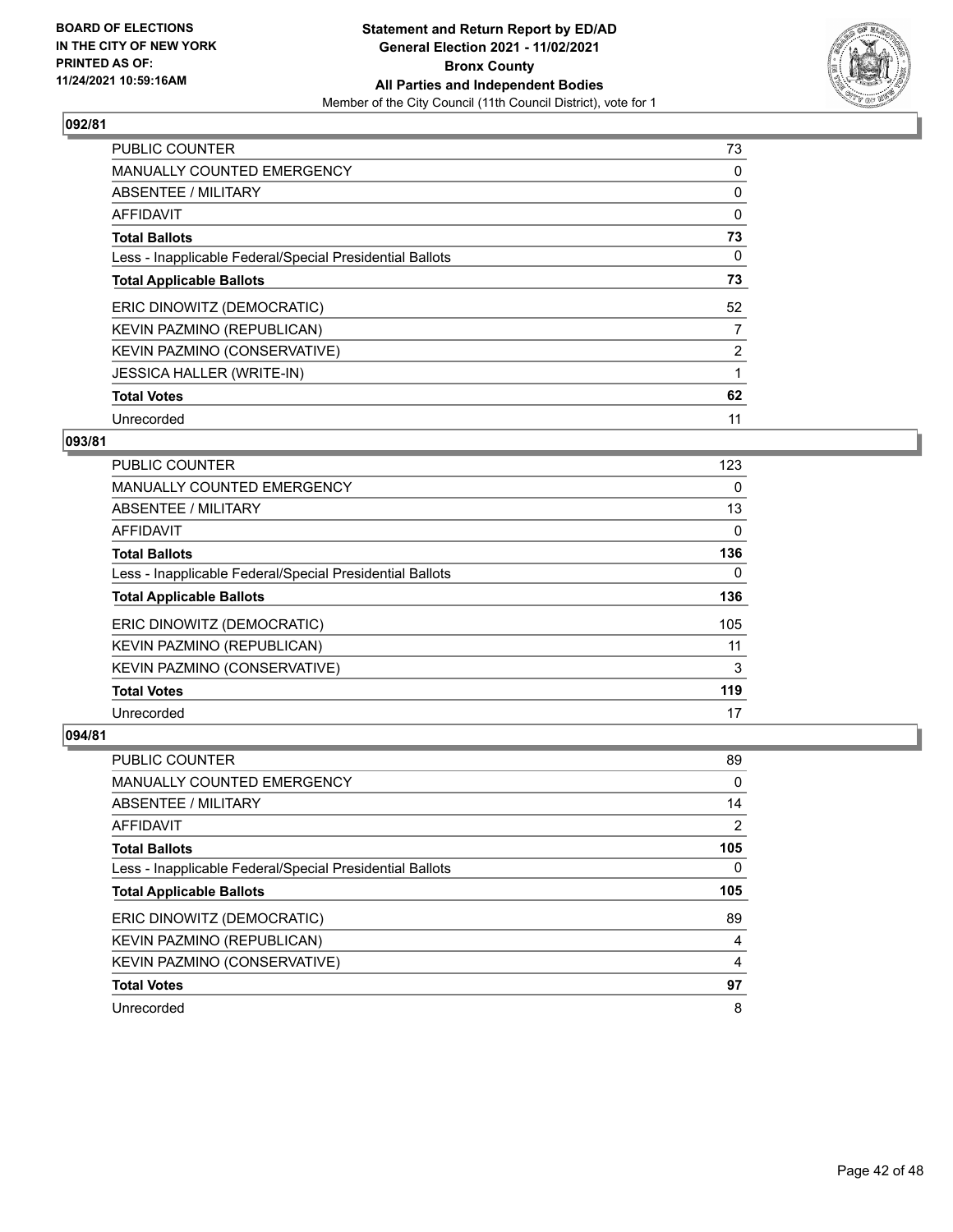BOARD OF ELECTIONS
IN THE CITY OF NEW YORK
PRINTED AS OF:
11/24/2021 10:59:16AM

**Statement and Return Report by ED/AD**
**General Election 2021 - 11/02/2021**
**Bronx County**
**All Parties and Independent Bodies**
Member of the City Council (11th Council District), vote for 1

### 092/81

| | |
|---|---|
| PUBLIC COUNTER | 73 |
| MANUALLY COUNTED EMERGENCY | 0 |
| ABSENTEE / MILITARY | 0 |
| AFFIDAVIT | 0 |
| **Total Ballots** | **73** |
| Less - Inapplicable Federal/Special Presidential Ballots | 0 |
| **Total Applicable Ballots** | **73** |
| ERIC DINOWITZ (DEMOCRATIC) | 52 |
| KEVIN PAZMINO (REPUBLICAN) | 7 |
| KEVIN PAZMINO (CONSERVATIVE) | 2 |
| JESSICA HALLER (WRITE-IN) | 1 |
| **Total Votes** | **62** |
| Unrecorded | 11 |

### 093/81

| | |
|---|---|
| PUBLIC COUNTER | 123 |
| MANUALLY COUNTED EMERGENCY | 0 |
| ABSENTEE / MILITARY | 13 |
| AFFIDAVIT | 0 |
| **Total Ballots** | **136** |
| Less - Inapplicable Federal/Special Presidential Ballots | 0 |
| **Total Applicable Ballots** | **136** |
| ERIC DINOWITZ (DEMOCRATIC) | 105 |
| KEVIN PAZMINO (REPUBLICAN) | 11 |
| KEVIN PAZMINO (CONSERVATIVE) | 3 |
| **Total Votes** | **119** |
| Unrecorded | 17 |

### 094/81

| | |
|---|---|
| PUBLIC COUNTER | 89 |
| MANUALLY COUNTED EMERGENCY | 0 |
| ABSENTEE / MILITARY | 14 |
| AFFIDAVIT | 2 |
| **Total Ballots** | **105** |
| Less - Inapplicable Federal/Special Presidential Ballots | 0 |
| **Total Applicable Ballots** | **105** |
| ERIC DINOWITZ (DEMOCRATIC) | 89 |
| KEVIN PAZMINO (REPUBLICAN) | 4 |
| KEVIN PAZMINO (CONSERVATIVE) | 4 |
| **Total Votes** | **97** |
| Unrecorded | 8 |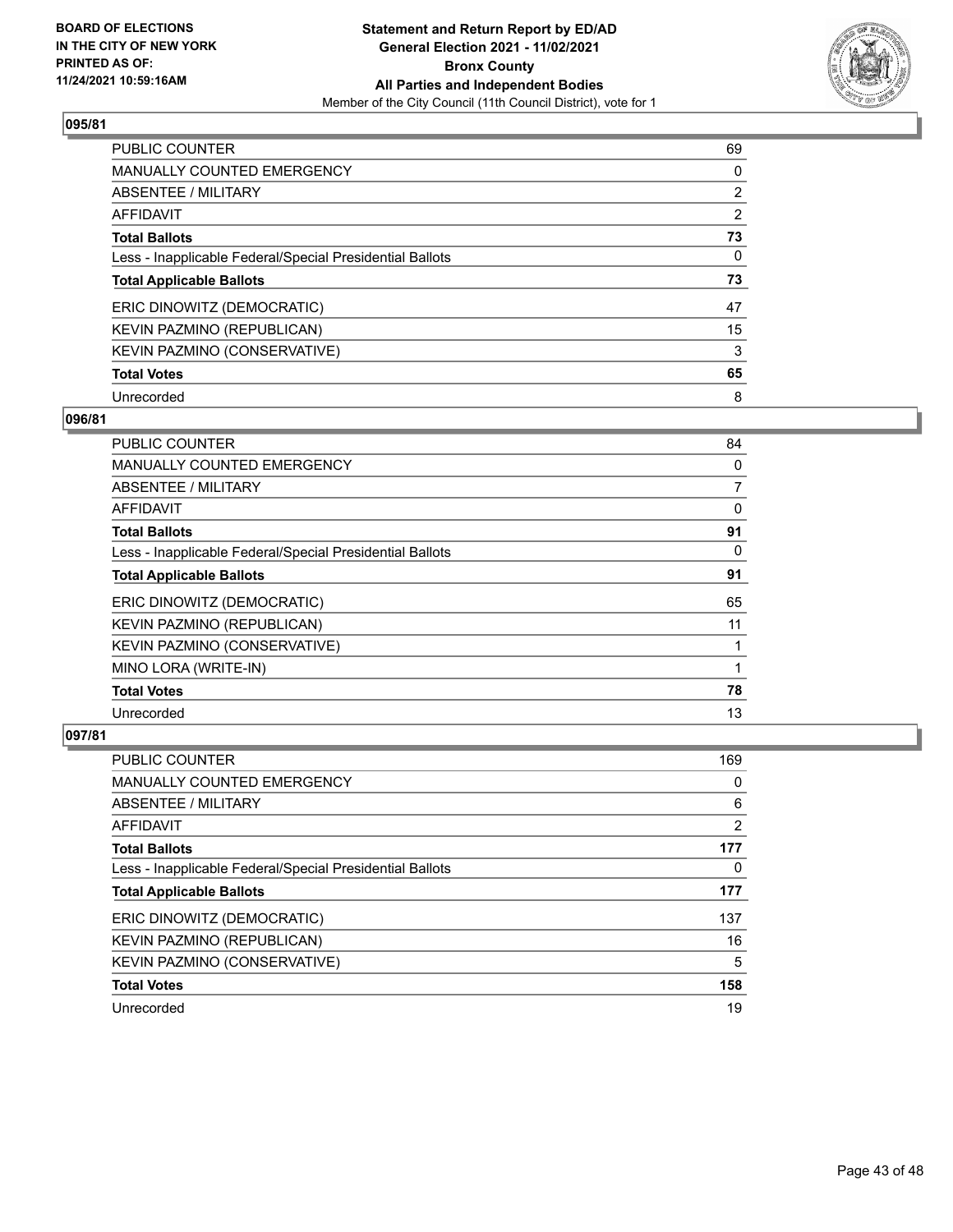**BOARD OF ELECTIONS IN THE CITY OF NEW YORK PRINTED AS OF: 11/24/2021 10:59:16AM**

**Statement and Return Report by ED/AD General Election 2021 - 11/02/2021 Bronx County All Parties and Independent Bodies**

Member of the City Council (11th Council District), vote for 1

### 095/81

| | |
|---|---|
| PUBLIC COUNTER | 69 |
| MANUALLY COUNTED EMERGENCY | 0 |
| ABSENTEE / MILITARY | 2 |
| AFFIDAVIT | 2 |
| **Total Ballots** | **73** |
| Less - Inapplicable Federal/Special Presidential Ballots | 0 |
| **Total Applicable Ballots** | **73** |
| ERIC DINOWITZ (DEMOCRATIC) | 47 |
| KEVIN PAZMINO (REPUBLICAN) | 15 |
| KEVIN PAZMINO (CONSERVATIVE) | 3 |
| **Total Votes** | **65** |
| Unrecorded | 8 |

### 096/81

| | |
|---|---|
| PUBLIC COUNTER | 84 |
| MANUALLY COUNTED EMERGENCY | 0 |
| ABSENTEE / MILITARY | 7 |
| AFFIDAVIT | 0 |
| **Total Ballots** | **91** |
| Less - Inapplicable Federal/Special Presidential Ballots | 0 |
| **Total Applicable Ballots** | **91** |
| ERIC DINOWITZ (DEMOCRATIC) | 65 |
| KEVIN PAZMINO (REPUBLICAN) | 11 |
| KEVIN PAZMINO (CONSERVATIVE) | 1 |
| MINO LORA (WRITE-IN) | 1 |
| **Total Votes** | **78** |
| Unrecorded | 13 |

### 097/81

| | |
|---|---|
| PUBLIC COUNTER | 169 |
| MANUALLY COUNTED EMERGENCY | 0 |
| ABSENTEE / MILITARY | 6 |
| AFFIDAVIT | 2 |
| **Total Ballots** | **177** |
| Less - Inapplicable Federal/Special Presidential Ballots | 0 |
| **Total Applicable Ballots** | **177** |
| ERIC DINOWITZ (DEMOCRATIC) | 137 |
| KEVIN PAZMINO (REPUBLICAN) | 16 |
| KEVIN PAZMINO (CONSERVATIVE) | 5 |
| **Total Votes** | **158** |
| Unrecorded | 19 |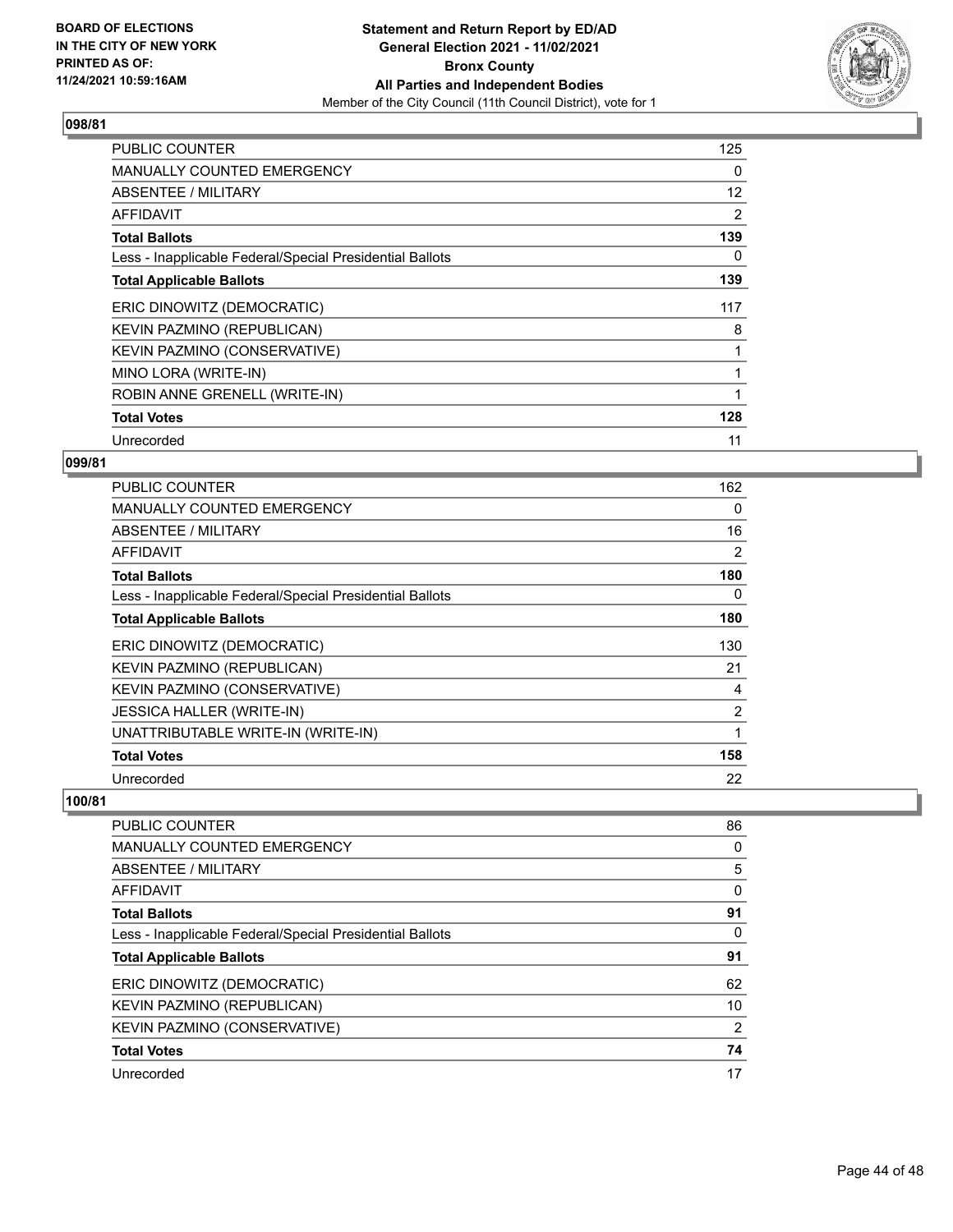**Statement and Return Report by ED/AD**
**General Election 2021 - 11/02/2021**
**Bronx County**
**All Parties and Independent Bodies**
Member of the City Council (11th Council District), vote for 1

BOARD OF ELECTIONS IN THE CITY OF NEW YORK PRINTED AS OF: 11/24/2021 10:59:16AM

## 098/81

| | |
|---|---|
| PUBLIC COUNTER | 125 |
| MANUALLY COUNTED EMERGENCY | 0 |
| ABSENTEE / MILITARY | 12 |
| AFFIDAVIT | 2 |
| **Total Ballots** | **139** |
| Less - Inapplicable Federal/Special Presidential Ballots | 0 |
| **Total Applicable Ballots** | **139** |
| ERIC DINOWITZ (DEMOCRATIC) | 117 |
| KEVIN PAZMINO (REPUBLICAN) | 8 |
| KEVIN PAZMINO (CONSERVATIVE) | 1 |
| MINO LORA (WRITE-IN) | 1 |
| ROBIN ANNE GRENELL (WRITE-IN) | 1 |
| **Total Votes** | **128** |
| Unrecorded | 11 |

## 099/81

| | |
|---|---|
| PUBLIC COUNTER | 162 |
| MANUALLY COUNTED EMERGENCY | 0 |
| ABSENTEE / MILITARY | 16 |
| AFFIDAVIT | 2 |
| **Total Ballots** | **180** |
| Less - Inapplicable Federal/Special Presidential Ballots | 0 |
| **Total Applicable Ballots** | **180** |
| ERIC DINOWITZ (DEMOCRATIC) | 130 |
| KEVIN PAZMINO (REPUBLICAN) | 21 |
| KEVIN PAZMINO (CONSERVATIVE) | 4 |
| JESSICA HALLER (WRITE-IN) | 2 |
| UNATTRIBUTABLE WRITE-IN (WRITE-IN) | 1 |
| **Total Votes** | **158** |
| Unrecorded | 22 |

## 100/81

| | |
|---|---|
| PUBLIC COUNTER | 86 |
| MANUALLY COUNTED EMERGENCY | 0 |
| ABSENTEE / MILITARY | 5 |
| AFFIDAVIT | 0 |
| **Total Ballots** | **91** |
| Less - Inapplicable Federal/Special Presidential Ballots | 0 |
| **Total Applicable Ballots** | **91** |
| ERIC DINOWITZ (DEMOCRATIC) | 62 |
| KEVIN PAZMINO (REPUBLICAN) | 10 |
| KEVIN PAZMINO (CONSERVATIVE) | 2 |
| **Total Votes** | **74** |
| Unrecorded | 17 |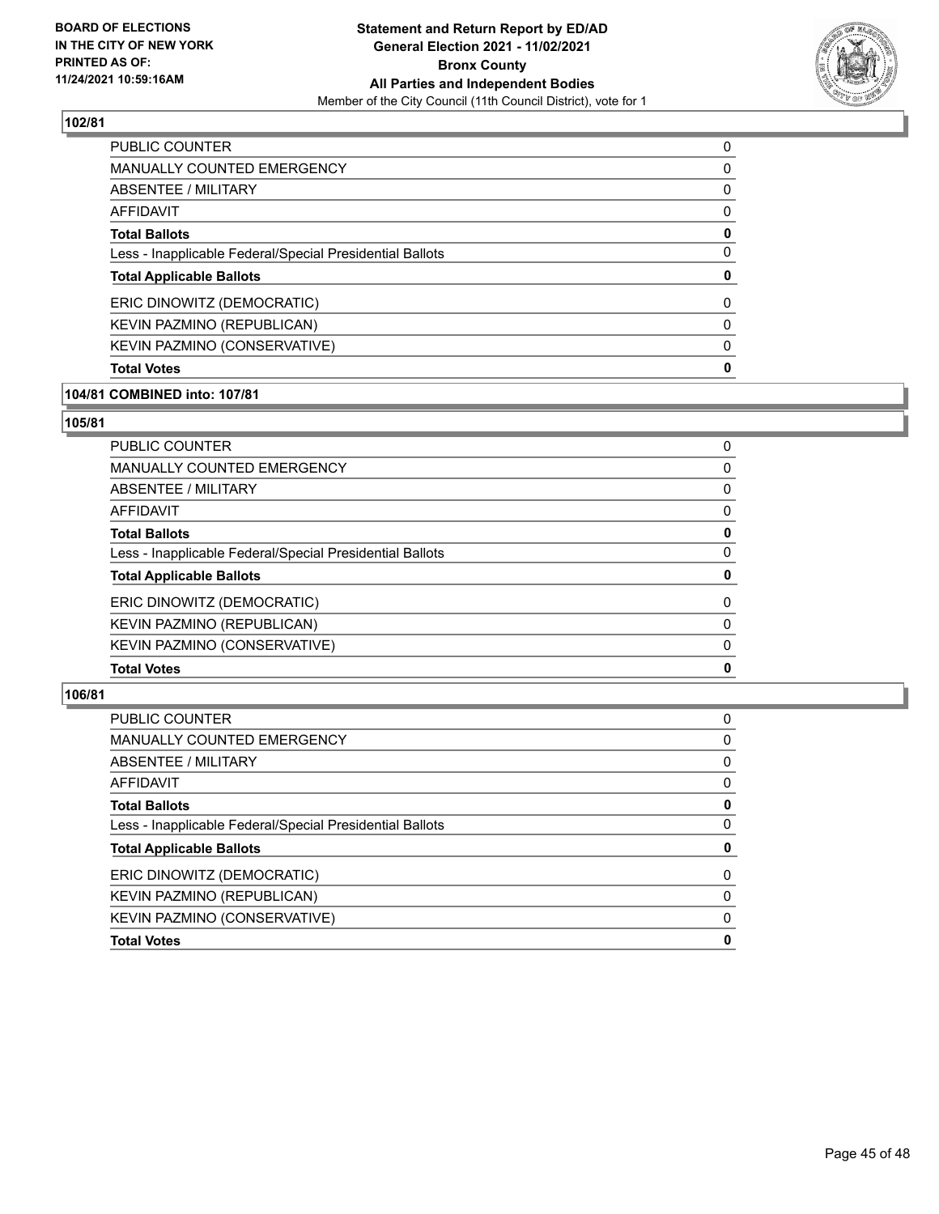### 102/81

| | |
|---|---|
| PUBLIC COUNTER | 0 |
| MANUALLY COUNTED EMERGENCY | 0 |
| ABSENTEE / MILITARY | 0 |
| AFFIDAVIT | 0 |
| **Total Ballots** | **0** |
| Less - Inapplicable Federal/Special Presidential Ballots | 0 |
| **Total Applicable Ballots** | **0** |
| ERIC DINOWITZ (DEMOCRATIC) | 0 |
| KEVIN PAZMINO (REPUBLICAN) | 0 |
| KEVIN PAZMINO (CONSERVATIVE) | 0 |
| **Total Votes** | **0** |

### 104/81 COMBINED into: 107/81

### 105/81

| | |
|---|---|
| PUBLIC COUNTER | 0 |
| MANUALLY COUNTED EMERGENCY | 0 |
| ABSENTEE / MILITARY | 0 |
| AFFIDAVIT | 0 |
| **Total Ballots** | **0** |
| Less - Inapplicable Federal/Special Presidential Ballots | 0 |
| **Total Applicable Ballots** | **0** |
| ERIC DINOWITZ (DEMOCRATIC) | 0 |
| KEVIN PAZMINO (REPUBLICAN) | 0 |
| KEVIN PAZMINO (CONSERVATIVE) | 0 |
| **Total Votes** | **0** |

### 106/81

| | |
|---|---|
| PUBLIC COUNTER | 0 |
| MANUALLY COUNTED EMERGENCY | 0 |
| ABSENTEE / MILITARY | 0 |
| AFFIDAVIT | 0 |
| **Total Ballots** | **0** |
| Less - Inapplicable Federal/Special Presidential Ballots | 0 |
| **Total Applicable Ballots** | **0** |
| ERIC DINOWITZ (DEMOCRATIC) | 0 |
| KEVIN PAZMINO (REPUBLICAN) | 0 |
| KEVIN PAZMINO (CONSERVATIVE) | 0 |
| **Total Votes** | **0** |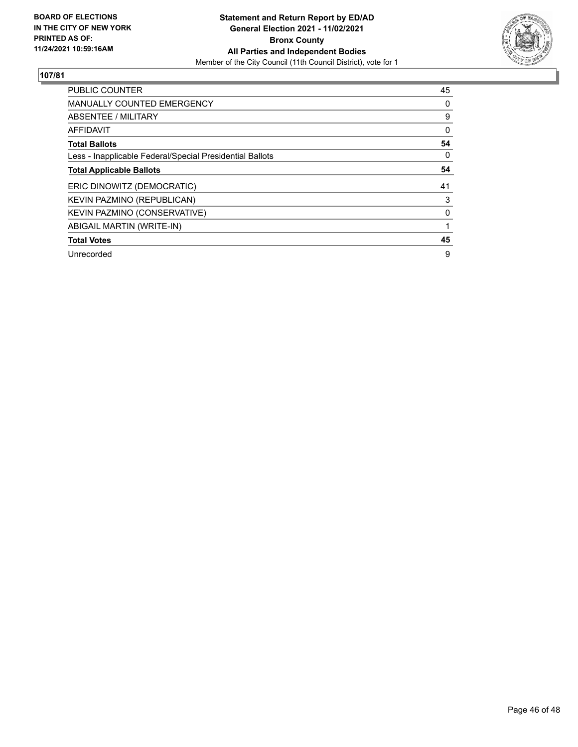BOARD OF ELECTIONS
IN THE CITY OF NEW YORK
PRINTED AS OF:
11/24/2021 10:59:16AM

**Statement and Return Report by ED/AD**
**General Election 2021 - 11/02/2021**
**Bronx County**
**All Parties and Independent Bodies**
Member of the City Council (11th Council District), vote for 1

## 107/81

| | |
|---|---|
| PUBLIC COUNTER | 45 |
| MANUALLY COUNTED EMERGENCY | 0 |
| ABSENTEE / MILITARY | 9 |
| AFFIDAVIT | 0 |
| **Total Ballots** | **54** |
| Less - Inapplicable Federal/Special Presidential Ballots | 0 |
| **Total Applicable Ballots** | **54** |
| ERIC DINOWITZ (DEMOCRATIC) | 41 |
| KEVIN PAZMINO (REPUBLICAN) | 3 |
| KEVIN PAZMINO (CONSERVATIVE) | 0 |
| ABIGAIL MARTIN (WRITE-IN) | 1 |
| **Total Votes** | **45** |
| Unrecorded | 9 |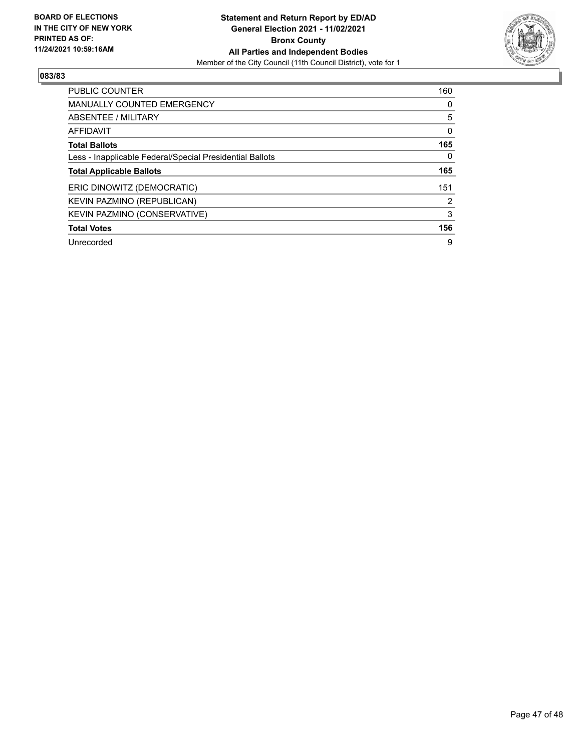## 083/83

| | |
|---|---|
| PUBLIC COUNTER | 160 |
| MANUALLY COUNTED EMERGENCY | 0 |
| ABSENTEE / MILITARY | 5 |
| AFFIDAVIT | 0 |
| **Total Ballots** | **165** |
| Less - Inapplicable Federal/Special Presidential Ballots | 0 |
| **Total Applicable Ballots** | **165** |
| ERIC DINOWITZ (DEMOCRATIC) | 151 |
| KEVIN PAZMINO (REPUBLICAN) | 2 |
| KEVIN PAZMINO (CONSERVATIVE) | 3 |
| **Total Votes** | **156** |
| Unrecorded | 9 |